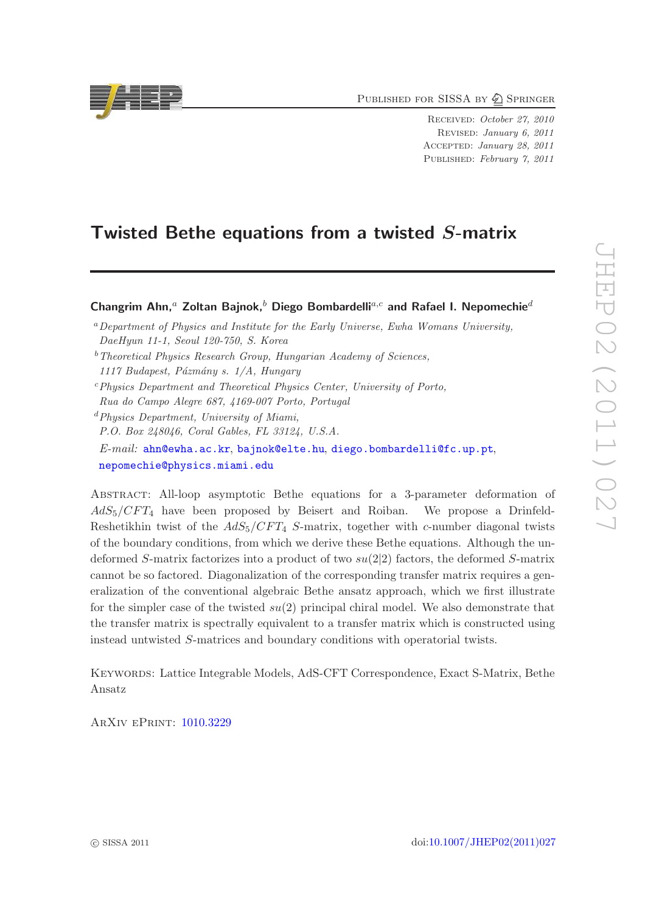Published for SISSA by Springer

Received: *October 27, 2010*
Revised: *January 6, 2011*
Accepted: *January 28, 2011*
Published: *February 7, 2011*

# Twisted Bethe equations from a twisted $S$-matrix

**Changgrim Ahn,[a] Zoltan Bajnok,[b] Diego Bombardelli[a,c] and Rafael I. Nepomechie[d]**

[a] *Department of Physics and Institute for the Early Universe, Ewha Womans University, DaeHyun 11-1, Seoul 120-750, S. Korea*

[b] *Theoretical Physics Research Group, Hungarian Academy of Sciences, 1117 Budapest, Pázmány s. 1/A, Hungary*

[c] *Physics Department and Theoretical Physics Center, University of Porto, Rua do Campo Alegre 687, 4169-007 Porto, Portugal*

[d] *Physics Department, University of Miami, P.O. Box 248046, Coral Gables, FL 33124, U.S.A.*

*E-mail:* ahn@ewha.ac.kr, bajnok@elte.hu, diego.bombardelli@fc.up.pt, nepomechie@physics.miami.edu

Abstract: All-loop asymptotic Bethe equations for a 3-parameter deformation of $AdS_5/CFT_4$ have been proposed by Beisert and Roiban. We propose a Drinfeld-Reshetikhin twist of the $AdS_5/CFT_4$ $S$-matrix, together with $c$-number diagonal twists of the boundary conditions, from which we derive these Bethe equations. Although the undeformed $S$-matrix factorizes into a product of two $su(2|2)$ factors, the deformed $S$-matrix cannot be so factored. Diagonalization of the corresponding transfer matrix requires a generalization of the conventional algebraic Bethe ansatz approach, which we first illustrate for the simpler case of the twisted $su(2)$ principal chiral model. We also demonstrate that the transfer matrix is spectrally equivalent to a transfer matrix which is constructed using instead untwisted $S$-matrices and boundary conditions with operatorial twists.

Keywords: Lattice Integrable Models, AdS-CFT Correspondence, Exact S-Matrix, Bethe Ansatz

ArXiv ePrint: 1010.3229

© SISSA 2011

doi:10.1007/JHEP02(2011)027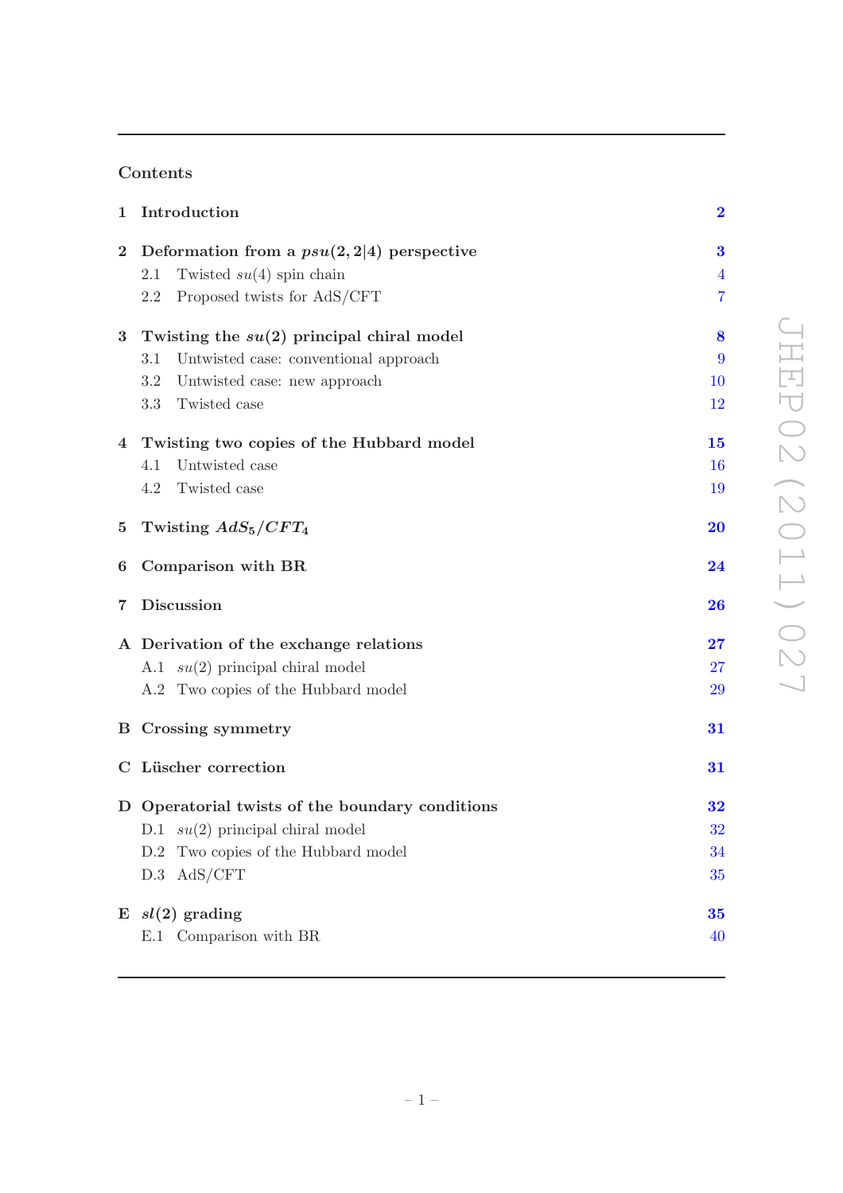## Contents

| | | |
|---|---|---|
| **1** | **Introduction** | **2** |
| **2** | **Deformation from a $psu(2,2|4)$ perspective** | **3** |
| | 2.1 Twisted $su(4)$ spin chain | 4 |
| | 2.2 Proposed twists for AdS/CFT | 7 |
| **3** | **Twisting the $su(2)$ principal chiral model** | **8** |
| | 3.1 Untwisted case: conventional approach | 9 |
| | 3.2 Untwisted case: new approach | 10 |
| | 3.3 Twisted case | 12 |
| **4** | **Twisting two copies of the Hubbard model** | **15** |
| | 4.1 Untwisted case | 16 |
| | 4.2 Twisted case | 19 |
| **5** | **Twisting $AdS_5/CFT_4$** | **20** |
| **6** | **Comparison with BR** | **24** |
| **7** | **Discussion** | **26** |
| **A** | **Derivation of the exchange relations** | **27** |
| | A.1 $su(2)$ principal chiral model | 27 |
| | A.2 Two copies of the Hubbard model | 29 |
| **B** | **Crossing symmetry** | **31** |
| **C** | **Lüscher correction** | **31** |
| **D** | **Operatorial twists of the boundary conditions** | **32** |
| | D.1 $su(2)$ principal chiral model | 32 |
| | D.2 Two copies of the Hubbard model | 34 |
| | D.3 AdS/CFT | 35 |
| **E** | **$sl(2)$ grading** | **35** |
| | E.1 Comparison with BR | 40 |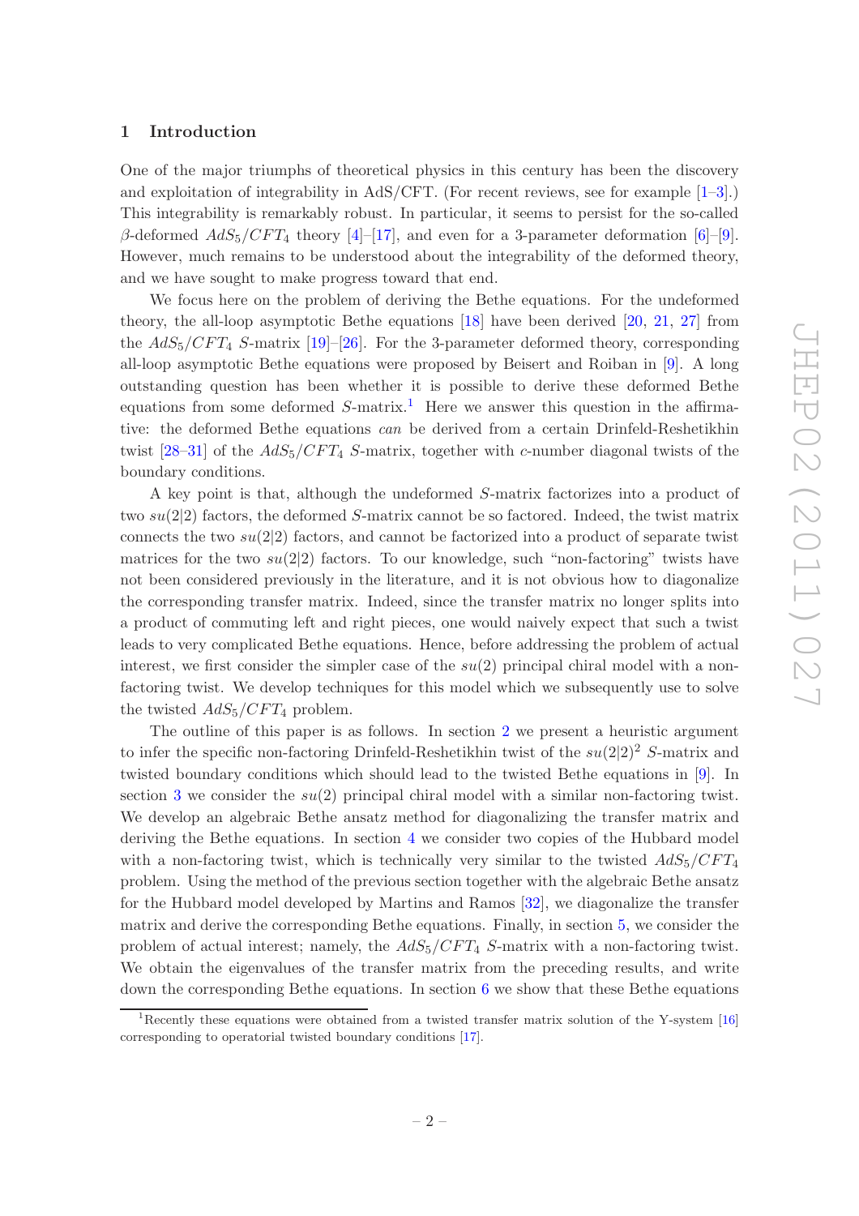## 1 Introduction

One of the major triumphs of theoretical physics in this century has been the discovery and exploitation of integrability in AdS/CFT. (For recent reviews, see for example [1–3].) This integrability is remarkably robust. In particular, it seems to persist for the so-called $\beta$-deformed $AdS_5/CFT_4$ theory [4]–[17], and even for a 3-parameter deformation [6]–[9]. However, much remains to be understood about the integrability of the deformed theory, and we have sought to make progress toward that end.

We focus here on the problem of deriving the Bethe equations. For the undeformed theory, the all-loop asymptotic Bethe equations [18] have been derived [20, 21, 27] from the $AdS_5/CFT_4$ $S$-matrix [19]–[26]. For the 3-parameter deformed theory, corresponding all-loop asymptotic Bethe equations were proposed by Beisert and Roiban in [9]. A long outstanding question has been whether it is possible to derive these deformed Bethe equations from some deformed $S$-matrix.[1] Here we answer this question in the affirmative: the deformed Bethe equations *can* be derived from a certain Drinfeld-Reshetikhin twist [28–31] of the $AdS_5/CFT_4$ $S$-matrix, together with $c$-number diagonal twists of the boundary conditions.

A key point is that, although the undeformed $S$-matrix factorizes into a product of two $su(2|2)$ factors, the deformed $S$-matrix cannot be so factored. Indeed, the twist matrix connects the two $su(2|2)$ factors, and cannot be factorized into a product of separate twist matrices for the two $su(2|2)$ factors. To our knowledge, such "non-factoring" twists have not been considered previously in the literature, and it is not obvious how to diagonalize the corresponding transfer matrix. Indeed, since the transfer matrix no longer splits into a product of commuting left and right pieces, one would naively expect that such a twist leads to very complicated Bethe equations. Hence, before addressing the problem of actual interest, we first consider the simpler case of the $su(2)$ principal chiral model with a non-factoring twist. We develop techniques for this model which we subsequently use to solve the twisted $AdS_5/CFT_4$ problem.

The outline of this paper is as follows. In section 2 we present a heuristic argument to infer the specific non-factoring Drinfeld-Reshetikhin twist of the $su(2|2)^2$ $S$-matrix and twisted boundary conditions which should lead to the twisted Bethe equations in [9]. In section 3 we consider the $su(2)$ principal chiral model with a similar non-factoring twist. We develop an algebraic Bethe ansatz method for diagonalizing the transfer matrix and deriving the Bethe equations. In section 4 we consider two copies of the Hubbard model with a non-factoring twist, which is technically very similar to the twisted $AdS_5/CFT_4$ problem. Using the method of the previous section together with the algebraic Bethe ansatz for the Hubbard model developed by Martins and Ramos [32], we diagonalize the transfer matrix and derive the corresponding Bethe equations. Finally, in section 5, we consider the problem of actual interest; namely, the $AdS_5/CFT_4$ $S$-matrix with a non-factoring twist. We obtain the eigenvalues of the transfer matrix from the preceding results, and write down the corresponding Bethe equations. In section 6 we show that these Bethe equations

[1] Recently these equations were obtained from a twisted transfer matrix solution of the Y-system [16] corresponding to operatorial twisted boundary conditions [17].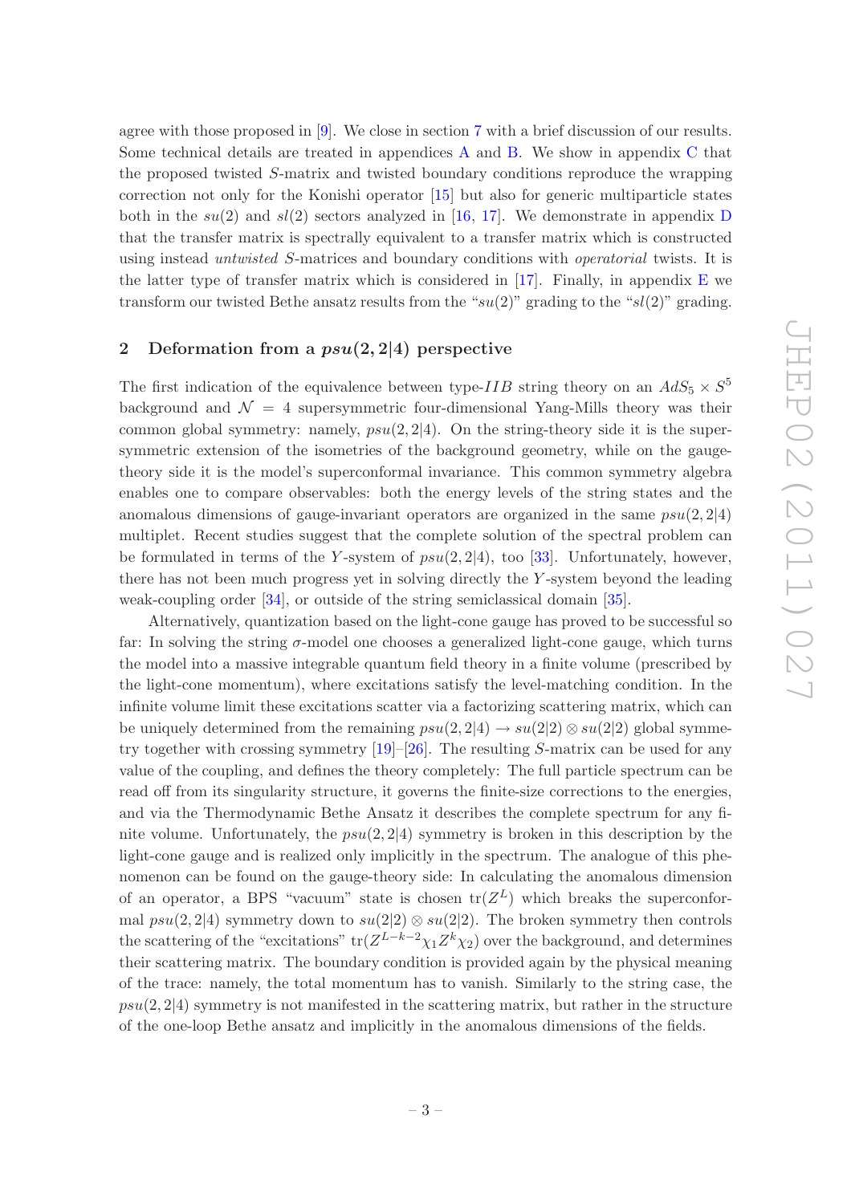agree with those proposed in [9]. We close in section 7 with a brief discussion of our results. Some technical details are treated in appendices A and B. We show in appendix C that the proposed twisted $S$-matrix and twisted boundary conditions reproduce the wrapping correction not only for the Konishi operator [15] but also for generic multiparticle states both in the $su(2)$ and $sl(2)$ sectors analyzed in [16, 17]. We demonstrate in appendix D that the transfer matrix is spectrally equivalent to a transfer matrix which is constructed using instead *untwisted* $S$-matrices and boundary conditions with *operatorial* twists. It is the latter type of transfer matrix which is considered in [17]. Finally, in appendix E we transform our twisted Bethe ansatz results from the "$su(2)$" grading to the "$sl(2)$" grading.

## 2 Deformation from a $psu(2,2|4)$ perspective

The first indication of the equivalence between type-$IIB$ string theory on an $AdS_5 \times S^5$ background and $\mathcal{N} = 4$ supersymmetric four-dimensional Yang-Mills theory was their common global symmetry: namely, $psu(2,2|4)$. On the string-theory side it is the supersymmetric extension of the isometries of the background geometry, while on the gauge-theory side it is the model's superconformal invariance. This common symmetry algebra enables one to compare observables: both the energy levels of the string states and the anomalous dimensions of gauge-invariant operators are organized in the same $psu(2,2|4)$ multiplet. Recent studies suggest that the complete solution of the spectral problem can be formulated in terms of the $Y$-system of $psu(2,2|4)$, too [33]. Unfortunately, however, there has not been much progress yet in solving directly the $Y$-system beyond the leading weak-coupling order [34], or outside of the string semiclassical domain [35].

Alternatively, quantization based on the light-cone gauge has proved to be successful so far: In solving the string $\sigma$-model one chooses a generalized light-cone gauge, which turns the model into a massive integrable quantum field theory in a finite volume (prescribed by the light-cone momentum), where excitations satisfy the level-matching condition. In the infinite volume limit these excitations scatter via a factorizing scattering matrix, which can be uniquely determined from the remaining $psu(2,2|4) \to su(2|2) \otimes su(2|2)$ global symmetry together with crossing symmetry [19]–[26]. The resulting $S$-matrix can be used for any value of the coupling, and defines the theory completely: The full particle spectrum can be read off from its singularity structure, it governs the finite-size corrections to the energies, and via the Thermodynamic Bethe Ansatz it describes the complete spectrum for any finite volume. Unfortunately, the $psu(2,2|4)$ symmetry is broken in this description by the light-cone gauge and is realized only implicitly in the spectrum. The analogue of this phenomenon can be found on the gauge-theory side: In calculating the anomalous dimension of an operator, a BPS "vacuum" state is chosen $\mathrm{tr}(Z^L)$ which breaks the superconformal $psu(2,2|4)$ symmetry down to $su(2|2) \otimes su(2|2)$. The broken symmetry then controls the scattering of the "excitations" $\mathrm{tr}(Z^{L-k-2}\chi_1 Z^k \chi_2)$ over the background, and determines their scattering matrix. The boundary condition is provided again by the physical meaning of the trace: namely, the total momentum has to vanish. Similarly to the string case, the $psu(2,2|4)$ symmetry is not manifested in the scattering matrix, but rather in the structure of the one-loop Bethe ansatz and implicitly in the anomalous dimensions of the fields.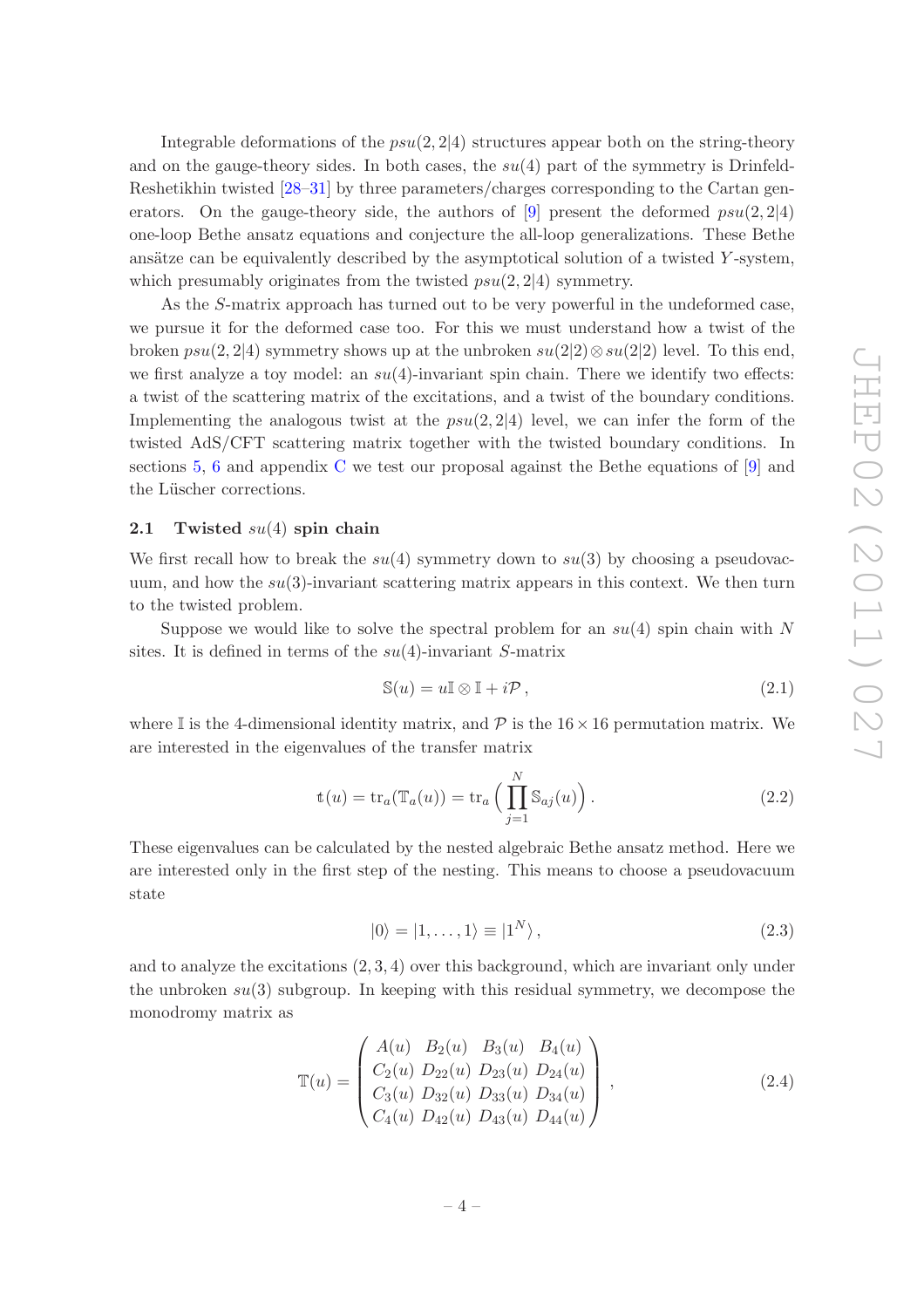Integrable deformations of the $psu(2,2|4)$ structures appear both on the string-theory and on the gauge-theory sides. In both cases, the $su(4)$ part of the symmetry is Drinfeld-Reshetikhin twisted [28–31] by three parameters/charges corresponding to the Cartan generators. On the gauge-theory side, the authors of [9] present the deformed $psu(2,2|4)$ one-loop Bethe ansatz equations and conjecture the all-loop generalizations. These Bethe ansätze can be equivalently described by the asymptotical solution of a twisted $Y$-system, which presumably originates from the twisted $psu(2,2|4)$ symmetry.

As the $S$-matrix approach has turned out to be very powerful in the undeformed case, we pursue it for the deformed case too. For this we must understand how a twist of the broken $psu(2,2|4)$ symmetry shows up at the unbroken $su(2|2)\otimes su(2|2)$ level. To this end, we first analyze a toy model: an $su(4)$-invariant spin chain. There we identify two effects: a twist of the scattering matrix of the excitations, and a twist of the boundary conditions. Implementing the analogous twist at the $psu(2,2|4)$ level, we can infer the form of the twisted AdS/CFT scattering matrix together with the twisted boundary conditions. In sections 5, 6 and appendix C we test our proposal against the Bethe equations of [9] and the Lüscher corrections.

### 2.1 Twisted $su(4)$ spin chain

We first recall how to break the $su(4)$ symmetry down to $su(3)$ by choosing a pseudovacuum, and how the $su(3)$-invariant scattering matrix appears in this context. We then turn to the twisted problem.

Suppose we would like to solve the spectral problem for an $su(4)$ spin chain with $N$ sites. It is defined in terms of the $su(4)$-invariant $S$-matrix

$$\mathbb{S}(u) = u\mathbb{I}\otimes\mathbb{I} + i\mathcal{P}\,, \tag{2.1}$$

where $\mathbb{I}$ is the 4-dimensional identity matrix, and $\mathcal{P}$ is the $16\times 16$ permutation matrix. We are interested in the eigenvalues of the transfer matrix

$$\mathfrak{t}(u) = \mathrm{tr}_a(\mathbb{T}_a(u)) = \mathrm{tr}_a\Big(\prod_{j=1}^{N}\mathbb{S}_{aj}(u)\Big)\,. \tag{2.2}$$

These eigenvalues can be calculated by the nested algebraic Bethe ansatz method. Here we are interested only in the first step of the nesting. This means to choose a pseudovacuum state

$$|0\rangle = |1,\ldots,1\rangle \equiv |1^N\rangle\,, \tag{2.3}$$

and to analyze the excitations $(2,3,4)$ over this background, which are invariant only under the unbroken $su(3)$ subgroup. In keeping with this residual symmetry, we decompose the monodromy matrix as

$$\mathbb{T}(u) = \begin{pmatrix} A(u) & B_2(u) & B_3(u) & B_4(u) \\ C_2(u) & D_{22}(u) & D_{23}(u) & D_{24}(u) \\ C_3(u) & D_{32}(u) & D_{33}(u) & D_{34}(u) \\ C_4(u) & D_{42}(u) & D_{43}(u) & D_{44}(u) \end{pmatrix}\,, \tag{2.4}$$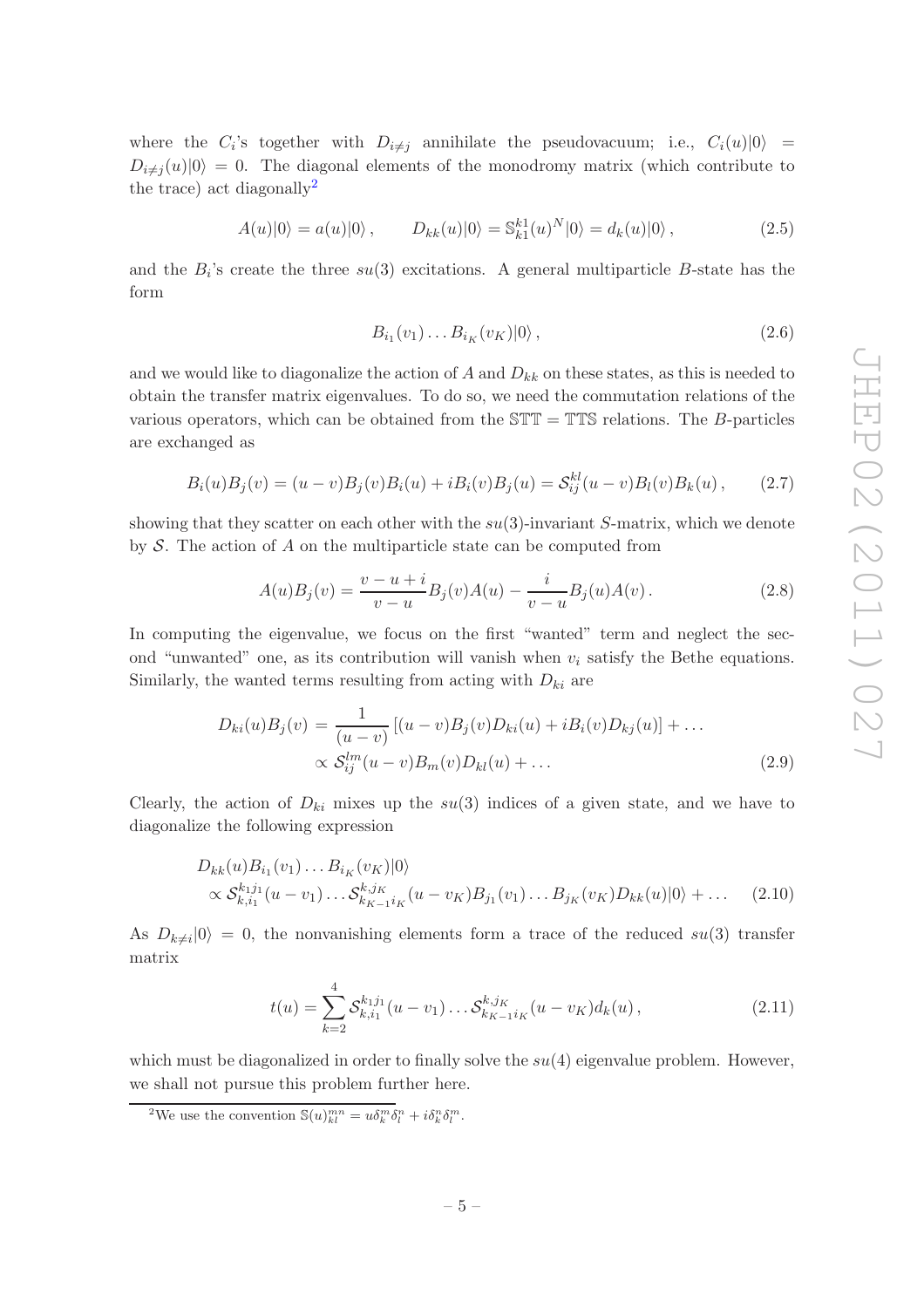where the $C_i$'s together with $D_{i\neq j}$ annihilate the pseudovacuum; i.e., $C_i(u)|0\rangle = D_{i\neq j}(u)|0\rangle = 0$. The diagonal elements of the monodromy matrix (which contribute to the trace) act diagonally[2]

$$A(u)|0\rangle = a(u)|0\rangle\,, \qquad D_{kk}(u)|0\rangle = \mathbb{S}^{k1}_{k1}(u)^N|0\rangle = d_k(u)|0\rangle\,, \tag{2.5}$$

and the $B_i$'s create the three $su(3)$ excitations. A general multiparticle $B$-state has the form

$$B_{i_1}(v_1)\dots B_{i_K}(v_K)|0\rangle\,, \tag{2.6}$$

and we would like to diagonalize the action of $A$ and $D_{kk}$ on these states, as this is needed to obtain the transfer matrix eigenvalues. To do so, we need the commutation relations of the various operators, which can be obtained from the $\mathbb{STT} = \mathbb{TTS}$ relations. The $B$-particles are exchanged as

$$B_i(u)B_j(v) = (u-v)B_j(v)B_i(u) + iB_i(v)B_j(u) = \mathcal{S}^{kl}_{ij}(u-v)B_l(v)B_k(u)\,, \tag{2.7}$$

showing that they scatter on each other with the $su(3)$-invariant $S$-matrix, which we denote by $\mathcal{S}$. The action of $A$ on the multiparticle state can be computed from

$$A(u)B_j(v) = \frac{v-u+i}{v-u}B_j(v)A(u) - \frac{i}{v-u}B_j(u)A(v)\,. \tag{2.8}$$

In computing the eigenvalue, we focus on the first "wanted" term and neglect the second "unwanted" one, as its contribution will vanish when $v_i$ satisfy the Bethe equations. Similarly, the wanted terms resulting from acting with $D_{ki}$ are

$$\begin{aligned} D_{ki}(u)B_j(v) &= \frac{1}{(u-v)}\left[(u-v)B_j(v)D_{ki}(u) + iB_i(v)D_{kj}(u)\right] + \dots \\ &\propto \mathcal{S}^{lm}_{ij}(u-v)B_m(v)D_{kl}(u) + \dots \end{aligned} \tag{2.9}$$

Clearly, the action of $D_{ki}$ mixes up the $su(3)$ indices of a given state, and we have to diagonalize the following expression

$$\begin{aligned} &D_{kk}(u)B_{i_1}(v_1)\dots B_{i_K}(v_K)|0\rangle \\ &\quad\propto \mathcal{S}^{k_1j_1}_{k,i_1}(u-v_1)\dots\mathcal{S}^{k,j_K}_{k_{K-1}i_K}(u-v_K)B_{j_1}(v_1)\dots B_{j_K}(v_K)D_{kk}(u)|0\rangle + \dots \end{aligned} \tag{2.10}$$

As $D_{k\neq i}|0\rangle = 0$, the nonvanishing elements form a trace of the reduced $su(3)$ transfer matrix

$$t(u) = \sum_{k=2}^{4}\mathcal{S}^{k_1j_1}_{k,i_1}(u-v_1)\dots\mathcal{S}^{k,j_K}_{k_{K-1}i_K}(u-v_K)d_k(u)\,, \tag{2.11}$$

which must be diagonalized in order to finally solve the $su(4)$ eigenvalue problem. However, we shall not pursue this problem further here.

[2] We use the convention $\mathbb{S}(u)^{mn}_{kl} = u\delta^m_k\delta^n_l + i\delta^n_k\delta^m_l$.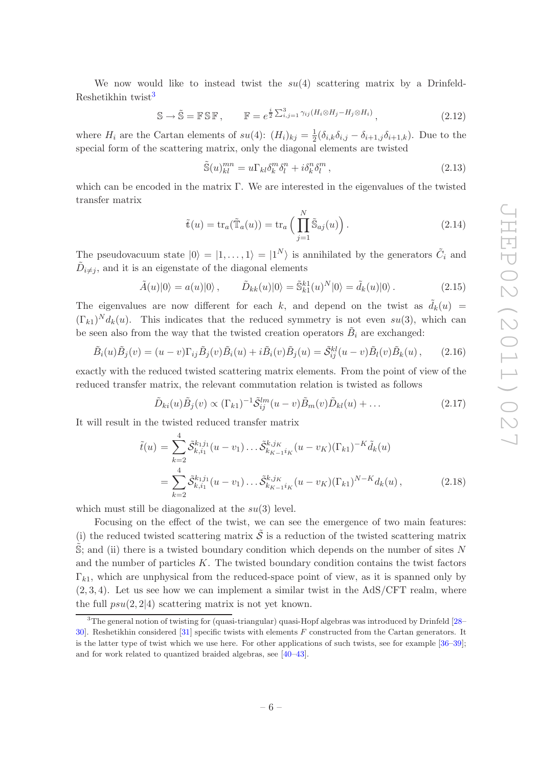We now would like to instead twist the $su(4)$ scattering matrix by a Drinfeld-Reshetikhin twist[3]

$$
\mathbb{S} \to \tilde{\mathbb{S}} = \mathbb{F}\,\mathbb{S}\,\mathbb{F}\,, \qquad \mathbb{F} = e^{\frac{i}{2}\sum_{i,j=1}^{3}\gamma_{ij}(H_i\otimes H_j - H_j\otimes H_i)}\,, \tag{2.12}
$$

where $H_i$ are the Cartan elements of $su(4)$: $(H_i)_{kj} = \frac{1}{2}(\delta_{i,k}\delta_{i,j} - \delta_{i+1,j}\delta_{i+1,k})$. Due to the special form of the scattering matrix, only the diagonal elements are twisted

$$
\tilde{\mathbb{S}}(u)_{kl}^{mn} = u\Gamma_{kl}\delta_k^m\delta_l^n + i\delta_k^n\delta_l^m\,, \tag{2.13}
$$

which can be encoded in the matrix $\Gamma$. We are interested in the eigenvalues of the twisted transfer matrix

$$
\tilde{\mathfrak{t}}(u) = \mathrm{tr}_a(\tilde{\mathbb{T}}_a(u)) = \mathrm{tr}_a\Big(\prod_{j=1}^{N}\tilde{\mathbb{S}}_{aj}(u)\Big)\,. \tag{2.14}
$$

The pseudovacuum state $|0\rangle = |1,\ldots,1\rangle = |1^N\rangle$ is annihilated by the generators $\tilde{C}_i$ and $\tilde{D}_{i\neq j}$, and it is an eigenstate of the diagonal elements

$$
\tilde{A}(u)|0\rangle = a(u)|0\rangle\,, \qquad \tilde{D}_{kk}(u)|0\rangle = \tilde{\mathbb{S}}_{k1}^{k1}(u)^N|0\rangle = \tilde{d}_k(u)|0\rangle\,. \tag{2.15}
$$

The eigenvalues are now different for each $k$, and depend on the twist as $\tilde{d}_k(u) = (\Gamma_{k1})^N d_k(u)$. This indicates that the reduced symmetry is not even $su(3)$, which can be seen also from the way that the twisted creation operators $\tilde{B}_i$ are exchanged:

$$
\tilde{B}_i(u)\tilde{B}_j(v) = (u-v)\Gamma_{ij}\tilde{B}_j(v)\tilde{B}_i(u) + i\tilde{B}_i(v)\tilde{B}_j(u) = \tilde{\mathcal{S}}_{ij}^{kl}(u-v)\tilde{B}_l(v)\tilde{B}_k(u)\,, \tag{2.16}
$$

exactly with the reduced twisted scattering matrix elements. From the point of view of the reduced transfer matrix, the relevant commutation relation is twisted as follows

$$
\tilde{D}_{ki}(u)\tilde{B}_j(v) \propto (\Gamma_{k1})^{-1}\tilde{\mathcal{S}}_{ij}^{lm}(u-v)\tilde{B}_m(v)\tilde{D}_{kl}(u) + \ldots \tag{2.17}
$$

It will result in the twisted reduced transfer matrix

$$
\begin{aligned}
\tilde{t}(u) &= \sum_{k=2}^{4}\tilde{\mathcal{S}}_{k,i_1}^{k_1j_1}(u-v_1)\ldots\tilde{\mathcal{S}}_{k_{K-1}i_K}^{k,j_K}(u-v_K)(\Gamma_{k1})^{-K}\tilde{d}_k(u) \\
&= \sum_{k=2}^{4}\tilde{\mathcal{S}}_{k,i_1}^{k_1j_1}(u-v_1)\ldots\tilde{\mathcal{S}}_{k_{K-1}i_K}^{k,j_K}(u-v_K)(\Gamma_{k1})^{N-K}d_k(u)\,,
\end{aligned} \tag{2.18}
$$

which must still be diagonalized at the $su(3)$ level.

Focusing on the effect of the twist, we can see the emergence of two main features: (i) the reduced twisted scattering matrix $\tilde{\mathcal{S}}$ is a reduction of the twisted scattering matrix $\tilde{\mathbb{S}}$; and (ii) there is a twisted boundary condition which depends on the number of sites $N$ and the number of particles $K$. The twisted boundary condition contains the twist factors $\Gamma_{k1}$, which are unphysical from the reduced-space point of view, as it is spanned only by $(2,3,4)$. Let us see how we can implement a similar twist in the AdS/CFT realm, where the full $psu(2,2|4)$ scattering matrix is not yet known.

---

[3] The general notion of twisting for (quasi-triangular) quasi-Hopf algebras was introduced by Drinfeld [28–30]. Reshetikhin considered [31] specific twists with elements $F$ constructed from the Cartan generators. It is the latter type of twist which we use here. For other applications of such twists, see for example [36–39]; and for work related to quantized braided algebras, see [40–43].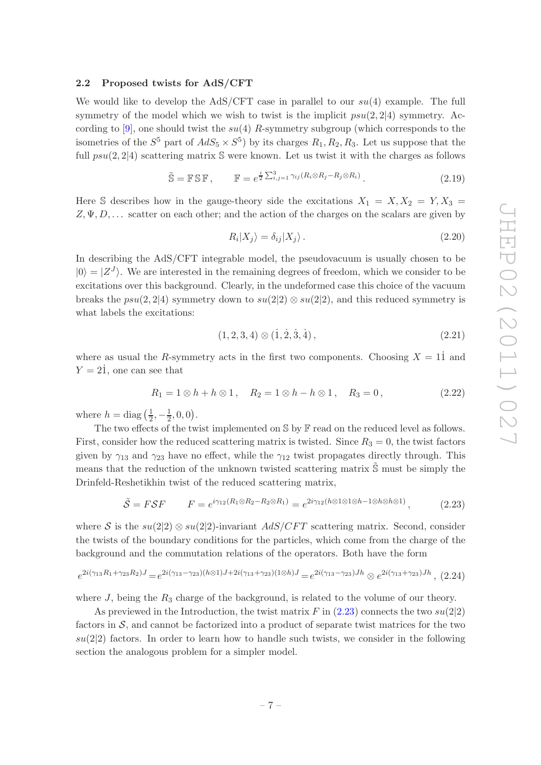### 2.2 Proposed twists for AdS/CFT

We would like to develop the AdS/CFT case in parallel to our $su(4)$ example. The full symmetry of the model which we wish to twist is the implicit $psu(2,2|4)$ symmetry. According to [9], one should twist the $su(4)$ $R$-symmetry subgroup (which corresponds to the isometries of the $S^5$ part of $AdS_5 \times S^5$) by its charges $R_1, R_2, R_3$. Let us suppose that the full $psu(2,2|4)$ scattering matrix $\mathbb{S}$ were known. Let us twist it with the charges as follows

$$\tilde{\mathbb{S}} = \mathbb{F}\,\mathbb{S}\,\mathbb{F}\,, \qquad \mathbb{F} = e^{\frac{i}{2}\sum_{i,j=1}^{3}\gamma_{ij}(R_i\otimes R_j - R_j\otimes R_i)}\,. \tag{2.19}$$

Here $\mathbb{S}$ describes how in the gauge-theory side the excitations $X_1 = X, X_2 = Y, X_3 = Z, \Psi, D, \ldots$ scatter on each other; and the action of the charges on the scalars are given by

$$R_i|X_j\rangle = \delta_{ij}|X_j\rangle\,. \tag{2.20}$$

In describing the AdS/CFT integrable model, the pseudovacuum is usually chosen to be $|0\rangle = |Z^J\rangle$. We are interested in the remaining degrees of freedom, which we consider to be excitations over this background. Clearly, in the undeformed case this choice of the vacuum breaks the $psu(2,2|4)$ symmetry down to $su(2|2)\otimes su(2|2)$, and this reduced symmetry is what labels the excitations:

$$(1,2,3,4)\otimes(\dot{1},\dot{2},\dot{3},\dot{4})\,, \tag{2.21}$$

where as usual the $R$-symmetry acts in the first two components. Choosing $X = 1\dot{1}$ and $Y = 2\dot{1}$, one can see that

$$R_1 = 1\otimes h + h\otimes 1\,, \quad R_2 = 1\otimes h - h\otimes 1\,, \quad R_3 = 0\,, \tag{2.22}$$

where $h = \mathrm{diag}\left(\frac{1}{2}, -\frac{1}{2}, 0, 0\right)$.

The two effects of the twist implemented on $\mathbb{S}$ by $\mathbb{F}$ read on the reduced level as follows. First, consider how the reduced scattering matrix is twisted. Since $R_3 = 0$, the twist factors given by $\gamma_{13}$ and $\gamma_{23}$ have no effect, while the $\gamma_{12}$ twist propagates directly through. This means that the reduction of the unknown twisted scattering matrix $\tilde{\mathbb{S}}$ must be simply the Drinfeld-Reshetikhin twist of the reduced scattering matrix,

$$\tilde{\mathcal{S}} = F\mathcal{S}F \qquad F = e^{i\gamma_{12}(R_1\otimes R_2 - R_2\otimes R_1)} = e^{2i\gamma_{12}(h\otimes 1\otimes 1\otimes h - 1\otimes h\otimes h\otimes 1)}\,, \tag{2.23}$$

where $\mathcal{S}$ is the $su(2|2)\otimes su(2|2)$-invariant $AdS/CFT$ scattering matrix. Second, consider the twists of the boundary conditions for the particles, which come from the charge of the background and the commutation relations of the operators. Both have the form

$$e^{2i(\gamma_{13}R_1+\gamma_{23}R_2)J} = e^{2i(\gamma_{13}-\gamma_{23})(h\otimes 1)J + 2i(\gamma_{13}+\gamma_{23})(1\otimes h)J} = e^{2i(\gamma_{13}-\gamma_{23})Jh}\otimes e^{2i(\gamma_{13}+\gamma_{23})Jh}\,, \tag{2.24}$$

where $J$, being the $R_3$ charge of the background, is related to the volume of our theory.

As previewed in the Introduction, the twist matrix $F$ in (2.23) connects the two $su(2|2)$ factors in $\mathcal{S}$, and cannot be factorized into a product of separate twist matrices for the two $su(2|2)$ factors. In order to learn how to handle such twists, we consider in the following section the analogous problem for a simpler model.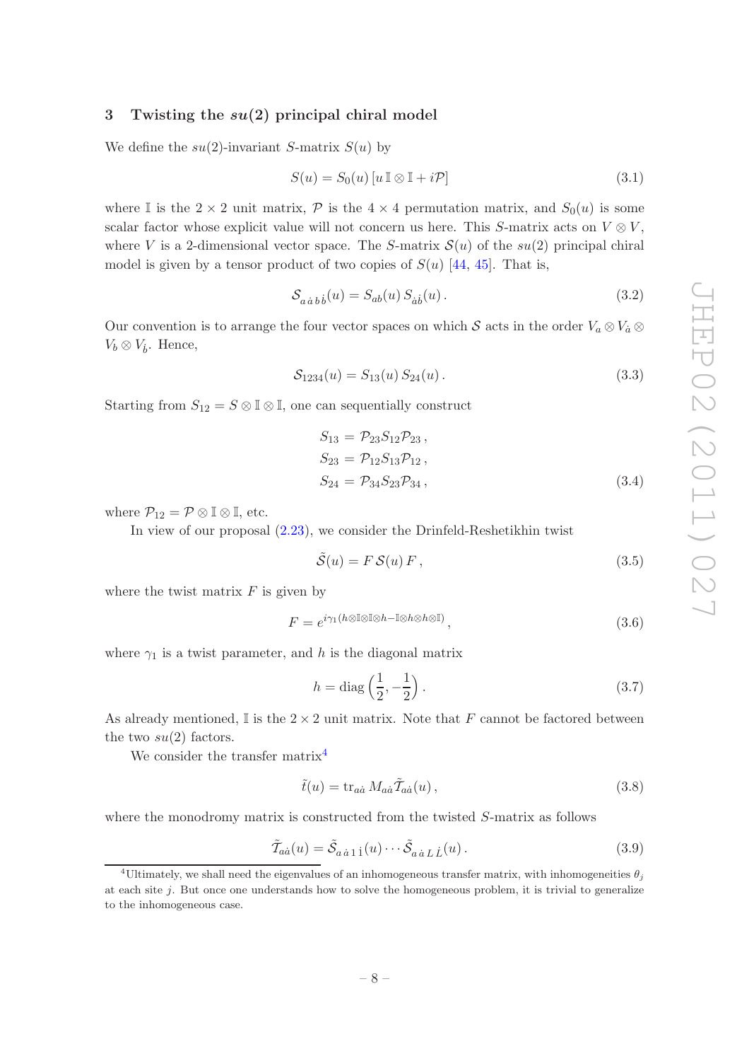## 3 Twisting the $su(2)$ principal chiral model

We define the $su(2)$-invariant $S$-matrix $S(u)$ by

$$S(u) = S_0(u) \left[ u \, \mathbb{I} \otimes \mathbb{I} + i \mathcal{P} \right] \tag{3.1}$$

where $\mathbb{I}$ is the $2 \times 2$ unit matrix, $\mathcal{P}$ is the $4 \times 4$ permutation matrix, and $S_0(u)$ is some scalar factor whose explicit value will not concern us here. This $S$-matrix acts on $V \otimes V$, where $V$ is a 2-dimensional vector space. The $S$-matrix $\mathcal{S}(u)$ of the $su(2)$ principal chiral model is given by a tensor product of two copies of $S(u)$ [44, 45]. That is,

$$\mathcal{S}_{a \, \dot{a} \, b \, \dot{b}}(u) = S_{ab}(u) \, S_{\dot{a}\dot{b}}(u) \,. \tag{3.2}$$

Our convention is to arrange the four vector spaces on which $\mathcal{S}$ acts in the order $V_a \otimes V_{\dot{a}} \otimes V_b \otimes V_{\dot{b}}$. Hence,

$$\mathcal{S}_{1234}(u) = S_{13}(u) \, S_{24}(u) \,. \tag{3.3}$$

Starting from $S_{12} = S \otimes \mathbb{I} \otimes \mathbb{I}$, one can sequentially construct

$$\begin{aligned} S_{13} &= \mathcal{P}_{23} S_{12} \mathcal{P}_{23} \,, \\ S_{23} &= \mathcal{P}_{12} S_{13} \mathcal{P}_{12} \,, \\ S_{24} &= \mathcal{P}_{34} S_{23} \mathcal{P}_{34} \,, \end{aligned} \tag{3.4}$$

where $\mathcal{P}_{12} = \mathcal{P} \otimes \mathbb{I} \otimes \mathbb{I}$, etc.

In view of our proposal (2.23), we consider the Drinfeld-Reshetikhin twist

$$\tilde{\mathcal{S}}(u) = F \, \mathcal{S}(u) \, F \,, \tag{3.5}$$

where the twist matrix $F$ is given by

$$F = e^{i\gamma_1 (h \otimes \mathbb{I} \otimes \mathbb{I} \otimes h - \mathbb{I} \otimes h \otimes h \otimes \mathbb{I})} \,, \tag{3.6}$$

where $\gamma_1$ is a twist parameter, and $h$ is the diagonal matrix

$$h = \text{diag}\left( \frac{1}{2}, -\frac{1}{2} \right) . \tag{3.7}$$

As already mentioned, $\mathbb{I}$ is the $2 \times 2$ unit matrix. Note that $F$ cannot be factored between the two $su(2)$ factors.

We consider the transfer matrix[4]

$$\tilde{t}(u) = \text{tr}_{a\dot{a}} \, M_{a\dot{a}} \tilde{\mathcal{T}}_{a\dot{a}}(u) \,, \tag{3.8}$$

where the monodromy matrix is constructed from the twisted $S$-matrix as follows

$$\tilde{\mathcal{T}}_{a\dot{a}}(u) = \tilde{\mathcal{S}}_{a \, \dot{a} \, 1 \, \dot{1}}(u) \cdots \tilde{\mathcal{S}}_{a \, \dot{a} \, L \, \dot{L}}(u) \,. \tag{3.9}$$

---

[4] Ultimately, we shall need the eigenvalues of an inhomogeneous transfer matrix, with inhomogeneities $\theta_j$ at each site $j$. But once one understands how to solve the homogeneous problem, it is trivial to generalize to the inhomogeneous case.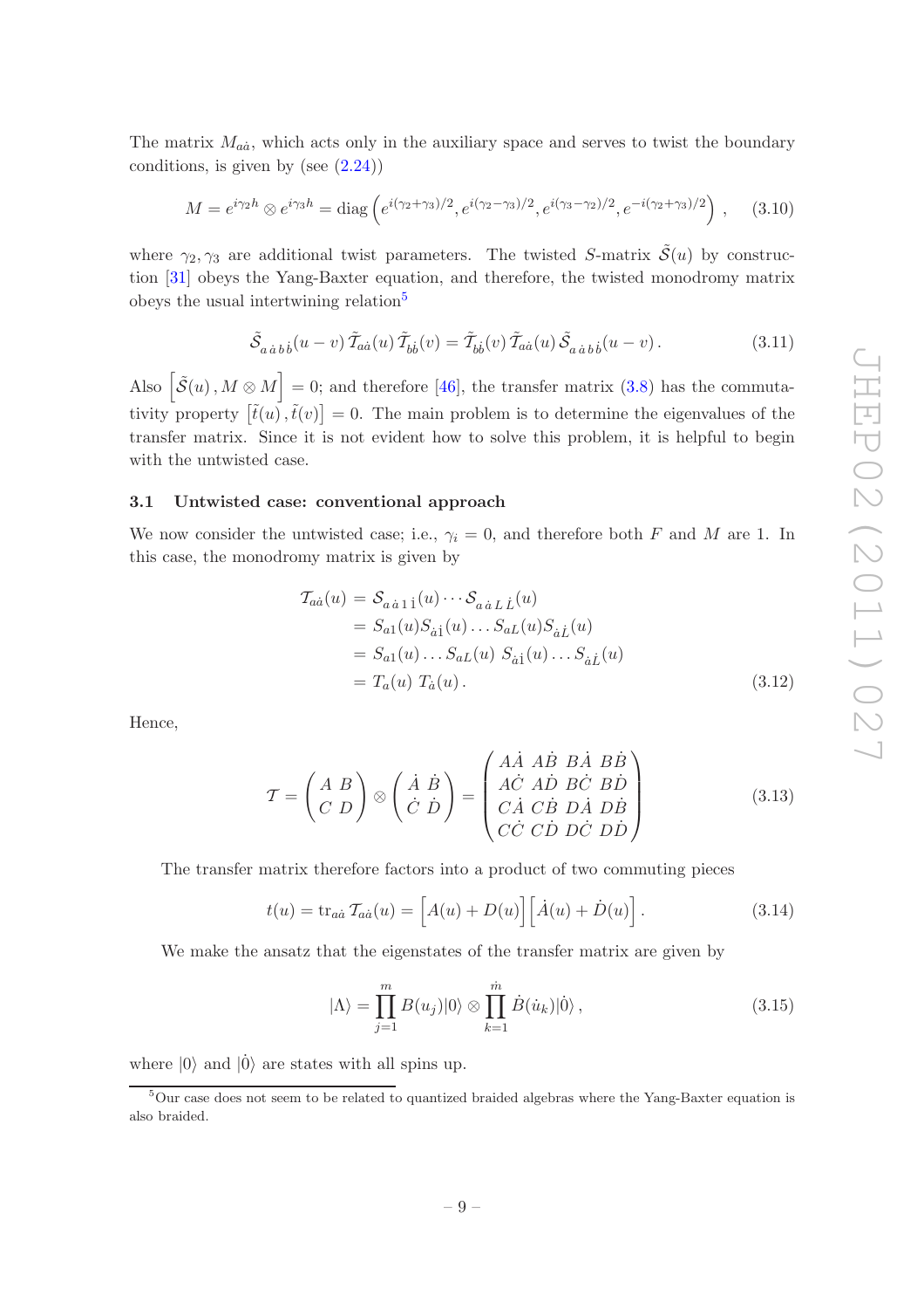The matrix $M_{a\dot{a}}$, which acts only in the auxiliary space and serves to twist the boundary conditions, is given by (see (2.24))

$$M = e^{i\gamma_2 h} \otimes e^{i\gamma_3 h} = \text{diag}\left(e^{i(\gamma_2+\gamma_3)/2}, e^{i(\gamma_2-\gamma_3)/2}, e^{i(\gamma_3-\gamma_2)/2}, e^{-i(\gamma_2+\gamma_3)/2}\right) , \qquad (3.10)$$

where $\gamma_2, \gamma_3$ are additional twist parameters. The twisted $S$-matrix $\tilde{\mathcal{S}}(u)$ by construction [31] obeys the Yang-Baxter equation, and therefore, the twisted monodromy matrix obeys the usual intertwining relation[5]

$$\tilde{\mathcal{S}}_{a\,\dot{a}\,b\,\dot{b}}(u-v)\,\tilde{\mathcal{T}}_{a\dot{a}}(u)\,\tilde{\mathcal{T}}_{b\dot{b}}(v) = \tilde{\mathcal{T}}_{b\dot{b}}(v)\,\tilde{\mathcal{T}}_{a\dot{a}}(u)\,\tilde{\mathcal{S}}_{a\,\dot{a}\,b\,\dot{b}}(u-v)\,. \qquad (3.11)$$

Also $\left[\tilde{\mathcal{S}}(u)\,, M \otimes M\right] = 0$; and therefore [46], the transfer matrix (3.8) has the commutativity property $\left[\tilde{t}(u)\,, \tilde{t}(v)\right] = 0$. The main problem is to determine the eigenvalues of the transfer matrix. Since it is not evident how to solve this problem, it is helpful to begin with the untwisted case.

### 3.1 Untwisted case: conventional approach

We now consider the untwisted case; i.e., $\gamma_i = 0$, and therefore both $F$ and $M$ are 1. In this case, the monodromy matrix is given by

$$\begin{aligned}
\mathcal{T}_{a\dot{a}}(u) &= \mathcal{S}_{a\,\dot{a}\,1\,\dot{1}}(u)\cdots\mathcal{S}_{a\,\dot{a}\,L\,\dot{L}}(u) \\
&= S_{a1}(u)S_{\dot{a}\dot{1}}(u)\ldots S_{aL}(u)S_{\dot{a}\dot{L}}(u) \\
&= S_{a1}(u)\ldots S_{aL}(u)\; S_{\dot{a}\dot{1}}(u)\ldots S_{\dot{a}\dot{L}}(u) \\
&= T_a(u)\; T_{\dot{a}}(u)\,.
\end{aligned} \qquad (3.12)$$

Hence,

$$\mathcal{T} = \begin{pmatrix} A & B \\ C & D \end{pmatrix} \otimes \begin{pmatrix} \dot{A} & \dot{B} \\ \dot{C} & \dot{D} \end{pmatrix} = \begin{pmatrix} A\dot{A} & A\dot{B} & B\dot{A} & B\dot{B} \\ A\dot{C} & A\dot{D} & B\dot{C} & B\dot{D} \\ C\dot{A} & C\dot{B} & D\dot{A} & D\dot{B} \\ C\dot{C} & C\dot{D} & D\dot{C} & D\dot{D} \end{pmatrix} \qquad (3.13)$$

The transfer matrix therefore factors into a product of two commuting pieces

$$t(u) = \text{tr}_{a\dot{a}}\,\mathcal{T}_{a\dot{a}}(u) = \Big[A(u) + D(u)\Big]\Big[\dot{A}(u) + \dot{D}(u)\Big]\,. \qquad (3.14)$$

We make the ansatz that the eigenstates of the transfer matrix are given by

$$|\Lambda\rangle = \prod_{j=1}^{m} B(u_j)|0\rangle \otimes \prod_{k=1}^{\dot{m}} \dot{B}(\dot{u}_k)|\dot{0}\rangle\,, \qquad (3.15)$$

where $|0\rangle$ and $|\dot{0}\rangle$ are states with all spins up.

---

[5] Our case does not seem to be related to quantized braided algebras where the Yang-Baxter equation is also braided.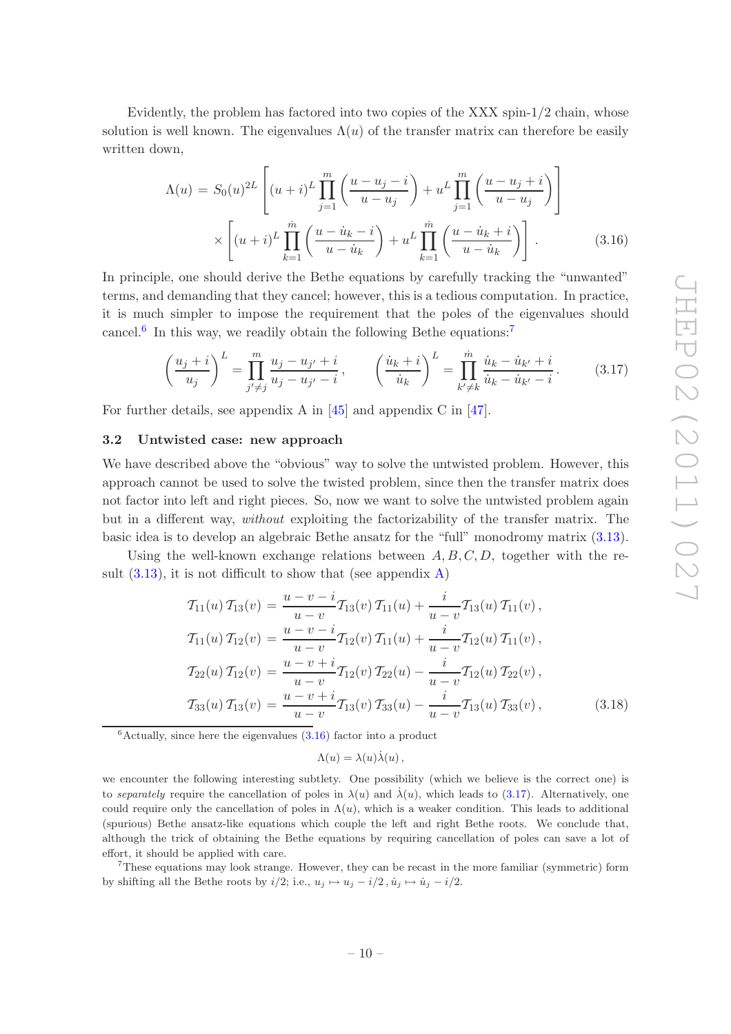Evidently, the problem has factored into two copies of the XXX spin-1/2 chain, whose solution is well known. The eigenvalues $\Lambda(u)$ of the transfer matrix can therefore be easily written down,

$$
\begin{aligned}
\Lambda(u) = S_0(u)^{2L} & \left[ (u+i)^L \prod_{j=1}^{m} \left( \frac{u-u_j-i}{u-u_j} \right) + u^L \prod_{j=1}^{m} \left( \frac{u-u_j+i}{u-u_j} \right) \right] \\
\times & \left[ (u+i)^L \prod_{k=1}^{\dot{m}} \left( \frac{u-\dot{u}_k-i}{u-\dot{u}_k} \right) + u^L \prod_{k=1}^{\dot{m}} \left( \frac{u-\dot{u}_k+i}{u-\dot{u}_k} \right) \right] . \qquad (3.16)
\end{aligned}
$$

In principle, one should derive the Bethe equations by carefully tracking the "unwanted" terms, and demanding that they cancel; however, this is a tedious computation. In practice, it is much simpler to impose the requirement that the poles of the eigenvalues should cancel.[6] In this way, we readily obtain the following Bethe equations:[7]

$$
\left( \frac{u_j+i}{u_j} \right)^L = \prod_{j' \neq j}^{m} \frac{u_j-u_{j'}+i}{u_j-u_{j'}-i} , \qquad \left( \frac{\dot{u}_k+i}{\dot{u}_k} \right)^L = \prod_{k' \neq k}^{\dot{m}} \frac{\dot{u}_k-\dot{u}_{k'}+i}{\dot{u}_k-\dot{u}_{k'}-i} . \qquad (3.17)
$$

For further details, see appendix A in [45] and appendix C in [47].

### 3.2 Untwisted case: new approach

We have described above the "obvious" way to solve the untwisted problem. However, this approach cannot be used to solve the twisted problem, since then the transfer matrix does not factor into left and right pieces. So, now we want to solve the untwisted problem again but in a different way, *without* exploiting the factorizability of the transfer matrix. The basic idea is to develop an algebraic Bethe ansatz for the "full" monodromy matrix (3.13).

Using the well-known exchange relations between $A, B, C, D$, together with the result (3.13), it is not difficult to show that (see appendix A)

$$
\begin{aligned}
\mathcal{T}_{11}(u)\, \mathcal{T}_{13}(v) &= \frac{u-v-i}{u-v} \mathcal{T}_{13}(v)\, \mathcal{T}_{11}(u) + \frac{i}{u-v} \mathcal{T}_{13}(u)\, \mathcal{T}_{11}(v) , \\
\mathcal{T}_{11}(u)\, \mathcal{T}_{12}(v) &= \frac{u-v-i}{u-v} \mathcal{T}_{12}(v)\, \mathcal{T}_{11}(u) + \frac{i}{u-v} \mathcal{T}_{12}(u)\, \mathcal{T}_{11}(v) , \\
\mathcal{T}_{22}(u)\, \mathcal{T}_{12}(v) &= \frac{u-v+i}{u-v} \mathcal{T}_{12}(v)\, \mathcal{T}_{22}(u) - \frac{i}{u-v} \mathcal{T}_{12}(u)\, \mathcal{T}_{22}(v) , \\
\mathcal{T}_{33}(u)\, \mathcal{T}_{13}(v) &= \frac{u-v+i}{u-v} \mathcal{T}_{13}(v)\, \mathcal{T}_{33}(u) - \frac{i}{u-v} \mathcal{T}_{13}(u)\, \mathcal{T}_{33}(v) , \qquad (3.18)
\end{aligned}
$$

---

[6] Actually, since here the eigenvalues (3.16) factor into a product

$$
\Lambda(u) = \lambda(u) \dot{\lambda}(u) ,
$$

we encounter the following interesting subtlety. One possibility (which we believe is the correct one) is to *separately* require the cancellation of poles in $\lambda(u)$ and $\dot{\lambda}(u)$, which leads to (3.17). Alternatively, one could require only the cancellation of poles in $\Lambda(u)$, which is a weaker condition. This leads to additional (spurious) Bethe ansatz-like equations which couple the left and right Bethe roots. We conclude that, although the trick of obtaining the Bethe equations by requiring cancellation of poles can save a lot of effort, it should be applied with care.

[7] These equations may look strange. However, they can be recast in the more familiar (symmetric) form by shifting all the Bethe roots by $i/2$; i.e., $u_j \mapsto u_j - i/2$, $\dot{u}_j \mapsto \dot{u}_j - i/2$.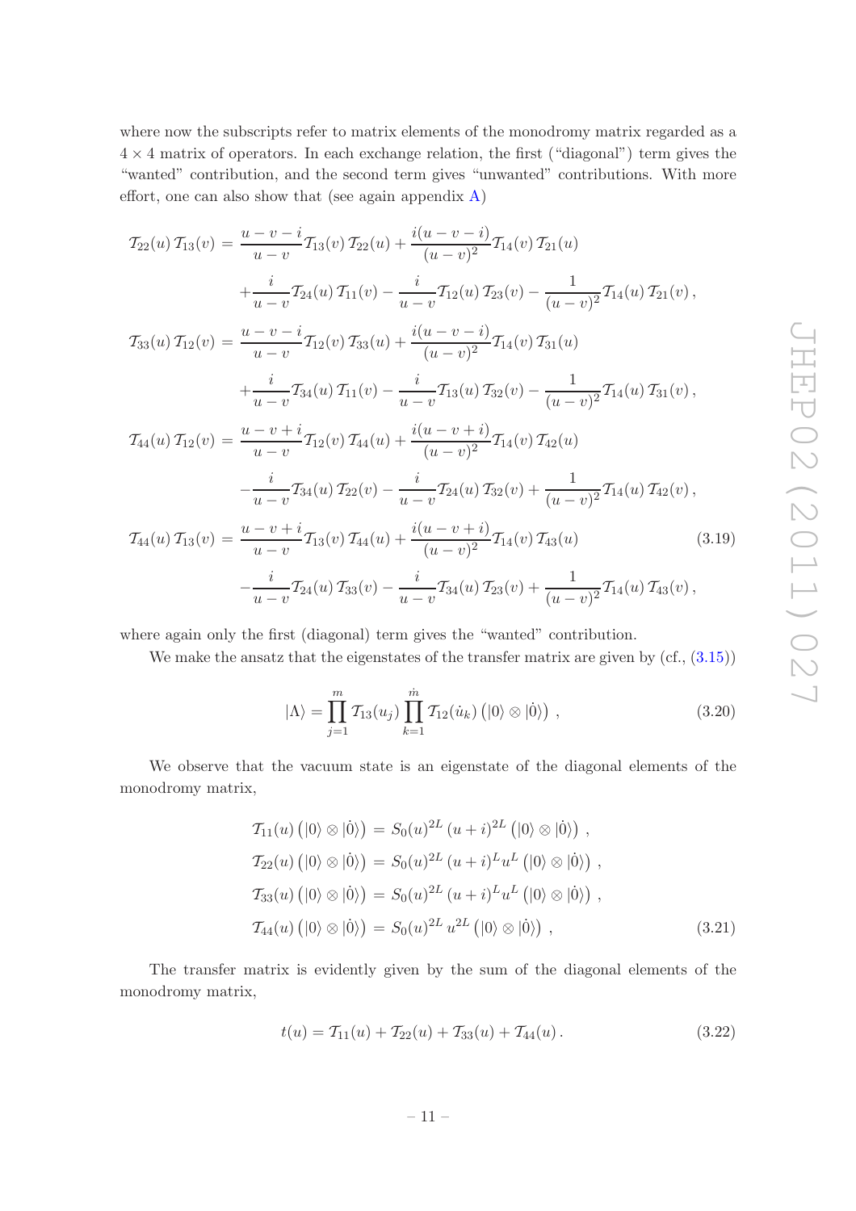where now the subscripts refer to matrix elements of the monodromy matrix regarded as a $4 \times 4$ matrix of operators. In each exchange relation, the first ("diagonal") term gives the "wanted" contribution, and the second term gives "unwanted" contributions. With more effort, one can also show that (see again appendix A)

$$
\begin{aligned}
\mathcal{T}_{22}(u)\, \mathcal{T}_{13}(v) &= \frac{u-v-i}{u-v} \mathcal{T}_{13}(v)\, \mathcal{T}_{22}(u) + \frac{i(u-v-i)}{(u-v)^2} \mathcal{T}_{14}(v)\, \mathcal{T}_{21}(u) \\
&\quad + \frac{i}{u-v} \mathcal{T}_{24}(u)\, \mathcal{T}_{11}(v) - \frac{i}{u-v} \mathcal{T}_{12}(u)\, \mathcal{T}_{23}(v) - \frac{1}{(u-v)^2} \mathcal{T}_{14}(u)\, \mathcal{T}_{21}(v) \,, \\
\mathcal{T}_{33}(u)\, \mathcal{T}_{12}(v) &= \frac{u-v-i}{u-v} \mathcal{T}_{12}(v)\, \mathcal{T}_{33}(u) + \frac{i(u-v-i)}{(u-v)^2} \mathcal{T}_{14}(v)\, \mathcal{T}_{31}(u) \\
&\quad + \frac{i}{u-v} \mathcal{T}_{34}(u)\, \mathcal{T}_{11}(v) - \frac{i}{u-v} \mathcal{T}_{13}(u)\, \mathcal{T}_{32}(v) - \frac{1}{(u-v)^2} \mathcal{T}_{14}(u)\, \mathcal{T}_{31}(v) \,, \\
\mathcal{T}_{44}(u)\, \mathcal{T}_{12}(v) &= \frac{u-v+i}{u-v} \mathcal{T}_{12}(v)\, \mathcal{T}_{44}(u) + \frac{i(u-v+i)}{(u-v)^2} \mathcal{T}_{14}(v)\, \mathcal{T}_{42}(u) \\
&\quad - \frac{i}{u-v} \mathcal{T}_{34}(u)\, \mathcal{T}_{22}(v) - \frac{i}{u-v} \mathcal{T}_{24}(u)\, \mathcal{T}_{32}(v) + \frac{1}{(u-v)^2} \mathcal{T}_{14}(u)\, \mathcal{T}_{42}(v) \,, \\
\mathcal{T}_{44}(u)\, \mathcal{T}_{13}(v) &= \frac{u-v+i}{u-v} \mathcal{T}_{13}(v)\, \mathcal{T}_{44}(u) + \frac{i(u-v+i)}{(u-v)^2} \mathcal{T}_{14}(v)\, \mathcal{T}_{43}(u) \\
&\quad - \frac{i}{u-v} \mathcal{T}_{24}(u)\, \mathcal{T}_{33}(v) - \frac{i}{u-v} \mathcal{T}_{34}(u)\, \mathcal{T}_{23}(v) + \frac{1}{(u-v)^2} \mathcal{T}_{14}(u)\, \mathcal{T}_{43}(v) \,,
\end{aligned}
\tag{3.19}
$$

where again only the first (diagonal) term gives the "wanted" contribution.

We make the ansatz that the eigenstates of the transfer matrix are given by (cf., (3.15))

$$
|\Lambda\rangle = \prod_{j=1}^{m} \mathcal{T}_{13}(u_j) \prod_{k=1}^{\dot{m}} \mathcal{T}_{12}(\dot{u}_k) \left( |0\rangle \otimes |\dot{0}\rangle \right) \,, \tag{3.20}
$$

We observe that the vacuum state is an eigenstate of the diagonal elements of the monodromy matrix,

$$
\begin{aligned}
\mathcal{T}_{11}(u) \left( |0\rangle \otimes |\dot{0}\rangle \right) &= S_0(u)^{2L} \, (u+i)^{2L} \left( |0\rangle \otimes |\dot{0}\rangle \right) \,, \\
\mathcal{T}_{22}(u) \left( |0\rangle \otimes |\dot{0}\rangle \right) &= S_0(u)^{2L} \, (u+i)^{L} u^{L} \left( |0\rangle \otimes |\dot{0}\rangle \right) \,, \\
\mathcal{T}_{33}(u) \left( |0\rangle \otimes |\dot{0}\rangle \right) &= S_0(u)^{2L} \, (u+i)^{L} u^{L} \left( |0\rangle \otimes |\dot{0}\rangle \right) \,, \\
\mathcal{T}_{44}(u) \left( |0\rangle \otimes |\dot{0}\rangle \right) &= S_0(u)^{2L} \, u^{2L} \left( |0\rangle \otimes |\dot{0}\rangle \right) \,,
\end{aligned}
\tag{3.21}
$$

The transfer matrix is evidently given by the sum of the diagonal elements of the monodromy matrix,

$$
t(u) = \mathcal{T}_{11}(u) + \mathcal{T}_{22}(u) + \mathcal{T}_{33}(u) + \mathcal{T}_{44}(u) \,. \tag{3.22}
$$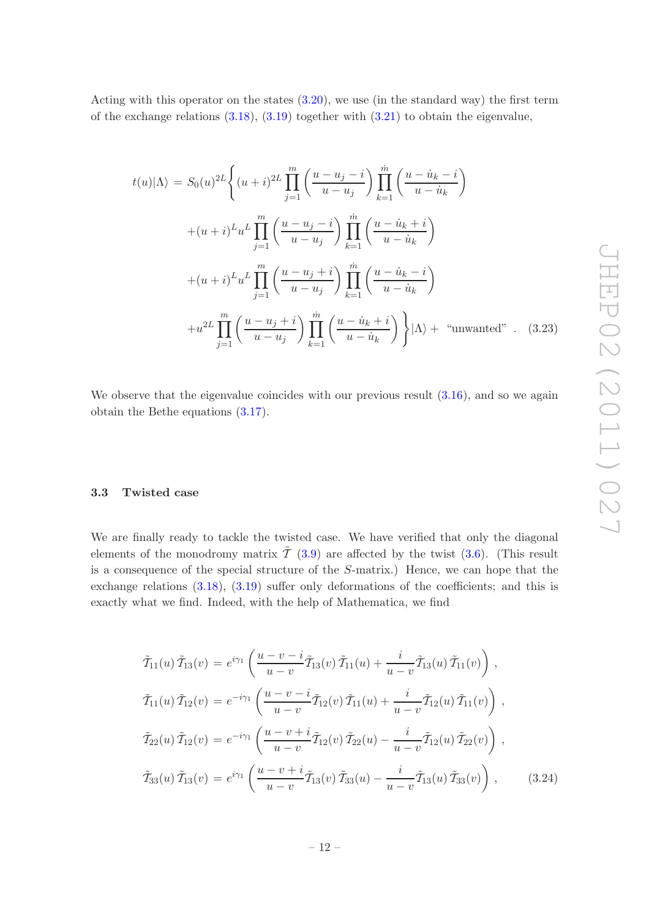Acting with this operator on the states (3.20), we use (in the standard way) the first term of the exchange relations (3.18), (3.19) together with (3.21) to obtain the eigenvalue,

$$
\begin{aligned}
t(u)|\Lambda\rangle = S_0(u)^{2L}\Bigg\{ & (u+i)^{2L}\prod_{j=1}^{m}\left(\frac{u-u_j-i}{u-u_j}\right)\prod_{k=1}^{\dot{m}}\left(\frac{u-\dot{u}_k-i}{u-\dot{u}_k}\right) \\
& +(u+i)^{L}u^{L}\prod_{j=1}^{m}\left(\frac{u-u_j-i}{u-u_j}\right)\prod_{k=1}^{\dot{m}}\left(\frac{u-\dot{u}_k+i}{u-\dot{u}_k}\right) \\
& +(u+i)^{L}u^{L}\prod_{j=1}^{m}\left(\frac{u-u_j+i}{u-u_j}\right)\prod_{k=1}^{\dot{m}}\left(\frac{u-\dot{u}_k-i}{u-\dot{u}_k}\right) \\
& +u^{2L}\prod_{j=1}^{m}\left(\frac{u-u_j+i}{u-u_j}\right)\prod_{k=1}^{\dot{m}}\left(\frac{u-\dot{u}_k+i}{u-\dot{u}_k}\right)\Bigg\}|\Lambda\rangle + \text{“unwanted”} \,. \qquad (3.23)
\end{aligned}
$$

We observe that the eigenvalue coincides with our previous result (3.16), and so we again obtain the Bethe equations (3.17).

### 3.3 Twisted case

We are finally ready to tackle the twisted case. We have verified that only the diagonal elements of the monodromy matrix $\tilde{\mathcal{T}}$ (3.9) are affected by the twist (3.6). (This result is a consequence of the special structure of the $S$-matrix.) Hence, we can hope that the exchange relations (3.18), (3.19) suffer only deformations of the coefficients; and this is exactly what we find. Indeed, with the help of Mathematica, we find

$$
\begin{aligned}
\tilde{\mathcal{T}}_{11}(u)\,\tilde{\mathcal{T}}_{13}(v) &= e^{i\gamma_1}\left(\frac{u-v-i}{u-v}\tilde{\mathcal{T}}_{13}(v)\,\tilde{\mathcal{T}}_{11}(u)+\frac{i}{u-v}\tilde{\mathcal{T}}_{13}(u)\,\tilde{\mathcal{T}}_{11}(v)\right), \\
\tilde{\mathcal{T}}_{11}(u)\,\tilde{\mathcal{T}}_{12}(v) &= e^{-i\gamma_1}\left(\frac{u-v-i}{u-v}\tilde{\mathcal{T}}_{12}(v)\,\tilde{\mathcal{T}}_{11}(u)+\frac{i}{u-v}\tilde{\mathcal{T}}_{12}(u)\,\tilde{\mathcal{T}}_{11}(v)\right), \\
\tilde{\mathcal{T}}_{22}(u)\,\tilde{\mathcal{T}}_{12}(v) &= e^{-i\gamma_1}\left(\frac{u-v+i}{u-v}\tilde{\mathcal{T}}_{12}(v)\,\tilde{\mathcal{T}}_{22}(u)-\frac{i}{u-v}\tilde{\mathcal{T}}_{12}(u)\,\tilde{\mathcal{T}}_{22}(v)\right), \\
\tilde{\mathcal{T}}_{33}(u)\,\tilde{\mathcal{T}}_{13}(v) &= e^{i\gamma_1}\left(\frac{u-v+i}{u-v}\tilde{\mathcal{T}}_{13}(v)\,\tilde{\mathcal{T}}_{33}(u)-\frac{i}{u-v}\tilde{\mathcal{T}}_{13}(u)\,\tilde{\mathcal{T}}_{33}(v)\right), \qquad (3.24)
\end{aligned}
$$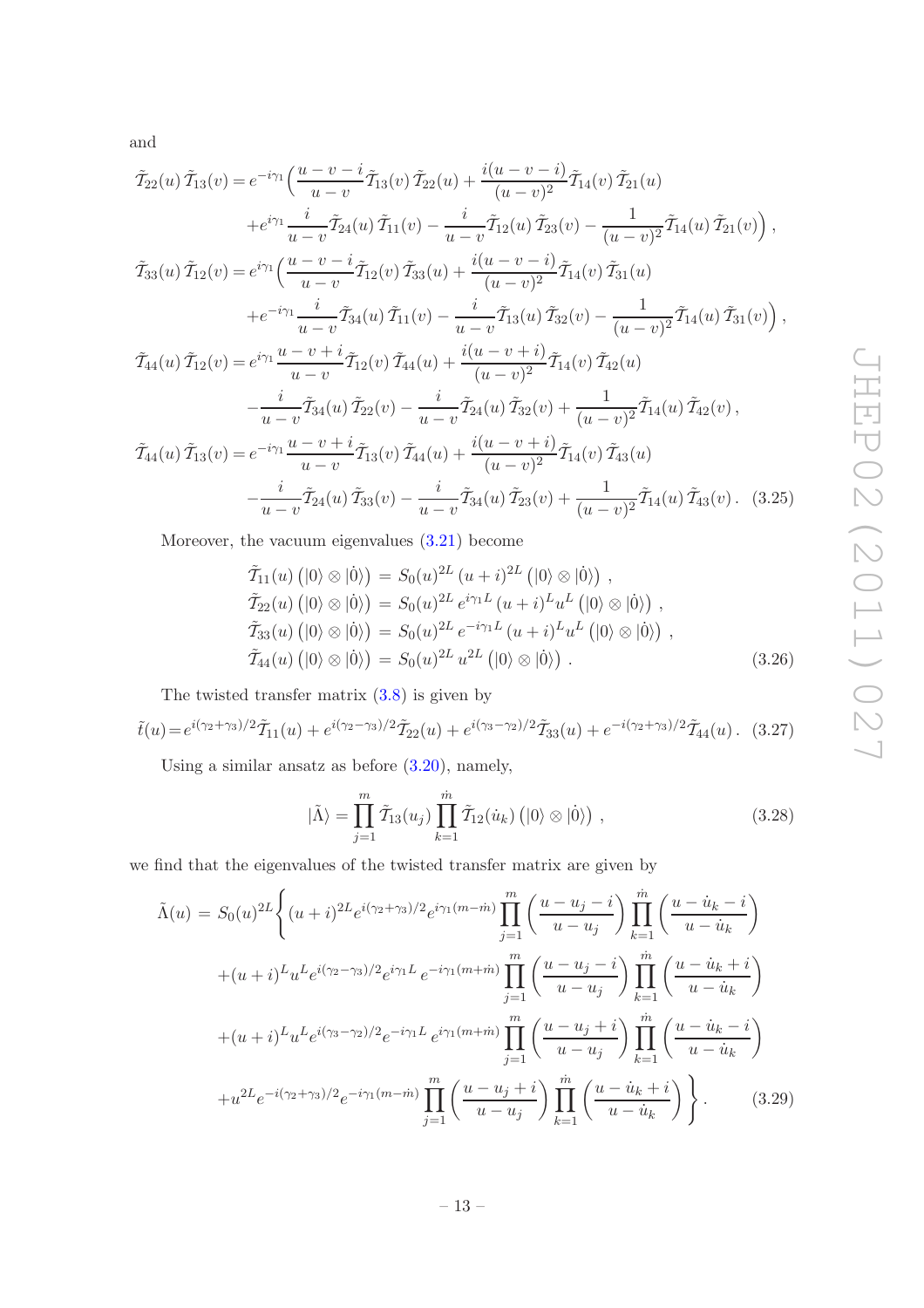and

$$
\begin{aligned}
\tilde{\mathcal{T}}_{22}(u)\,\tilde{\mathcal{T}}_{13}(v) &= e^{-i\gamma_1}\Big(\frac{u-v-i}{u-v}\tilde{\mathcal{T}}_{13}(v)\,\tilde{\mathcal{T}}_{22}(u) + \frac{i(u-v-i)}{(u-v)^2}\tilde{\mathcal{T}}_{14}(v)\,\tilde{\mathcal{T}}_{21}(u) \\
&\quad + e^{i\gamma_1}\frac{i}{u-v}\tilde{\mathcal{T}}_{24}(u)\,\tilde{\mathcal{T}}_{11}(v) - \frac{i}{u-v}\tilde{\mathcal{T}}_{12}(u)\,\tilde{\mathcal{T}}_{23}(v) - \frac{1}{(u-v)^2}\tilde{\mathcal{T}}_{14}(u)\,\tilde{\mathcal{T}}_{21}(v)\Big)\,, \\
\tilde{\mathcal{T}}_{33}(u)\,\tilde{\mathcal{T}}_{12}(v) &= e^{i\gamma_1}\Big(\frac{u-v-i}{u-v}\tilde{\mathcal{T}}_{12}(v)\,\tilde{\mathcal{T}}_{33}(u) + \frac{i(u-v-i)}{(u-v)^2}\tilde{\mathcal{T}}_{14}(v)\,\tilde{\mathcal{T}}_{31}(u) \\
&\quad + e^{-i\gamma_1}\frac{i}{u-v}\tilde{\mathcal{T}}_{34}(u)\,\tilde{\mathcal{T}}_{11}(v) - \frac{i}{u-v}\tilde{\mathcal{T}}_{13}(u)\,\tilde{\mathcal{T}}_{32}(v) - \frac{1}{(u-v)^2}\tilde{\mathcal{T}}_{14}(u)\,\tilde{\mathcal{T}}_{31}(v)\Big)\,, \\
\tilde{\mathcal{T}}_{44}(u)\,\tilde{\mathcal{T}}_{12}(v) &= e^{i\gamma_1}\frac{u-v+i}{u-v}\tilde{\mathcal{T}}_{12}(v)\,\tilde{\mathcal{T}}_{44}(u) + \frac{i(u-v+i)}{(u-v)^2}\tilde{\mathcal{T}}_{14}(v)\,\tilde{\mathcal{T}}_{42}(u) \\
&\quad - \frac{i}{u-v}\tilde{\mathcal{T}}_{34}(u)\,\tilde{\mathcal{T}}_{22}(v) - \frac{i}{u-v}\tilde{\mathcal{T}}_{24}(u)\,\tilde{\mathcal{T}}_{32}(v) + \frac{1}{(u-v)^2}\tilde{\mathcal{T}}_{14}(u)\,\tilde{\mathcal{T}}_{42}(v)\,, \\
\tilde{\mathcal{T}}_{44}(u)\,\tilde{\mathcal{T}}_{13}(v) &= e^{-i\gamma_1}\frac{u-v+i}{u-v}\tilde{\mathcal{T}}_{13}(v)\,\tilde{\mathcal{T}}_{44}(u) + \frac{i(u-v+i)}{(u-v)^2}\tilde{\mathcal{T}}_{14}(v)\,\tilde{\mathcal{T}}_{43}(u) \\
&\quad - \frac{i}{u-v}\tilde{\mathcal{T}}_{24}(u)\,\tilde{\mathcal{T}}_{33}(v) - \frac{i}{u-v}\tilde{\mathcal{T}}_{34}(u)\,\tilde{\mathcal{T}}_{23}(v) + \frac{1}{(u-v)^2}\tilde{\mathcal{T}}_{14}(u)\,\tilde{\mathcal{T}}_{43}(v)\,. \qquad (3.25)
\end{aligned}
$$

Moreover, the vacuum eigenvalues (3.21) become

$$
\begin{aligned}
\tilde{\mathcal{T}}_{11}(u)\left(|0\rangle\otimes|\dot{0}\rangle\right) &= S_0(u)^{2L}\,(u+i)^{2L}\left(|0\rangle\otimes|\dot{0}\rangle\right)\,, \\
\tilde{\mathcal{T}}_{22}(u)\left(|0\rangle\otimes|\dot{0}\rangle\right) &= S_0(u)^{2L}\,e^{i\gamma_1 L}\,(u+i)^{L}u^{L}\left(|0\rangle\otimes|\dot{0}\rangle\right)\,, \\
\tilde{\mathcal{T}}_{33}(u)\left(|0\rangle\otimes|\dot{0}\rangle\right) &= S_0(u)^{2L}\,e^{-i\gamma_1 L}\,(u+i)^{L}u^{L}\left(|0\rangle\otimes|\dot{0}\rangle\right)\,, \\
\tilde{\mathcal{T}}_{44}(u)\left(|0\rangle\otimes|\dot{0}\rangle\right) &= S_0(u)^{2L}\,u^{2L}\left(|0\rangle\otimes|\dot{0}\rangle\right)\,. \qquad (3.26)
\end{aligned}
$$

The twisted transfer matrix (3.8) is given by

$$
\tilde{t}(u) = e^{i(\gamma_2+\gamma_3)/2}\tilde{\mathcal{T}}_{11}(u) + e^{i(\gamma_2-\gamma_3)/2}\tilde{\mathcal{T}}_{22}(u) + e^{i(\gamma_3-\gamma_2)/2}\tilde{\mathcal{T}}_{33}(u) + e^{-i(\gamma_2+\gamma_3)/2}\tilde{\mathcal{T}}_{44}(u)\,. \quad (3.27)
$$

Using a similar ansatz as before (3.20), namely,

$$
|\tilde{\Lambda}\rangle = \prod_{j=1}^{m}\tilde{\mathcal{T}}_{13}(u_j)\prod_{k=1}^{\dot{m}}\tilde{\mathcal{T}}_{12}(\dot{u}_k)\left(|0\rangle\otimes|\dot{0}\rangle\right)\,, \qquad (3.28)
$$

we find that the eigenvalues of the twisted transfer matrix are given by

$$
\begin{aligned}
\tilde{\Lambda}(u) = S_0(u)^{2L}\Bigg\{ &(u+i)^{2L}e^{i(\gamma_2+\gamma_3)/2}e^{i\gamma_1(m-\dot{m})}\prod_{j=1}^{m}\left(\frac{u-u_j-i}{u-u_j}\right)\prod_{k=1}^{\dot{m}}\left(\frac{u-\dot{u}_k-i}{u-\dot{u}_k}\right) \\
&+(u+i)^{L}u^{L}e^{i(\gamma_2-\gamma_3)/2}e^{i\gamma_1 L}\,e^{-i\gamma_1(m+\dot{m})}\prod_{j=1}^{m}\left(\frac{u-u_j-i}{u-u_j}\right)\prod_{k=1}^{\dot{m}}\left(\frac{u-\dot{u}_k+i}{u-\dot{u}_k}\right) \\
&+(u+i)^{L}u^{L}e^{i(\gamma_3-\gamma_2)/2}e^{-i\gamma_1 L}\,e^{i\gamma_1(m+\dot{m})}\prod_{j=1}^{m}\left(\frac{u-u_j+i}{u-u_j}\right)\prod_{k=1}^{\dot{m}}\left(\frac{u-\dot{u}_k-i}{u-\dot{u}_k}\right) \\
&+u^{2L}e^{-i(\gamma_2+\gamma_3)/2}e^{-i\gamma_1(m-\dot{m})}\prod_{j=1}^{m}\left(\frac{u-u_j+i}{u-u_j}\right)\prod_{k=1}^{\dot{m}}\left(\frac{u-\dot{u}_k+i}{u-\dot{u}_k}\right)\Bigg\}\,. \qquad (3.29)
\end{aligned}
$$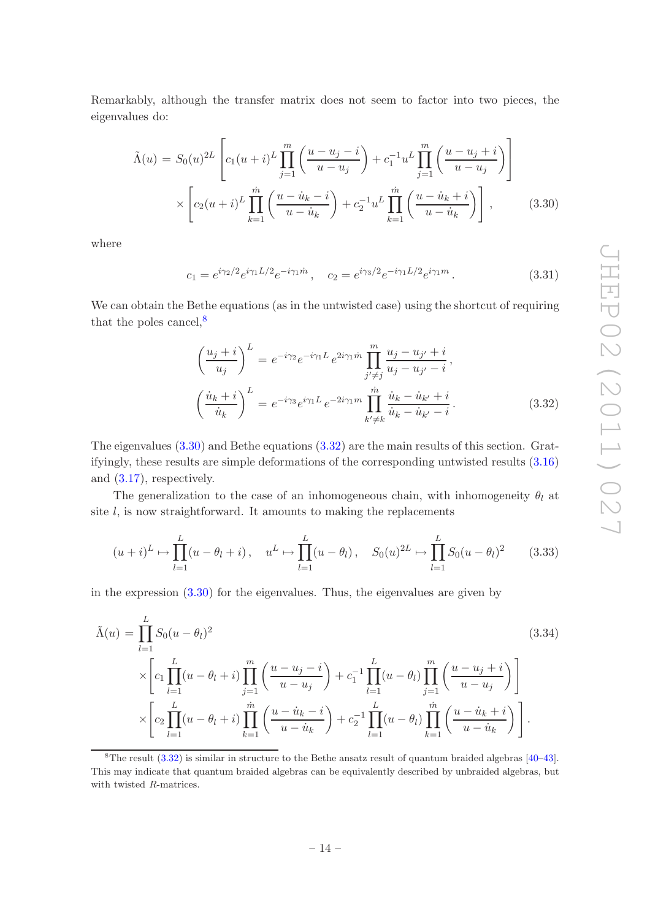Remarkably, although the transfer matrix does not seem to factor into two pieces, the eigenvalues do:

$$\tilde{\Lambda}(u) = S_0(u)^{2L} \left[ c_1 (u+i)^L \prod_{j=1}^{m} \left( \frac{u-u_j-i}{u-u_j} \right) + c_1^{-1} u^L \prod_{j=1}^{m} \left( \frac{u-u_j+i}{u-u_j} \right) \right] \times \left[ c_2 (u+i)^L \prod_{k=1}^{\dot{m}} \left( \frac{u-\dot{u}_k-i}{u-\dot{u}_k} \right) + c_2^{-1} u^L \prod_{k=1}^{\dot{m}} \left( \frac{u-\dot{u}_k+i}{u-\dot{u}_k} \right) \right], \tag{3.30}$$

where

$$c_1 = e^{i\gamma_2/2} e^{i\gamma_1 L/2} e^{-i\gamma_1 \dot{m}}, \quad c_2 = e^{i\gamma_3/2} e^{-i\gamma_1 L/2} e^{i\gamma_1 m}. \tag{3.31}$$

We can obtain the Bethe equations (as in the untwisted case) using the shortcut of requiring that the poles cancel,[8]

$$\begin{aligned} \left( \frac{u_j+i}{u_j} \right)^L &= e^{-i\gamma_2} e^{-i\gamma_1 L} e^{2i\gamma_1 \dot{m}} \prod_{j' \neq j}^{m} \frac{u_j - u_{j'} + i}{u_j - u_{j'} - i}, \\ \left( \frac{\dot{u}_k+i}{\dot{u}_k} \right)^L &= e^{-i\gamma_3} e^{i\gamma_1 L} e^{-2i\gamma_1 m} \prod_{k' \neq k}^{\dot{m}} \frac{\dot{u}_k - \dot{u}_{k'} + i}{\dot{u}_k - \dot{u}_{k'} - i}. \end{aligned} \tag{3.32}$$

The eigenvalues (3.30) and Bethe equations (3.32) are the main results of this section. Gratifyingly, these results are simple deformations of the corresponding untwisted results (3.16) and (3.17), respectively.

The generalization to the case of an inhomogeneous chain, with inhomogeneity $\theta_l$ at site $l$, is now straightforward. It amounts to making the replacements

$$(u+i)^L \mapsto \prod_{l=1}^{L} (u - \theta_l + i), \quad u^L \mapsto \prod_{l=1}^{L} (u - \theta_l), \quad S_0(u)^{2L} \mapsto \prod_{l=1}^{L} S_0(u-\theta_l)^2 \tag{3.33}$$

in the expression (3.30) for the eigenvalues. Thus, the eigenvalues are given by

$$\begin{aligned} \tilde{\Lambda}(u) &= \prod_{l=1}^{L} S_0(u-\theta_l)^2 \\ &\times \left[ c_1 \prod_{l=1}^{L} (u-\theta_l+i) \prod_{j=1}^{m} \left( \frac{u-u_j-i}{u-u_j} \right) + c_1^{-1} \prod_{l=1}^{L} (u-\theta_l) \prod_{j=1}^{m} \left( \frac{u-u_j+i}{u-u_j} \right) \right] \\ &\times \left[ c_2 \prod_{l=1}^{L} (u-\theta_l+i) \prod_{k=1}^{\dot{m}} \left( \frac{u-\dot{u}_k-i}{u-\dot{u}_k} \right) + c_2^{-1} \prod_{l=1}^{L} (u-\theta_l) \prod_{k=1}^{\dot{m}} \left( \frac{u-\dot{u}_k+i}{u-\dot{u}_k} \right) \right]. \end{aligned} \tag{3.34}$$

---

[8] The result (3.32) is similar in structure to the Bethe ansatz result of quantum braided algebras [40–43]. This may indicate that quantum braided algebras can be equivalently described by unbraided algebras, but with twisted $R$-matrices.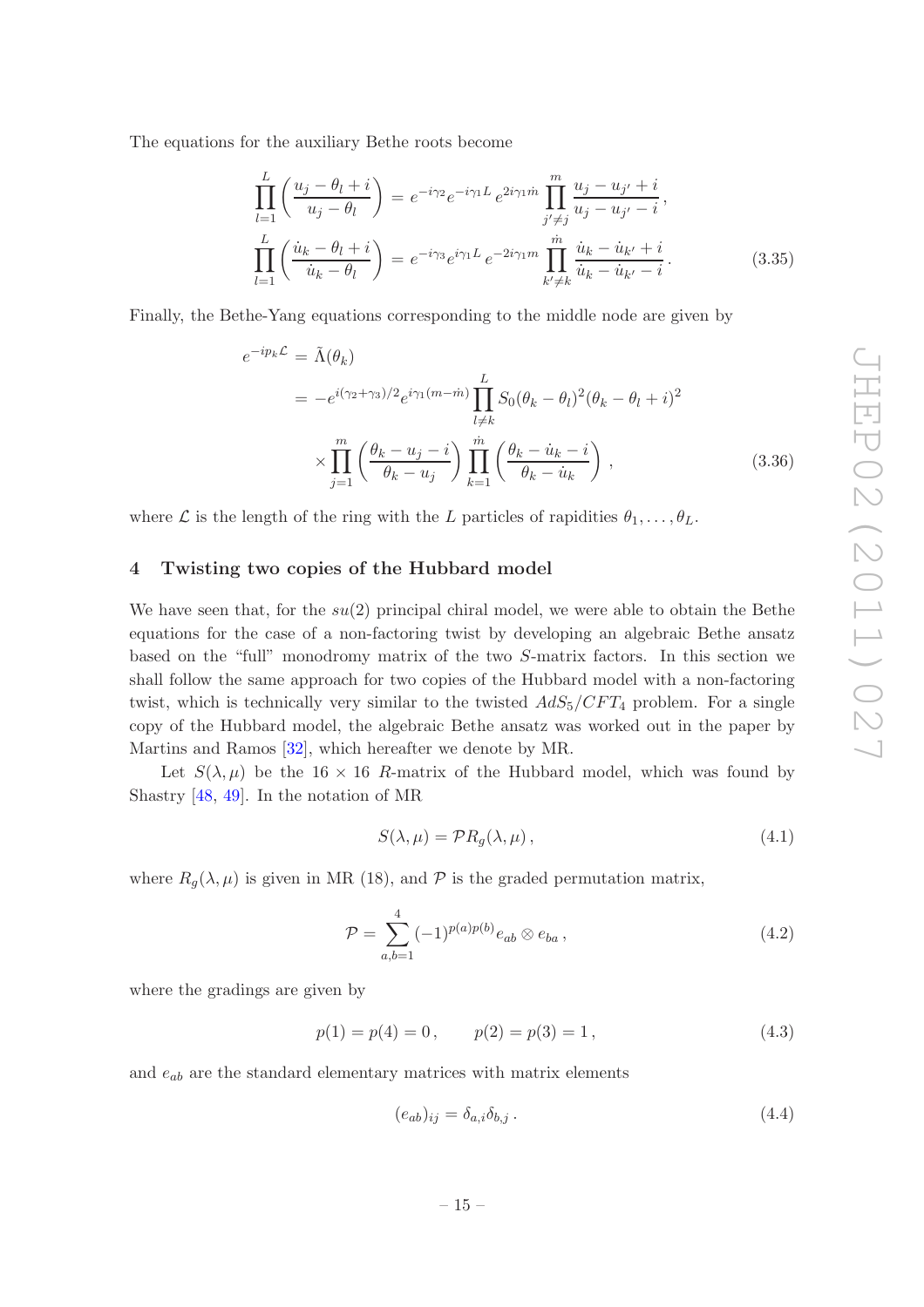The equations for the auxiliary Bethe roots become

$$
\begin{aligned}
\prod_{l=1}^{L}\left(\frac{u_j-\theta_l+i}{u_j-\theta_l}\right) &= e^{-i\gamma_2}e^{-i\gamma_1 L}\,e^{2i\gamma_1 \dot{m}}\prod_{j'\neq j}^{m}\frac{u_j-u_{j'}+i}{u_j-u_{j'}-i}\,,\\
\prod_{l=1}^{L}\left(\frac{\dot{u}_k-\theta_l+i}{\dot{u}_k-\theta_l}\right) &= e^{-i\gamma_3}e^{i\gamma_1 L}\,e^{-2i\gamma_1 m}\prod_{k'\neq k}^{\dot{m}}\frac{\dot{u}_k-\dot{u}_{k'}+i}{\dot{u}_k-\dot{u}_{k'}-i}\,.
\end{aligned}
\tag{3.35}
$$

Finally, the Bethe-Yang equations corresponding to the middle node are given by

$$
\begin{aligned}
e^{-ip_k\mathcal{L}} &= \tilde{\Lambda}(\theta_k)\\
&= -e^{i(\gamma_2+\gamma_3)/2}e^{i\gamma_1(m-\dot{m})}\prod_{l\neq k}^{L}S_0(\theta_k-\theta_l)^2(\theta_k-\theta_l+i)^2\\
&\quad\times\prod_{j=1}^{m}\left(\frac{\theta_k-u_j-i}{\theta_k-u_j}\right)\prod_{k=1}^{\dot{m}}\left(\frac{\theta_k-\dot{u}_k-i}{\theta_k-\dot{u}_k}\right)\,,
\end{aligned}
\tag{3.36}
$$

where $\mathcal{L}$ is the length of the ring with the $L$ particles of rapidities $\theta_1,\ldots,\theta_L$.

## 4 Twisting two copies of the Hubbard model

We have seen that, for the $su(2)$ principal chiral model, we were able to obtain the Bethe equations for the case of a non-factoring twist by developing an algebraic Bethe ansatz based on the "full" monodromy matrix of the two $S$-matrix factors. In this section we shall follow the same approach for two copies of the Hubbard model with a non-factoring twist, which is technically very similar to the twisted $AdS_5/CFT_4$ problem. For a single copy of the Hubbard model, the algebraic Bethe ansatz was worked out in the paper by Martins and Ramos [32], which hereafter we denote by MR.

Let $S(\lambda,\mu)$ be the $16\times 16$ $R$-matrix of the Hubbard model, which was found by Shastry [48, 49]. In the notation of MR

$$
S(\lambda,\mu) = \mathcal{P}R_g(\lambda,\mu)\,,
\tag{4.1}
$$

where $R_g(\lambda,\mu)$ is given in MR (18), and $\mathcal{P}$ is the graded permutation matrix,

$$
\mathcal{P} = \sum_{a,b=1}^{4}(-1)^{p(a)p(b)}e_{ab}\otimes e_{ba}\,,
\tag{4.2}
$$

where the gradings are given by

$$
p(1)=p(4)=0\,,\qquad p(2)=p(3)=1\,,
\tag{4.3}
$$

and $e_{ab}$ are the standard elementary matrices with matrix elements

$$
(e_{ab})_{ij} = \delta_{a,i}\delta_{b,j}\,.
\tag{4.4}
$$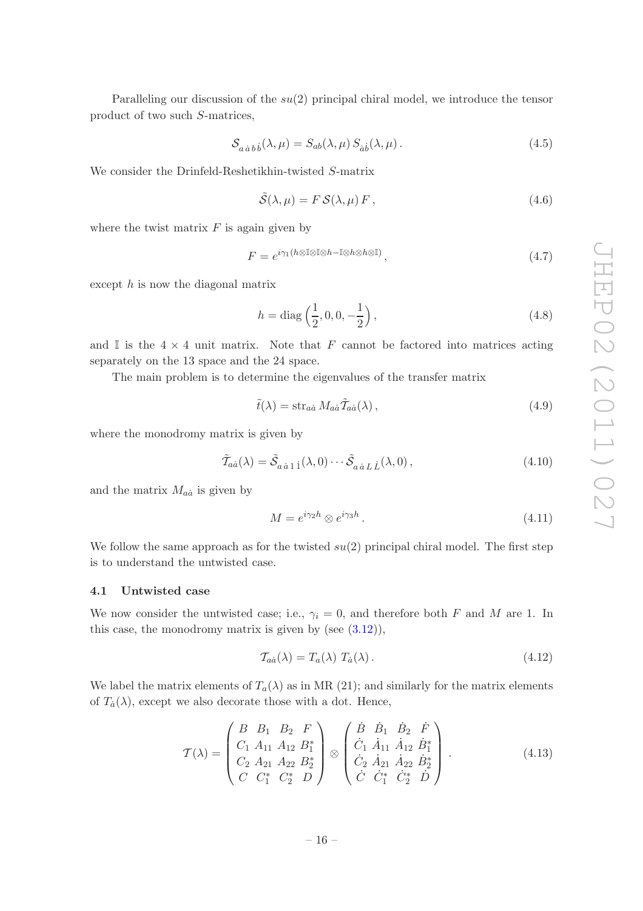Paralleling our discussion of the $su(2)$ principal chiral model, we introduce the tensor product of two such $S$-matrices,

$$\mathcal{S}_{a\,\dot{a}\,b\,\dot{b}}(\lambda,\mu) = S_{ab}(\lambda,\mu)\, S_{\dot{a}\dot{b}}(\lambda,\mu)\,. \tag{4.5}$$

We consider the Drinfeld-Reshetikhin-twisted $S$-matrix

$$\tilde{\mathcal{S}}(\lambda,\mu) = F\,\mathcal{S}(\lambda,\mu)\,F\,, \tag{4.6}$$

where the twist matrix $F$ is again given by

$$F = e^{i\gamma_1(h\otimes\mathbb{I}\otimes\mathbb{I}\otimes h - \mathbb{I}\otimes h\otimes h\otimes\mathbb{I})}\,, \tag{4.7}$$

except $h$ is now the diagonal matrix

$$h = \mathrm{diag}\left(\frac{1}{2}, 0, 0, -\frac{1}{2}\right), \tag{4.8}$$

and $\mathbb{I}$ is the $4\times 4$ unit matrix. Note that $F$ cannot be factored into matrices acting separately on the 13 space and the 24 space.

The main problem is to determine the eigenvalues of the transfer matrix

$$\tilde{t}(\lambda) = \mathrm{str}_{a\dot{a}}\, M_{a\dot{a}}\tilde{\mathcal{T}}_{a\dot{a}}(\lambda)\,, \tag{4.9}$$

where the monodromy matrix is given by

$$\tilde{\mathcal{T}}_{a\dot{a}}(\lambda) = \tilde{\mathcal{S}}_{a\,\dot{a}\,1\,\dot{1}}(\lambda,0)\cdots\tilde{\mathcal{S}}_{a\,\dot{a}\,L\,\dot{L}}(\lambda,0)\,, \tag{4.10}$$

and the matrix $M_{a\dot{a}}$ is given by

$$M = e^{i\gamma_2 h}\otimes e^{i\gamma_3 h}\,. \tag{4.11}$$

We follow the same approach as for the twisted $su(2)$ principal chiral model. The first step is to understand the untwisted case.

### 4.1 Untwisted case

We now consider the untwisted case; i.e., $\gamma_i = 0$, and therefore both $F$ and $M$ are 1. In this case, the monodromy matrix is given by (see (3.12)),

$$\mathcal{T}_{a\dot{a}}(\lambda) = T_a(\lambda)\; T_{\dot{a}}(\lambda)\,. \tag{4.12}$$

We label the matrix elements of $T_a(\lambda)$ as in MR (21); and similarly for the matrix elements of $T_{\dot{a}}(\lambda)$, except we also decorate those with a dot. Hence,

$$\mathcal{T}(\lambda) = \begin{pmatrix} B & B_1 & B_2 & F \\ C_1 & A_{11} & A_{12} & B_1^* \\ C_2 & A_{21} & A_{22} & B_2^* \\ C & C_1^* & C_2^* & D \end{pmatrix} \otimes \begin{pmatrix} \dot{B} & \dot{B}_1 & \dot{B}_2 & \dot{F} \\ \dot{C}_1 & \dot{A}_{11} & \dot{A}_{12} & \dot{B}_1^* \\ \dot{C}_2 & \dot{A}_{21} & \dot{A}_{22} & \dot{B}_2^* \\ \dot{C} & \dot{C}_1^* & \dot{C}_2^* & \dot{D} \end{pmatrix}. \tag{4.13}$$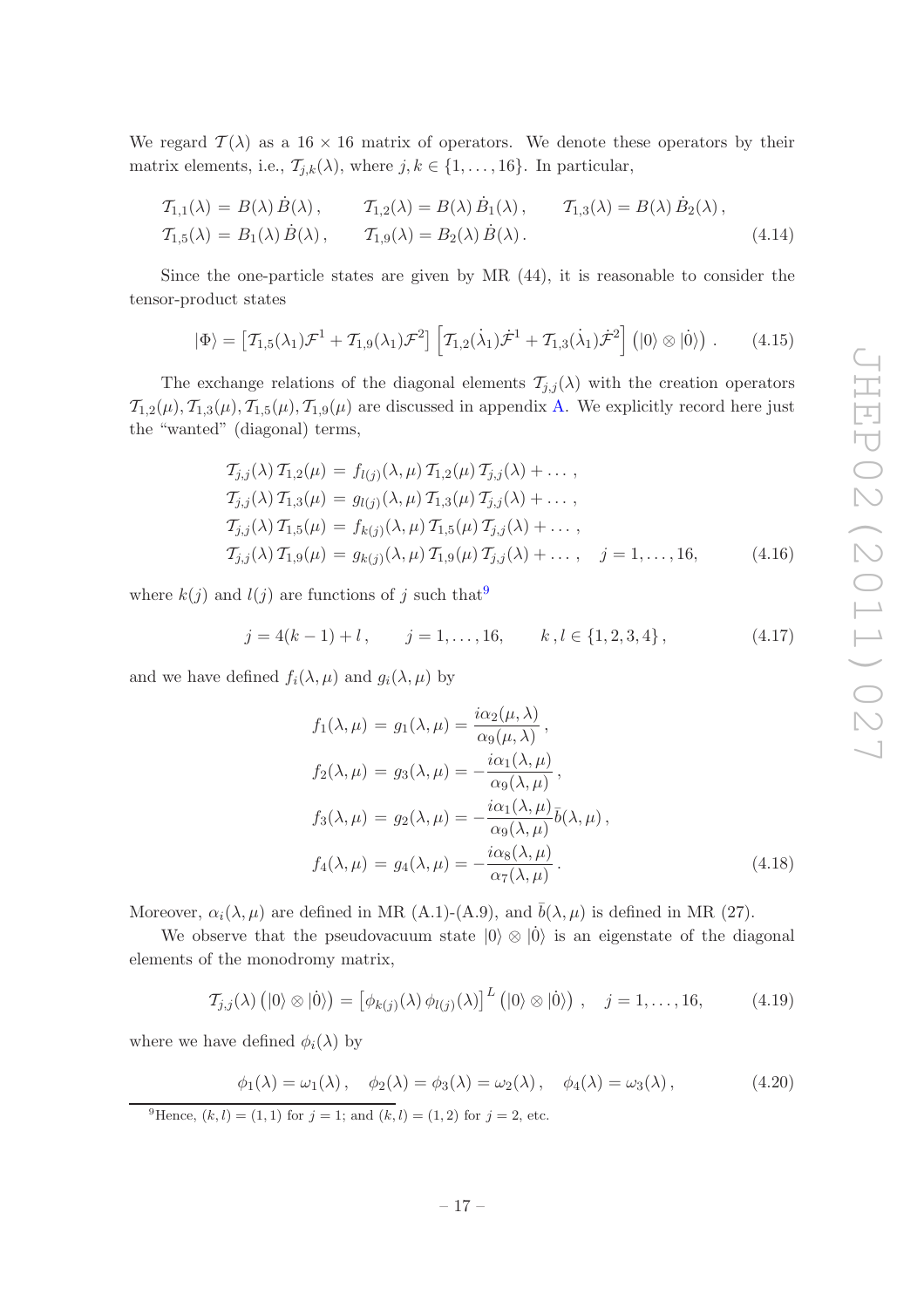We regard $\mathcal{T}(\lambda)$ as a $16 \times 16$ matrix of operators. We denote these operators by their matrix elements, i.e., $\mathcal{T}_{j,k}(\lambda)$, where $j, k \in \{1, \ldots, 16\}$. In particular,

$$
\begin{aligned}
\mathcal{T}_{1,1}(\lambda) &= B(\lambda)\, \dot{B}(\lambda)\,, \qquad \mathcal{T}_{1,2}(\lambda) = B(\lambda)\, \dot{B}_1(\lambda)\,, \qquad \mathcal{T}_{1,3}(\lambda) = B(\lambda)\, \dot{B}_2(\lambda)\,, \\
\mathcal{T}_{1,5}(\lambda) &= B_1(\lambda)\, \dot{B}(\lambda)\,, \qquad \mathcal{T}_{1,9}(\lambda) = B_2(\lambda)\, \dot{B}(\lambda)\,.
\end{aligned}
\tag{4.14}
$$

Since the one-particle states are given by MR (44), it is reasonable to consider the tensor-product states

$$
|\Phi\rangle = \left[\mathcal{T}_{1,5}(\lambda_1)\mathcal{F}^1 + \mathcal{T}_{1,9}(\lambda_1)\mathcal{F}^2\right] \left[\mathcal{T}_{1,2}(\dot{\lambda}_1)\dot{\mathcal{F}}^1 + \mathcal{T}_{1,3}(\dot{\lambda}_1)\dot{\mathcal{F}}^2\right] \left(|0\rangle \otimes |\dot{0}\rangle\right) . \tag{4.15}
$$

The exchange relations of the diagonal elements $\mathcal{T}_{j,j}(\lambda)$ with the creation operators $\mathcal{T}_{1,2}(\mu), \mathcal{T}_{1,3}(\mu), \mathcal{T}_{1,5}(\mu), \mathcal{T}_{1,9}(\mu)$ are discussed in appendix A. We explicitly record here just the "wanted" (diagonal) terms,

$$
\begin{aligned}
\mathcal{T}_{j,j}(\lambda)\, \mathcal{T}_{1,2}(\mu) &= f_{l(j)}(\lambda, \mu)\, \mathcal{T}_{1,2}(\mu)\, \mathcal{T}_{j,j}(\lambda) + \ldots\,, \\
\mathcal{T}_{j,j}(\lambda)\, \mathcal{T}_{1,3}(\mu) &= g_{l(j)}(\lambda, \mu)\, \mathcal{T}_{1,3}(\mu)\, \mathcal{T}_{j,j}(\lambda) + \ldots\,, \\
\mathcal{T}_{j,j}(\lambda)\, \mathcal{T}_{1,5}(\mu) &= f_{k(j)}(\lambda, \mu)\, \mathcal{T}_{1,5}(\mu)\, \mathcal{T}_{j,j}(\lambda) + \ldots\,, \\
\mathcal{T}_{j,j}(\lambda)\, \mathcal{T}_{1,9}(\mu) &= g_{k(j)}(\lambda, \mu)\, \mathcal{T}_{1,9}(\mu)\, \mathcal{T}_{j,j}(\lambda) + \ldots\,, \quad j = 1, \ldots, 16,
\end{aligned}
\tag{4.16}
$$

where $k(j)$ and $l(j)$ are functions of $j$ such that[9]

$$
j = 4(k-1) + l\,, \qquad j = 1, \ldots, 16, \qquad k\,, l \in \{1, 2, 3, 4\}\,, \tag{4.17}
$$

and we have defined $f_i(\lambda, \mu)$ and $g_i(\lambda, \mu)$ by

$$
\begin{aligned}
f_1(\lambda, \mu) &= g_1(\lambda, \mu) = \frac{i\alpha_2(\mu, \lambda)}{\alpha_9(\mu, \lambda)}\,, \\
f_2(\lambda, \mu) &= g_3(\lambda, \mu) = -\frac{i\alpha_1(\lambda, \mu)}{\alpha_9(\lambda, \mu)}\,, \\
f_3(\lambda, \mu) &= g_2(\lambda, \mu) = -\frac{i\alpha_1(\lambda, \mu)}{\alpha_9(\lambda, \mu)} \bar{b}(\lambda, \mu)\,, \\
f_4(\lambda, \mu) &= g_4(\lambda, \mu) = -\frac{i\alpha_8(\lambda, \mu)}{\alpha_7(\lambda, \mu)}\,.
\end{aligned}
\tag{4.18}
$$

Moreover, $\alpha_i(\lambda, \mu)$ are defined in MR (A.1)-(A.9), and $\bar{b}(\lambda, \mu)$ is defined in MR (27).

We observe that the pseudovacuum state $|0\rangle \otimes |\dot{0}\rangle$ is an eigenstate of the diagonal elements of the monodromy matrix,

$$
\mathcal{T}_{j,j}(\lambda) \left(|0\rangle \otimes |\dot{0}\rangle\right) = \left[\phi_{k(j)}(\lambda)\, \phi_{l(j)}(\lambda)\right]^L \left(|0\rangle \otimes |\dot{0}\rangle\right) , \quad j = 1, \ldots, 16, \tag{4.19}
$$

where we have defined $\phi_i(\lambda)$ by

$$
\phi_1(\lambda) = \omega_1(\lambda)\,, \quad \phi_2(\lambda) = \phi_3(\lambda) = \omega_2(\lambda)\,, \quad \phi_4(\lambda) = \omega_3(\lambda)\,, \tag{4.20}
$$

[9] Hence, $(k, l) = (1, 1)$ for $j = 1$; and $(k, l) = (1, 2)$ for $j = 2$, etc.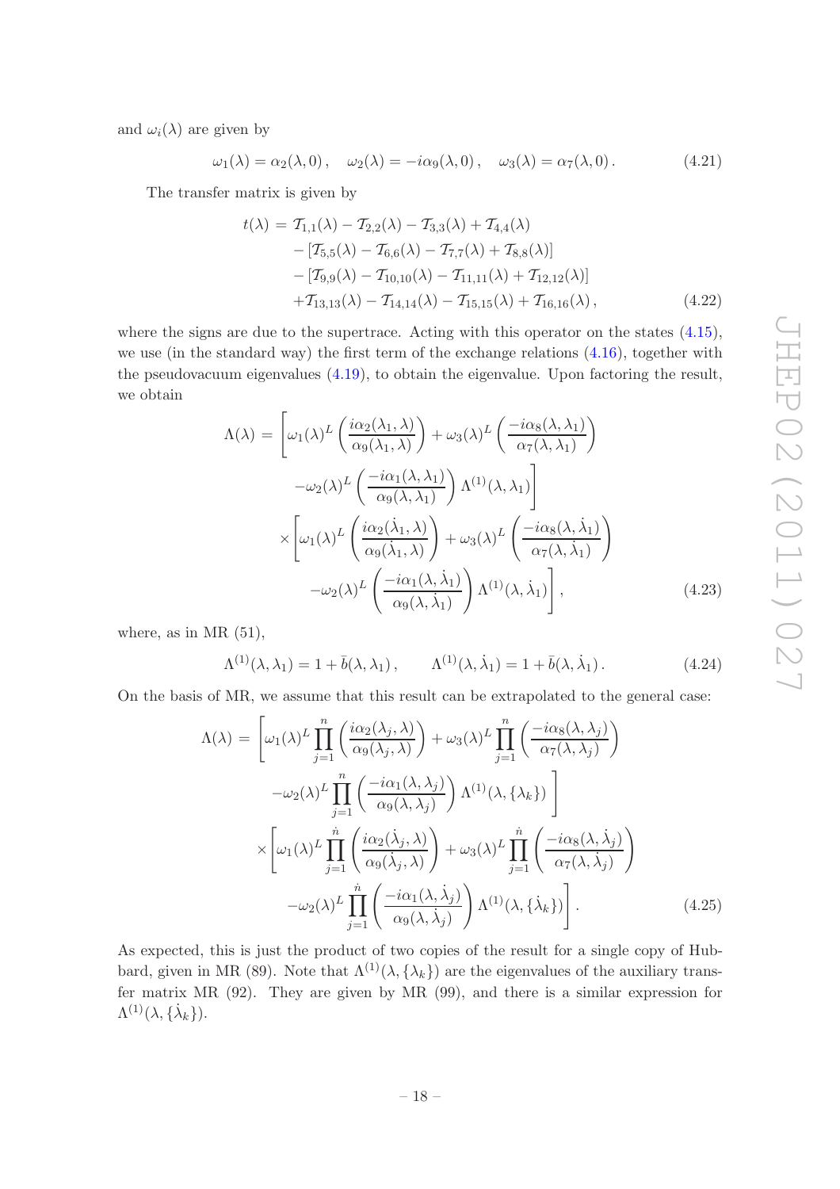and $\omega_i(\lambda)$ are given by

$$\omega_1(\lambda) = \alpha_2(\lambda, 0)\,, \quad \omega_2(\lambda) = -i\alpha_9(\lambda, 0)\,, \quad \omega_3(\lambda) = \alpha_7(\lambda, 0)\,. \tag{4.21}$$

The transfer matrix is given by

$$\begin{aligned}
t(\lambda) = \; & \mathcal{T}_{1,1}(\lambda) - \mathcal{T}_{2,2}(\lambda) - \mathcal{T}_{3,3}(\lambda) + \mathcal{T}_{4,4}(\lambda) \\
& - [\mathcal{T}_{5,5}(\lambda) - \mathcal{T}_{6,6}(\lambda) - \mathcal{T}_{7,7}(\lambda) + \mathcal{T}_{8,8}(\lambda)] \\
& - [\mathcal{T}_{9,9}(\lambda) - \mathcal{T}_{10,10}(\lambda) - \mathcal{T}_{11,11}(\lambda) + \mathcal{T}_{12,12}(\lambda)] \\
& + \mathcal{T}_{13,13}(\lambda) - \mathcal{T}_{14,14}(\lambda) - \mathcal{T}_{15,15}(\lambda) + \mathcal{T}_{16,16}(\lambda)\,,
\end{aligned} \tag{4.22}$$

where the signs are due to the supertrace. Acting with this operator on the states (4.15), we use (in the standard way) the first term of the exchange relations (4.16), together with the pseudovacuum eigenvalues (4.19), to obtain the eigenvalue. Upon factoring the result, we obtain

$$\begin{aligned}
\Lambda(\lambda) = & \left[ \omega_1(\lambda)^L \left( \frac{i\alpha_2(\lambda_1, \lambda)}{\alpha_9(\lambda_1, \lambda)} \right) + \omega_3(\lambda)^L \left( \frac{-i\alpha_8(\lambda, \lambda_1)}{\alpha_7(\lambda, \lambda_1)} \right) \right. \\
& \left. \quad - \omega_2(\lambda)^L \left( \frac{-i\alpha_1(\lambda, \lambda_1)}{\alpha_9(\lambda, \lambda_1)} \right) \Lambda^{(1)}(\lambda, \lambda_1) \right] \\
& \times \left[ \omega_1(\lambda)^L \left( \frac{i\alpha_2(\dot{\lambda}_1, \lambda)}{\alpha_9(\dot{\lambda}_1, \lambda)} \right) + \omega_3(\lambda)^L \left( \frac{-i\alpha_8(\lambda, \dot{\lambda}_1)}{\alpha_7(\lambda, \dot{\lambda}_1)} \right) \right. \\
& \left. \quad - \omega_2(\lambda)^L \left( \frac{-i\alpha_1(\lambda, \dot{\lambda}_1)}{\alpha_9(\lambda, \dot{\lambda}_1)} \right) \Lambda^{(1)}(\lambda, \dot{\lambda}_1) \right],
\end{aligned} \tag{4.23}$$

where, as in MR (51),

$$\Lambda^{(1)}(\lambda, \lambda_1) = 1 + \bar{b}(\lambda, \lambda_1)\,, \qquad \Lambda^{(1)}(\lambda, \dot{\lambda}_1) = 1 + \bar{b}(\lambda, \dot{\lambda}_1)\,. \tag{4.24}$$

On the basis of MR, we assume that this result can be extrapolated to the general case:

$$\begin{aligned}
\Lambda(\lambda) = & \left[ \omega_1(\lambda)^L \prod_{j=1}^{n} \left( \frac{i\alpha_2(\lambda_j, \lambda)}{\alpha_9(\lambda_j, \lambda)} \right) + \omega_3(\lambda)^L \prod_{j=1}^{n} \left( \frac{-i\alpha_8(\lambda, \lambda_j)}{\alpha_7(\lambda, \lambda_j)} \right) \right. \\
& \left. \quad - \omega_2(\lambda)^L \prod_{j=1}^{n} \left( \frac{-i\alpha_1(\lambda, \lambda_j)}{\alpha_9(\lambda, \lambda_j)} \right) \Lambda^{(1)}(\lambda, \{\lambda_k\}) \right] \\
& \times \left[ \omega_1(\lambda)^L \prod_{j=1}^{\dot{n}} \left( \frac{i\alpha_2(\dot{\lambda}_j, \lambda)}{\alpha_9(\dot{\lambda}_j, \lambda)} \right) + \omega_3(\lambda)^L \prod_{j=1}^{\dot{n}} \left( \frac{-i\alpha_8(\lambda, \dot{\lambda}_j)}{\alpha_7(\lambda, \dot{\lambda}_j)} \right) \right. \\
& \left. \quad - \omega_2(\lambda)^L \prod_{j=1}^{\dot{n}} \left( \frac{-i\alpha_1(\lambda, \dot{\lambda}_j)}{\alpha_9(\lambda, \dot{\lambda}_j)} \right) \Lambda^{(1)}(\lambda, \{\dot{\lambda}_k\}) \right].
\end{aligned} \tag{4.25}$$

As expected, this is just the product of two copies of the result for a single copy of Hubbard, given in MR (89). Note that $\Lambda^{(1)}(\lambda, \{\lambda_k\})$ are the eigenvalues of the auxiliary transfer matrix MR (92). They are given by MR (99), and there is a similar expression for $\Lambda^{(1)}(\lambda, \{\dot{\lambda}_k\})$.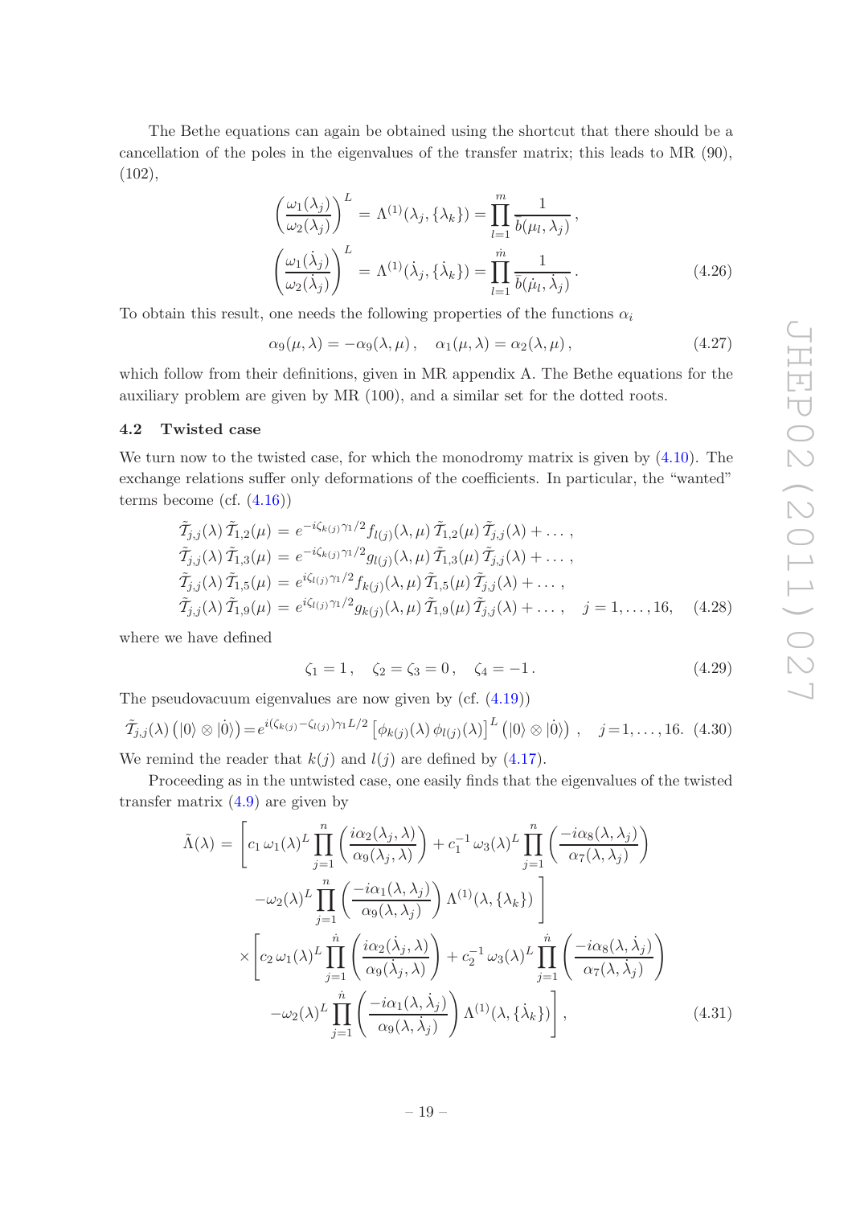The Bethe equations can again be obtained using the shortcut that there should be a cancellation of the poles in the eigenvalues of the transfer matrix; this leads to MR (90), (102),

$$
\begin{aligned}
\left(\frac{\omega_1(\lambda_j)}{\omega_2(\lambda_j)}\right)^L &= \Lambda^{(1)}(\lambda_j, \{\lambda_k\}) = \prod_{l=1}^{m} \frac{1}{b(\mu_l, \lambda_j)}\,, \\
\left(\frac{\omega_1(\dot{\lambda}_j)}{\omega_2(\dot{\lambda}_j)}\right)^L &= \Lambda^{(1)}(\dot{\lambda}_j, \{\dot{\lambda}_k\}) = \prod_{l=1}^{\dot{m}} \frac{1}{b(\dot{\mu}_l, \dot{\lambda}_j)}\,.
\end{aligned}
\tag{4.26}
$$

To obtain this result, one needs the following properties of the functions $\alpha_i$

$$
\alpha_9(\mu,\lambda) = -\alpha_9(\lambda,\mu)\,, \quad \alpha_1(\mu,\lambda) = \alpha_2(\lambda,\mu)\,, \tag{4.27}
$$

which follow from their definitions, given in MR appendix A. The Bethe equations for the auxiliary problem are given by MR (100), and a similar set for the dotted roots.

### 4.2 Twisted case

We turn now to the twisted case, for which the monodromy matrix is given by (4.10). The exchange relations suffer only deformations of the coefficients. In particular, the "wanted" terms become (cf. (4.16))

$$
\begin{aligned}
\tilde{\mathcal{T}}_{j,j}(\lambda)\,\tilde{\mathcal{T}}_{1,2}(\mu) &= e^{-i\zeta_{k(j)}\gamma_1/2} f_{l(j)}(\lambda,\mu)\,\tilde{\mathcal{T}}_{1,2}(\mu)\,\tilde{\mathcal{T}}_{j,j}(\lambda) + \ldots\,, \\
\tilde{\mathcal{T}}_{j,j}(\lambda)\,\tilde{\mathcal{T}}_{1,3}(\mu) &= e^{-i\zeta_{k(j)}\gamma_1/2} g_{l(j)}(\lambda,\mu)\,\tilde{\mathcal{T}}_{1,3}(\mu)\,\tilde{\mathcal{T}}_{j,j}(\lambda) + \ldots\,, \\
\tilde{\mathcal{T}}_{j,j}(\lambda)\,\tilde{\mathcal{T}}_{1,5}(\mu) &= e^{i\zeta_{l(j)}\gamma_1/2} f_{k(j)}(\lambda,\mu)\,\tilde{\mathcal{T}}_{1,5}(\mu)\,\tilde{\mathcal{T}}_{j,j}(\lambda) + \ldots\,, \\
\tilde{\mathcal{T}}_{j,j}(\lambda)\,\tilde{\mathcal{T}}_{1,9}(\mu) &= e^{i\zeta_{l(j)}\gamma_1/2} g_{k(j)}(\lambda,\mu)\,\tilde{\mathcal{T}}_{1,9}(\mu)\,\tilde{\mathcal{T}}_{j,j}(\lambda) + \ldots\,, \quad j = 1,\ldots,16,
\end{aligned}
\tag{4.28}
$$

where we have defined

$$
\zeta_1 = 1\,, \quad \zeta_2 = \zeta_3 = 0\,, \quad \zeta_4 = -1\,. \tag{4.29}
$$

The pseudovacuum eigenvalues are now given by (cf. (4.19))

$$
\tilde{\mathcal{T}}_{j,j}(\lambda)\left(|0\rangle \otimes |\dot{0}\rangle\right) = e^{i(\zeta_{k(j)}-\zeta_{l(j)})\gamma_1 L/2}\left[\phi_{k(j)}(\lambda)\,\phi_{l(j)}(\lambda)\right]^L \left(|0\rangle \otimes |\dot{0}\rangle\right)\,, \quad j=1,\ldots,16. \tag{4.30}
$$

We remind the reader that $k(j)$ and $l(j)$ are defined by (4.17).

Proceeding as in the untwisted case, one easily finds that the eigenvalues of the twisted transfer matrix (4.9) are given by

$$
\begin{aligned}
\tilde{\Lambda}(\lambda) = &\Bigg[c_1\,\omega_1(\lambda)^L \prod_{j=1}^{n}\left(\frac{i\alpha_2(\lambda_j,\lambda)}{\alpha_9(\lambda_j,\lambda)}\right) + c_1^{-1}\,\omega_3(\lambda)^L \prod_{j=1}^{n}\left(\frac{-i\alpha_8(\lambda,\lambda_j)}{\alpha_7(\lambda,\lambda_j)}\right) \\
&\quad -\omega_2(\lambda)^L \prod_{j=1}^{n}\left(\frac{-i\alpha_1(\lambda,\lambda_j)}{\alpha_9(\lambda,\lambda_j)}\right)\Lambda^{(1)}(\lambda,\{\lambda_k\})\ \Bigg] \\
&\times\Bigg[c_2\,\omega_1(\lambda)^L \prod_{j=1}^{\dot{n}}\left(\frac{i\alpha_2(\dot{\lambda}_j,\lambda)}{\alpha_9(\dot{\lambda}_j,\lambda)}\right) + c_2^{-1}\,\omega_3(\lambda)^L \prod_{j=1}^{\dot{n}}\left(\frac{-i\alpha_8(\lambda,\dot{\lambda}_j)}{\alpha_7(\lambda,\dot{\lambda}_j)}\right) \\
&\quad -\omega_2(\lambda)^L \prod_{j=1}^{\dot{n}}\left(\frac{-i\alpha_1(\lambda,\dot{\lambda}_j)}{\alpha_9(\lambda,\dot{\lambda}_j)}\right)\Lambda^{(1)}(\lambda,\{\dot{\lambda}_k\})\Bigg]\,,
\end{aligned}
\tag{4.31}
$$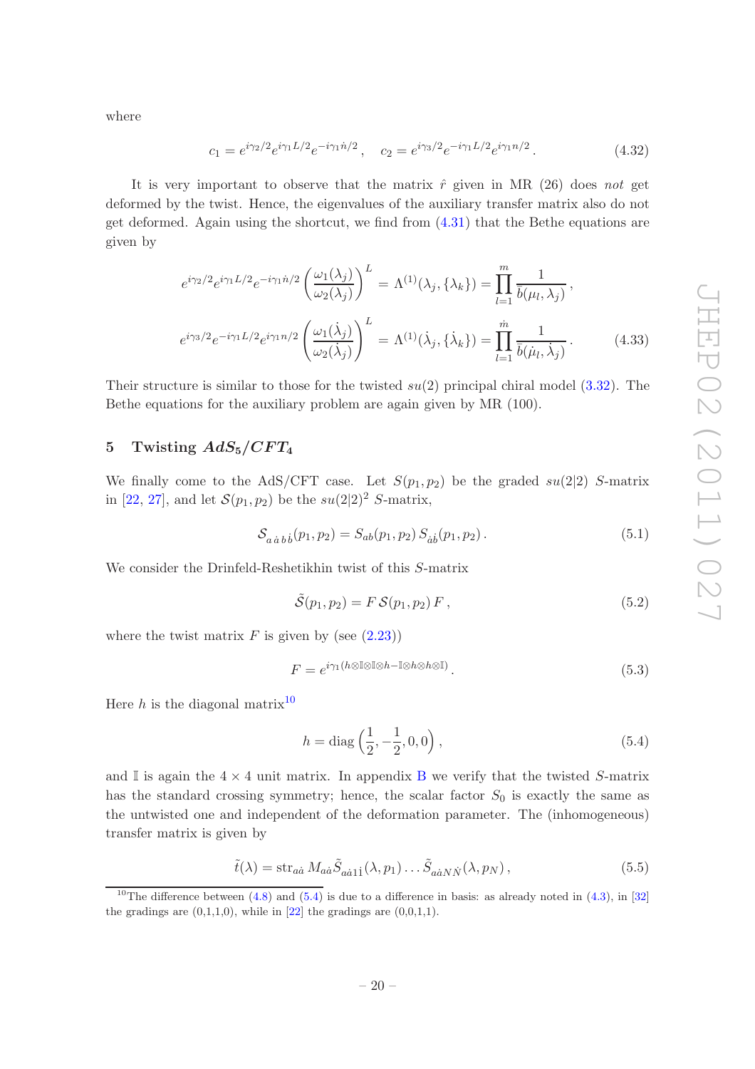where

$$c_1 = e^{i\gamma_2/2} e^{i\gamma_1 L/2} e^{-i\gamma_1 \dot{n}/2}\,, \quad c_2 = e^{i\gamma_3/2} e^{-i\gamma_1 L/2} e^{i\gamma_1 n/2}\,. \tag{4.32}$$

It is very important to observe that the matrix $\hat{r}$ given in MR (26) does *not* get deformed by the twist. Hence, the eigenvalues of the auxiliary transfer matrix also do not get deformed. Again using the shortcut, we find from (4.31) that the Bethe equations are given by

$$\begin{aligned}
e^{i\gamma_2/2} e^{i\gamma_1 L/2} e^{-i\gamma_1 \dot{n}/2} \left(\frac{\omega_1(\lambda_j)}{\omega_2(\lambda_j)}\right)^L &= \Lambda^{(1)}(\lambda_j, \{\lambda_k\}) = \prod_{l=1}^{m} \frac{1}{\bar{b}(\mu_l, \lambda_j)}\,, \\
e^{i\gamma_3/2} e^{-i\gamma_1 L/2} e^{i\gamma_1 n/2} \left(\frac{\omega_1(\dot{\lambda}_j)}{\omega_2(\dot{\lambda}_j)}\right)^L &= \Lambda^{(1)}(\dot{\lambda}_j, \{\dot{\lambda}_k\}) = \prod_{l=1}^{\dot{m}} \frac{1}{\bar{b}(\dot{\mu}_l, \dot{\lambda}_j)}\,.
\end{aligned} \tag{4.33}$$

Their structure is similar to those for the twisted $su(2)$ principal chiral model (3.32). The Bethe equations for the auxiliary problem are again given by MR (100).

## 5 Twisting $AdS_5/CFT_4$

We finally come to the AdS/CFT case. Let $S(p_1, p_2)$ be the graded $su(2|2)$ $S$-matrix in [22, 27], and let $\mathcal{S}(p_1, p_2)$ be the $su(2|2)^2$ $S$-matrix,

$$\mathcal{S}_{a\,\dot{a}\,b\,\dot{b}}(p_1, p_2) = S_{ab}(p_1, p_2)\, S_{\dot{a}\dot{b}}(p_1, p_2)\,. \tag{5.1}$$

We consider the Drinfeld-Reshetikhin twist of this $S$-matrix

$$\tilde{\mathcal{S}}(p_1, p_2) = F\, \mathcal{S}(p_1, p_2)\, F\,, \tag{5.2}$$

where the twist matrix $F$ is given by (see (2.23))

$$F = e^{i\gamma_1 (h\otimes\mathbb{I}\otimes\mathbb{I}\otimes h - \mathbb{I}\otimes h\otimes h\otimes\mathbb{I})}\,. \tag{5.3}$$

Here $h$ is the diagonal matrix[10]

$$h = \text{diag}\left(\frac{1}{2}, -\frac{1}{2}, 0, 0\right)\,, \tag{5.4}$$

and $\mathbb{I}$ is again the $4\times 4$ unit matrix. In appendix B we verify that the twisted $S$-matrix has the standard crossing symmetry; hence, the scalar factor $S_0$ is exactly the same as the untwisted one and independent of the deformation parameter. The (inhomogeneous) transfer matrix is given by

$$\tilde{t}(\lambda) = \text{str}_{a\dot{a}}\, M_{a\dot{a}} \tilde{\mathcal{S}}_{a\dot{a}1\dot{1}}(\lambda, p_1) \ldots \tilde{\mathcal{S}}_{a\dot{a}N\dot{N}}(\lambda, p_N)\,, \tag{5.5}$$

[10] The difference between (4.8) and (5.4) is due to a difference in basis: as already noted in (4.3), in [32] the gradings are (0,1,1,0), while in [22] the gradings are (0,0,1,1).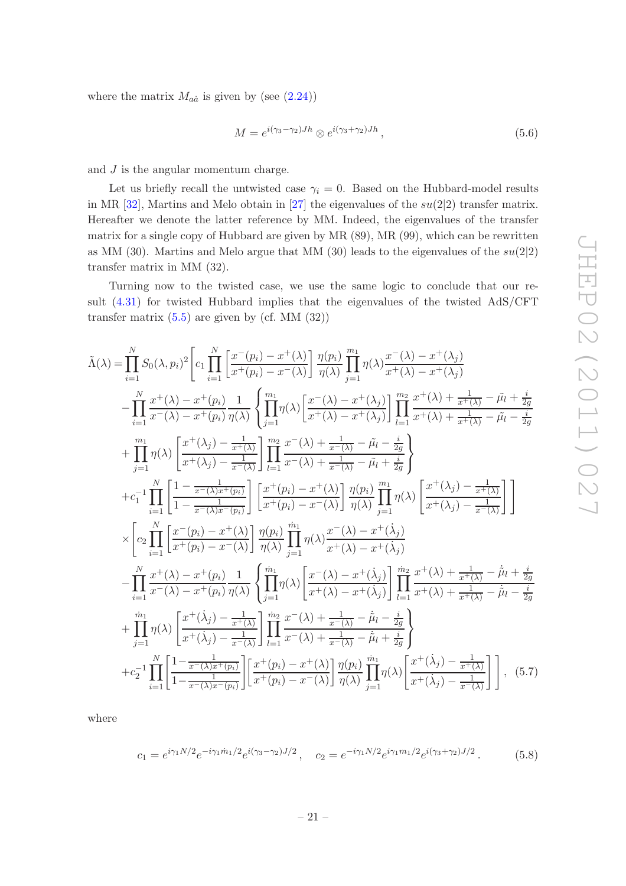where the matrix $M_{a\dot{a}}$ is given by (see (2.24))

$$M = e^{i(\gamma_3-\gamma_2)Jh} \otimes e^{i(\gamma_3+\gamma_2)Jh}\,, \tag{5.6}$$

and $J$ is the angular momentum charge.

Let us briefly recall the untwisted case $\gamma_i = 0$. Based on the Hubbard-model results in MR [32], Martins and Melo obtain in [27] the eigenvalues of the $su(2|2)$ transfer matrix. Hereafter we denote the latter reference by MM. Indeed, the eigenvalues of the transfer matrix for a single copy of Hubbard are given by MR (89), MR (99), which can be rewritten as MM (30). Martins and Melo argue that MM (30) leads to the eigenvalues of the $su(2|2)$ transfer matrix in MM (32).

Turning now to the twisted case, we use the same logic to conclude that our result (4.31) for twisted Hubbard implies that the eigenvalues of the twisted AdS/CFT transfer matrix (5.5) are given by (cf. MM (32))

$$\begin{aligned}
\tilde{\Lambda}(\lambda) = \prod_{i=1}^{N} S_0(\lambda,p_i)^2 \Bigg[ & c_1 \prod_{i=1}^{N} \left[\frac{x^-(p_i)-x^+(\lambda)}{x^+(p_i)-x^-(\lambda)}\right] \frac{\eta(p_i)}{\eta(\lambda)} \prod_{j=1}^{m_1} \eta(\lambda) \frac{x^-(\lambda)-x^+(\lambda_j)}{x^+(\lambda)-x^+(\lambda_j)} \\
& - \prod_{i=1}^{N} \frac{x^+(\lambda)-x^+(p_i)}{x^-(\lambda)-x^+(p_i)} \frac{1}{\eta(\lambda)} \left\{ \prod_{j=1}^{m_1} \eta(\lambda) \left[\frac{x^-(\lambda)-x^+(\lambda_j)}{x^+(\lambda)-x^+(\lambda_j)}\right] \prod_{l=1}^{m_2} \frac{x^+(\lambda)+\frac{1}{x^+(\lambda)}-\tilde{\mu}_l+\frac{i}{2g}}{x^+(\lambda)+\frac{1}{x^+(\lambda)}-\tilde{\mu}_l-\frac{i}{2g}} \right. \\
& \left. + \prod_{j=1}^{m_1} \eta(\lambda) \left[\frac{x^+(\lambda_j)-\frac{1}{x^+(\lambda)}}{x^+(\lambda_j)-\frac{1}{x^-(\lambda)}}\right] \prod_{l=1}^{m_2} \frac{x^-(\lambda)+\frac{1}{x^-(\lambda)}-\tilde{\mu}_l-\frac{i}{2g}}{x^-(\lambda)+\frac{1}{x^-(\lambda)}-\tilde{\mu}_l+\frac{i}{2g}} \right\} \\
& + c_1^{-1} \prod_{i=1}^{N} \left[\frac{1-\frac{1}{x^-(\lambda)x^+(p_i)}}{1-\frac{1}{x^-(\lambda)x^-(p_i)}}\right] \left[\frac{x^+(p_i)-x^+(\lambda)}{x^+(p_i)-x^-(\lambda)}\right] \frac{\eta(p_i)}{\eta(\lambda)} \prod_{j=1}^{m_1} \eta(\lambda) \left[\frac{x^+(\lambda_j)-\frac{1}{x^+(\lambda)}}{x^+(\lambda_j)-\frac{1}{x^-(\lambda)}}\right] \Bigg] \\
\times \Bigg[ & c_2 \prod_{i=1}^{N} \left[\frac{x^-(p_i)-x^+(\lambda)}{x^+(p_i)-x^-(\lambda)}\right] \frac{\eta(p_i)}{\eta(\lambda)} \prod_{j=1}^{\dot{m}_1} \eta(\lambda) \frac{x^-(\lambda)-x^+(\dot{\lambda}_j)}{x^+(\lambda)-x^+(\dot{\lambda}_j)} \\
& - \prod_{i=1}^{N} \frac{x^+(\lambda)-x^+(p_i)}{x^-(\lambda)-x^+(p_i)} \frac{1}{\eta(\lambda)} \left\{ \prod_{j=1}^{\dot{m}_1} \eta(\lambda) \left[\frac{x^-(\lambda)-x^+(\dot{\lambda}_j)}{x^+(\lambda)-x^+(\dot{\lambda}_j)}\right] \prod_{l=1}^{\dot{m}_2} \frac{x^+(\lambda)+\frac{1}{x^+(\lambda)}-\dot{\tilde{\mu}}_l+\frac{i}{2g}}{x^+(\lambda)+\frac{1}{x^+(\lambda)}-\dot{\tilde{\mu}}_l-\frac{i}{2g}} \right. \\
& \left. + \prod_{j=1}^{\dot{m}_1} \eta(\lambda) \left[\frac{x^+(\dot{\lambda}_j)-\frac{1}{x^+(\lambda)}}{x^+(\dot{\lambda}_j)-\frac{1}{x^-(\lambda)}}\right] \prod_{l=1}^{\dot{m}_2} \frac{x^-(\lambda)+\frac{1}{x^-(\lambda)}-\dot{\tilde{\mu}}_l-\frac{i}{2g}}{x^-(\lambda)+\frac{1}{x^-(\lambda)}-\dot{\tilde{\mu}}_l+\frac{i}{2g}} \right\} \\
& + c_2^{-1} \prod_{i=1}^{N} \left[\frac{1-\frac{1}{x^-(\lambda)x^+(p_i)}}{1-\frac{1}{x^-(\lambda)x^-(p_i)}}\right] \left[\frac{x^+(p_i)-x^+(\lambda)}{x^+(p_i)-x^-(\lambda)}\right] \frac{\eta(p_i)}{\eta(\lambda)} \prod_{j=1}^{\dot{m}_1} \eta(\lambda) \left[\frac{x^+(\dot{\lambda}_j)-\frac{1}{x^+(\lambda)}}{x^+(\dot{\lambda}_j)-\frac{1}{x^-(\lambda)}}\right] \Bigg], 
\end{aligned} \tag{5.7}$$

where

$$c_1 = e^{i\gamma_1 N/2} e^{-i\gamma_1 \dot{m}_1/2} e^{i(\gamma_3-\gamma_2)J/2}\,, \quad c_2 = e^{-i\gamma_1 N/2} e^{i\gamma_1 m_1/2} e^{i(\gamma_3+\gamma_2)J/2}\,. \tag{5.8}$$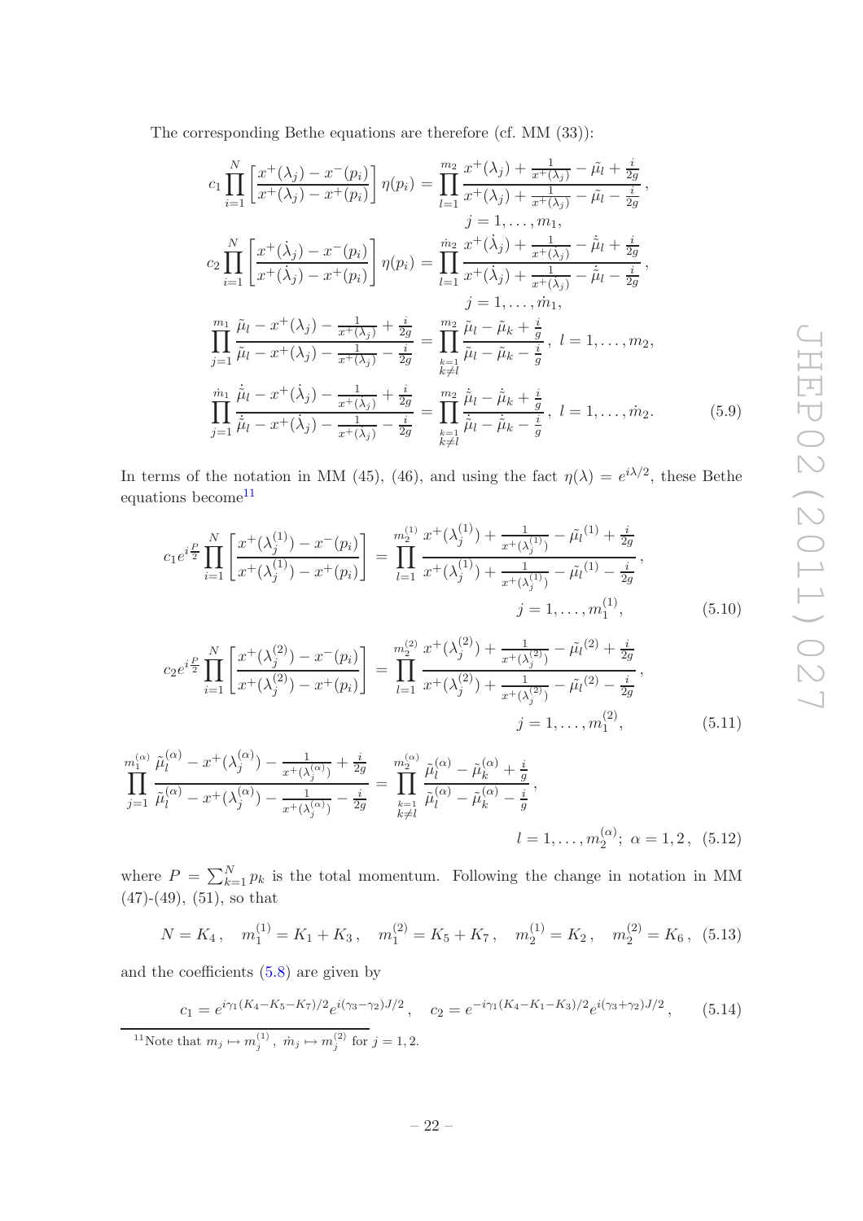The corresponding Bethe equations are therefore (cf. MM (33)):

$$
\begin{aligned}
c_1 \prod_{i=1}^{N} \left[\frac{x^+(\lambda_j) - x^-(p_i)}{x^+(\lambda_j) - x^+(p_i)}\right] \eta(p_i) &= \prod_{l=1}^{m_2} \frac{x^+(\lambda_j) + \frac{1}{x^+(\lambda_j)} - \tilde{\mu}_l + \frac{i}{2g}}{x^+(\lambda_j) + \frac{1}{x^+(\lambda_j)} - \tilde{\mu}_l - \frac{i}{2g}}\,, \\
&\qquad j = 1, \ldots, m_1, \\
c_2 \prod_{i=1}^{N} \left[\frac{x^+(\dot{\lambda}_j) - x^-(p_i)}{x^+(\dot{\lambda}_j) - x^+(p_i)}\right] \eta(p_i) &= \prod_{l=1}^{\dot{m}_2} \frac{x^+(\dot{\lambda}_j) + \frac{1}{x^+(\dot{\lambda}_j)} - \dot{\tilde{\mu}}_l + \frac{i}{2g}}{x^+(\dot{\lambda}_j) + \frac{1}{x^+(\dot{\lambda}_j)} - \dot{\tilde{\mu}}_l - \frac{i}{2g}}\,, \\
&\qquad j = 1, \ldots, \dot{m}_1, \\
\prod_{j=1}^{m_1} \frac{\tilde{\mu}_l - x^+(\lambda_j) - \frac{1}{x^+(\lambda_j)} + \frac{i}{2g}}{\tilde{\mu}_l - x^+(\lambda_j) - \frac{1}{x^+(\lambda_j)} - \frac{i}{2g}} &= \prod_{\substack{k=1 \\ k \neq l}}^{m_2} \frac{\tilde{\mu}_l - \tilde{\mu}_k + \frac{i}{g}}{\tilde{\mu}_l - \tilde{\mu}_k - \frac{i}{g}}\,, \; l = 1, \ldots, m_2, \\
\prod_{j=1}^{\dot{m}_1} \frac{\dot{\tilde{\mu}}_l - x^+(\dot{\lambda}_j) - \frac{1}{x^+(\dot{\lambda}_j)} + \frac{i}{2g}}{\dot{\tilde{\mu}}_l - x^+(\dot{\lambda}_j) - \frac{1}{x^+(\dot{\lambda}_j)} - \frac{i}{2g}} &= \prod_{\substack{k=1 \\ k \neq l}}^{m_2} \frac{\dot{\tilde{\mu}}_l - \dot{\tilde{\mu}}_k + \frac{i}{g}}{\dot{\tilde{\mu}}_l - \dot{\tilde{\mu}}_k - \frac{i}{g}}\,, \; l = 1, \ldots, \dot{m}_2.
\end{aligned}
\tag{5.9}
$$

In terms of the notation in MM (45), (46), and using the fact $\eta(\lambda) = e^{i\lambda/2}$, these Bethe equations become[11]

$$
c_1 e^{i\frac{P}{2}} \prod_{i=1}^{N} \left[\frac{x^+(\lambda_j^{(1)}) - x^-(p_i)}{x^+(\lambda_j^{(1)}) - x^+(p_i)}\right] = \prod_{l=1}^{m_2^{(1)}} \frac{x^+(\lambda_j^{(1)}) + \frac{1}{x^+(\lambda_j^{(1)})} - \tilde{\mu}_l^{(1)} + \frac{i}{2g}}{x^+(\lambda_j^{(1)}) + \frac{1}{x^+(\lambda_j^{(1)})} - \tilde{\mu}_l^{(1)} - \frac{i}{2g}}\,, \qquad j = 1, \ldots, m_1^{(1)}, \tag{5.10}
$$

$$
c_2 e^{i\frac{P}{2}} \prod_{i=1}^{N} \left[\frac{x^+(\lambda_j^{(2)}) - x^-(p_i)}{x^+(\lambda_j^{(2)}) - x^+(p_i)}\right] = \prod_{l=1}^{m_2^{(2)}} \frac{x^+(\lambda_j^{(2)}) + \frac{1}{x^+(\lambda_j^{(2)})} - \tilde{\mu}_l^{(2)} + \frac{i}{2g}}{x^+(\lambda_j^{(2)}) + \frac{1}{x^+(\lambda_j^{(2)})} - \tilde{\mu}_l^{(2)} - \frac{i}{2g}}\,, \qquad j = 1, \ldots, m_1^{(2)}, \tag{5.11}
$$

$$
\prod_{j=1}^{m_1^{(\alpha)}} \frac{\tilde{\mu}_l^{(\alpha)} - x^+(\lambda_j^{(\alpha)}) - \frac{1}{x^+(\lambda_j^{(\alpha)})} + \frac{i}{2g}}{\tilde{\mu}_l^{(\alpha)} - x^+(\lambda_j^{(\alpha)}) - \frac{1}{x^+(\lambda_j^{(\alpha)})} - \frac{i}{2g}} = \prod_{\substack{k=1 \\ k \neq l}}^{m_2^{(\alpha)}} \frac{\tilde{\mu}_l^{(\alpha)} - \tilde{\mu}_k^{(\alpha)} + \frac{i}{g}}{\tilde{\mu}_l^{(\alpha)} - \tilde{\mu}_k^{(\alpha)} - \frac{i}{g}}\,, \qquad l = 1, \ldots, m_2^{(\alpha)};\; \alpha = 1, 2\,, \tag{5.12}
$$

where $P = \sum_{k=1}^{N} p_k$ is the total momentum. Following the change in notation in MM (47)-(49), (51), so that

$$
N = K_4\,, \quad m_1^{(1)} = K_1 + K_3\,, \quad m_1^{(2)} = K_5 + K_7\,, \quad m_2^{(1)} = K_2\,, \quad m_2^{(2)} = K_6\,, \tag{5.13}
$$

and the coefficients (5.8) are given by

$$
c_1 = e^{i\gamma_1(K_4 - K_5 - K_7)/2} e^{i(\gamma_3 - \gamma_2)J/2}\,, \quad c_2 = e^{-i\gamma_1(K_4 - K_1 - K_3)/2} e^{i(\gamma_3 + \gamma_2)J/2}\,, \tag{5.14}
$$

[11] Note that $m_j \mapsto m_j^{(1)}$, $\dot{m}_j \mapsto m_j^{(2)}$ for $j = 1, 2$.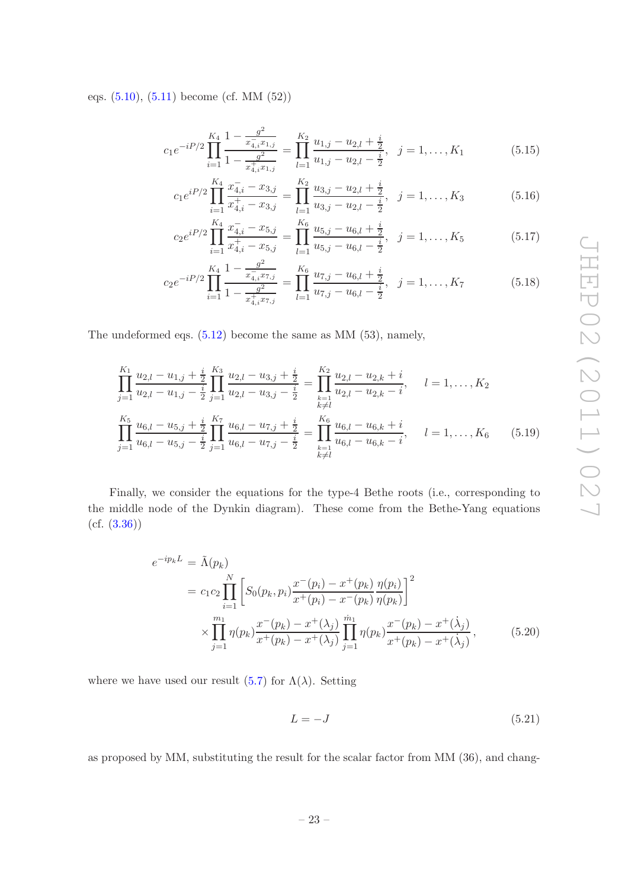eqs. (5.10), (5.11) become (cf. MM (52))

$$c_1 e^{-iP/2} \prod_{i=1}^{K_4} \frac{1 - \frac{g^2}{x_{4,i}^- x_{1,j}}}{1 - \frac{g^2}{x_{4,i}^+ x_{1,j}}} = \prod_{l=1}^{K_2} \frac{u_{1,j} - u_{2,l} + \frac{i}{2}}{u_{1,j} - u_{2,l} - \frac{i}{2}}, \quad j = 1, \ldots, K_1 \tag{5.15}$$

$$c_1 e^{iP/2} \prod_{i=1}^{K_4} \frac{x_{4,i}^- - x_{3,j}}{x_{4,i}^+ - x_{3,j}} = \prod_{l=1}^{K_2} \frac{u_{3,j} - u_{2,l} + \frac{i}{2}}{u_{3,j} - u_{2,l} - \frac{i}{2}}, \quad j = 1, \ldots, K_3 \tag{5.16}$$

$$c_2 e^{iP/2} \prod_{i=1}^{K_4} \frac{x_{4,i}^- - x_{5,j}}{x_{4,i}^+ - x_{5,j}} = \prod_{l=1}^{K_6} \frac{u_{5,j} - u_{6,l} + \frac{i}{2}}{u_{5,j} - u_{6,l} - \frac{i}{2}}, \quad j = 1, \ldots, K_5 \tag{5.17}$$

$$c_2 e^{-iP/2} \prod_{i=1}^{K_4} \frac{1 - \frac{g^2}{x_{4,i}^- x_{7,j}}}{1 - \frac{g^2}{x_{4,i}^+ x_{7,j}}} = \prod_{l=1}^{K_6} \frac{u_{7,j} - u_{6,l} + \frac{i}{2}}{u_{7,j} - u_{6,l} - \frac{i}{2}}, \quad j = 1, \ldots, K_7 \tag{5.18}$$

The undeformed eqs. (5.12) become the same as MM (53), namely,

$$\prod_{j=1}^{K_1} \frac{u_{2,l} - u_{1,j} + \frac{i}{2}}{u_{2,l} - u_{1,j} - \frac{i}{2}} \prod_{j=1}^{K_3} \frac{u_{2,l} - u_{3,j} + \frac{i}{2}}{u_{2,l} - u_{3,j} - \frac{i}{2}} = \prod_{\substack{k=1 \\ k \neq l}}^{K_2} \frac{u_{2,l} - u_{2,k} + i}{u_{2,l} - u_{2,k} - i}, \quad l = 1, \ldots, K_2$$

$$\prod_{j=1}^{K_5} \frac{u_{6,l} - u_{5,j} + \frac{i}{2}}{u_{6,l} - u_{5,j} - \frac{i}{2}} \prod_{j=1}^{K_7} \frac{u_{6,l} - u_{7,j} + \frac{i}{2}}{u_{6,l} - u_{7,j} - \frac{i}{2}} = \prod_{\substack{k=1 \\ k \neq l}}^{K_6} \frac{u_{6,l} - u_{6,k} + i}{u_{6,l} - u_{6,k} - i}, \quad l = 1, \ldots, K_6 \tag{5.19}$$

Finally, we consider the equations for the type-4 Bethe roots (i.e., corresponding to the middle node of the Dynkin diagram). These come from the Bethe-Yang equations (cf. (3.36))

$$\begin{aligned}
e^{-ip_k L} &= \tilde{\Lambda}(p_k) \\
&= c_1 c_2 \prod_{i=1}^{N} \left[ S_0(p_k, p_i) \frac{x^-(p_i) - x^+(p_k)}{x^+(p_i) - x^-(p_k)} \frac{\eta(p_i)}{\eta(p_k)} \right]^2 \\
&\quad \times \prod_{j=1}^{m_1} \eta(p_k) \frac{x^-(p_k) - x^+(\lambda_j)}{x^+(p_k) - x^+(\lambda_j)} \prod_{j=1}^{\dot{m}_1} \eta(p_k) \frac{x^-(p_k) - x^+(\dot{\lambda}_j)}{x^+(p_k) - x^+(\dot{\lambda}_j)} ,
\end{aligned} \tag{5.20}$$

where we have used our result (5.7) for $\Lambda(\lambda)$. Setting

$$L = -J \tag{5.21}$$

as proposed by MM, substituting the result for the scalar factor from MM (36), and chang-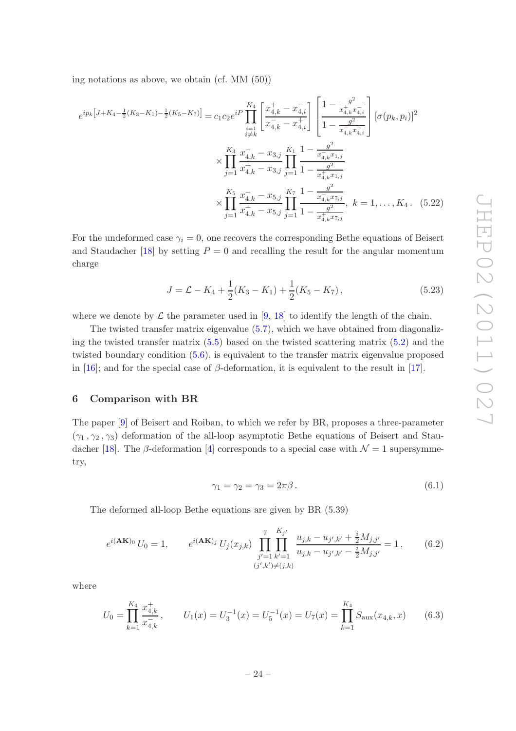ing notations as above, we obtain (cf. MM (50))

$$e^{ip_k\left[J+K_4-\frac{1}{2}(K_3-K_1)-\frac{1}{2}(K_5-K_7)\right]} = c_1 c_2 e^{iP} \prod_{\substack{i=1\\ i\neq k}}^{K_4} \left[\frac{x_{4,k}^+ - x_{4,i}^-}{x_{4,k}^- - x_{4,i}^+}\right] \left[\frac{1-\frac{g^2}{x_{4,k}^+ x_{4,i}^-}}{1-\frac{g^2}{x_{4,k}^- x_{4,i}^+}}\right] [\sigma(p_k,p_i)]^2$$
$$\times \prod_{j=1}^{K_3} \frac{x_{4,k}^- - x_{3,j}}{x_{4,k}^+ - x_{3,j}} \prod_{j=1}^{K_1} \frac{1-\frac{g^2}{x_{4,k}^- x_{1,j}}}{1-\frac{g^2}{x_{4,k}^+ x_{1,j}}}$$
$$\times \prod_{j=1}^{K_5} \frac{x_{4,k}^- - x_{5,j}}{x_{4,k}^+ - x_{5,j}} \prod_{j=1}^{K_7} \frac{1-\frac{g^2}{x_{4,k}^- x_{7,j}}}{1-\frac{g^2}{x_{4,k}^+ x_{7,j}}},\quad k=1,\ldots,K_4\,. \tag{5.22}$$

For the undeformed case $\gamma_i = 0$, one recovers the corresponding Bethe equations of Beisert and Staudacher [18] by setting $P=0$ and recalling the result for the angular momentum charge

$$J = \mathcal{L} - K_4 + \frac{1}{2}(K_3-K_1) + \frac{1}{2}(K_5-K_7)\,, \tag{5.23}$$

where we denote by $\mathcal{L}$ the parameter used in [9, 18] to identify the length of the chain.

The twisted transfer matrix eigenvalue (5.7), which we have obtained from diagonalizing the twisted transfer matrix (5.5) based on the twisted scattering matrix (5.2) and the twisted boundary condition (5.6), is equivalent to the transfer matrix eigenvalue proposed in [16]; and for the special case of $\beta$-deformation, it is equivalent to the result in [17].

## 6 Comparison with BR

The paper [9] of Beisert and Roiban, to which we refer by BR, proposes a three-parameter $(\gamma_1, \gamma_2, \gamma_3)$ deformation of the all-loop asymptotic Bethe equations of Beisert and Staudacher [18]. The $\beta$-deformation [4] corresponds to a special case with $\mathcal{N}=1$ supersymmetry,

$$\gamma_1 = \gamma_2 = \gamma_3 = 2\pi\beta\,. \tag{6.1}$$

The deformed all-loop Bethe equations are given by BR (5.39)

$$e^{i(\mathbf{A}\mathbf{K})_0}\, U_0 = 1, \qquad e^{i(\mathbf{A}\mathbf{K})_j}\, U_j(x_{j,k}) \prod_{\substack{j'=1\\ (j',k')\neq(j,k)}}^{7} \prod_{k'=1}^{K_{j'}} \frac{u_{j,k} - u_{j',k'} + \frac{i}{2}M_{j,j'}}{u_{j,k} - u_{j',k'} - \frac{i}{2}M_{j,j'}} = 1\,, \tag{6.2}$$

where

$$U_0 = \prod_{k=1}^{K_4} \frac{x_{4,k}^+}{x_{4,k}^-}\,, \qquad U_1(x) = U_3^{-1}(x) = U_5^{-1}(x) = U_7(x) = \prod_{k=1}^{K_4} S_{\rm aux}(x_{4,k}, x) \tag{6.3}$$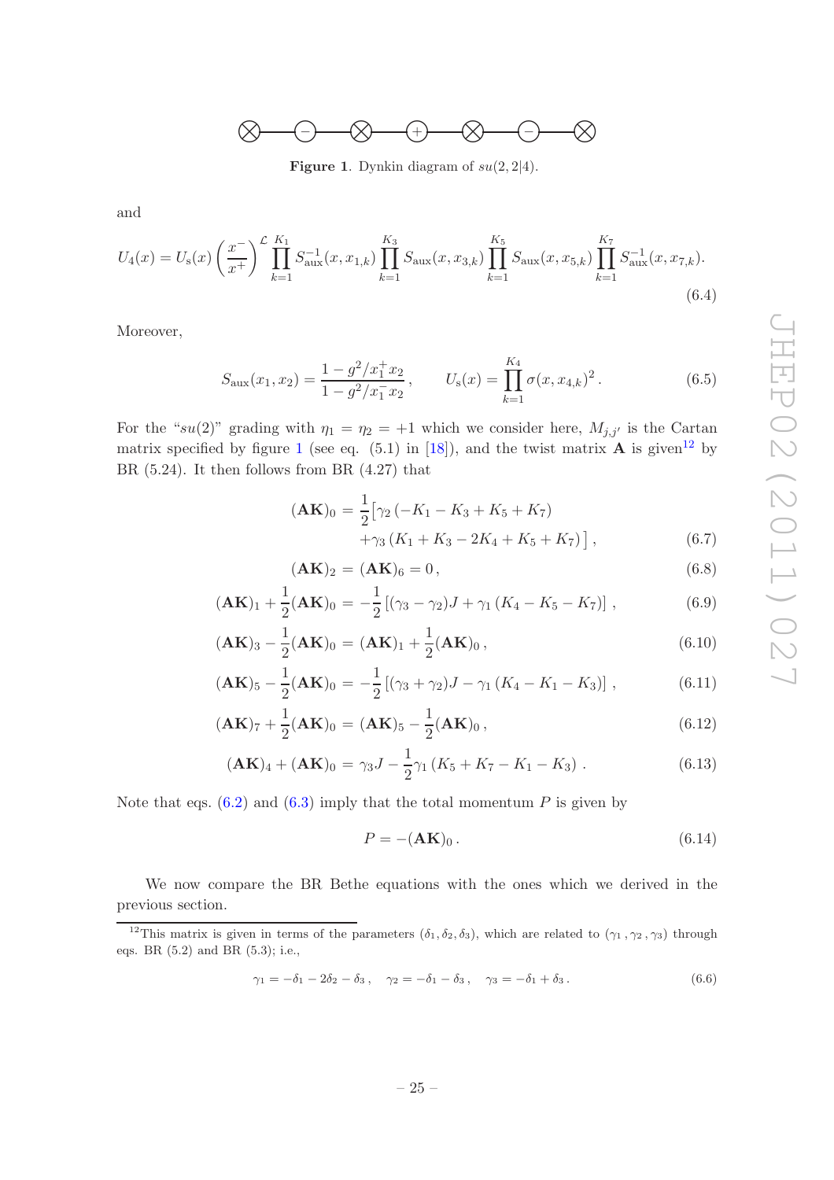Figure 1. Dynkin diagram of $su(2,2|4)$.

and

$$U_4(x) = U_{\rm s}(x) \left(\frac{x^-}{x^+}\right)^{\mathcal{L}} \prod_{k=1}^{K_1} S_{\rm aux}^{-1}(x, x_{1,k}) \prod_{k=1}^{K_3} S_{\rm aux}(x, x_{3,k}) \prod_{k=1}^{K_5} S_{\rm aux}(x, x_{5,k}) \prod_{k=1}^{K_7} S_{\rm aux}^{-1}(x, x_{7,k}). \tag{6.4}$$

Moreover,

$$S_{\rm aux}(x_1, x_2) = \frac{1 - g^2/x_1^+ x_2}{1 - g^2/x_1^- x_2}\,, \qquad U_{\rm s}(x) = \prod_{k=1}^{K_4} \sigma(x, x_{4,k})^2\,. \tag{6.5}$$

For the "$su(2)$" grading with $\eta_1 = \eta_2 = +1$ which we consider here, $M_{j,j'}$ is the Cartan matrix specified by figure 1 (see eq. (5.1) in [18]), and the twist matrix $\mathbf{A}$ is given[12] by BR (5.24). It then follows from BR (4.27) that

$$\begin{aligned}
(\mathbf{AK})_0 &= \frac{1}{2}\big[\gamma_2\,(-K_1 - K_3 + K_5 + K_7) \\
&\quad + \gamma_3\,(K_1 + K_3 - 2K_4 + K_5 + K_7)\big]\,, && (6.7)\\
(\mathbf{AK})_2 &= (\mathbf{AK})_6 = 0\,, && (6.8)\\
(\mathbf{AK})_1 + \frac{1}{2}(\mathbf{AK})_0 &= -\frac{1}{2}\left[(\gamma_3 - \gamma_2)J + \gamma_1\,(K_4 - K_5 - K_7)\right]\,, && (6.9)\\
(\mathbf{AK})_3 - \frac{1}{2}(\mathbf{AK})_0 &= (\mathbf{AK})_1 + \frac{1}{2}(\mathbf{AK})_0\,, && (6.10)\\
(\mathbf{AK})_5 - \frac{1}{2}(\mathbf{AK})_0 &= -\frac{1}{2}\left[(\gamma_3 + \gamma_2)J - \gamma_1\,(K_4 - K_1 - K_3)\right]\,, && (6.11)\\
(\mathbf{AK})_7 + \frac{1}{2}(\mathbf{AK})_0 &= (\mathbf{AK})_5 - \frac{1}{2}(\mathbf{AK})_0\,, && (6.12)\\
(\mathbf{AK})_4 + (\mathbf{AK})_0 &= \gamma_3 J - \frac{1}{2}\gamma_1\,(K_5 + K_7 - K_1 - K_3)\,. && (6.13)
\end{aligned}$$

Note that eqs. (6.2) and (6.3) imply that the total momentum $P$ is given by

$$P = -(\mathbf{AK})_0\,. \tag{6.14}$$

We now compare the BR Bethe equations with the ones which we derived in the previous section.

---

[12] This matrix is given in terms of the parameters $(\delta_1, \delta_2, \delta_3)$, which are related to $(\gamma_1\,, \gamma_2\,, \gamma_3)$ through eqs. BR (5.2) and BR (5.3); i.e.,

$$\gamma_1 = -\delta_1 - 2\delta_2 - \delta_3\,, \quad \gamma_2 = -\delta_1 - \delta_3\,, \quad \gamma_3 = -\delta_1 + \delta_3\,. \tag{6.6}$$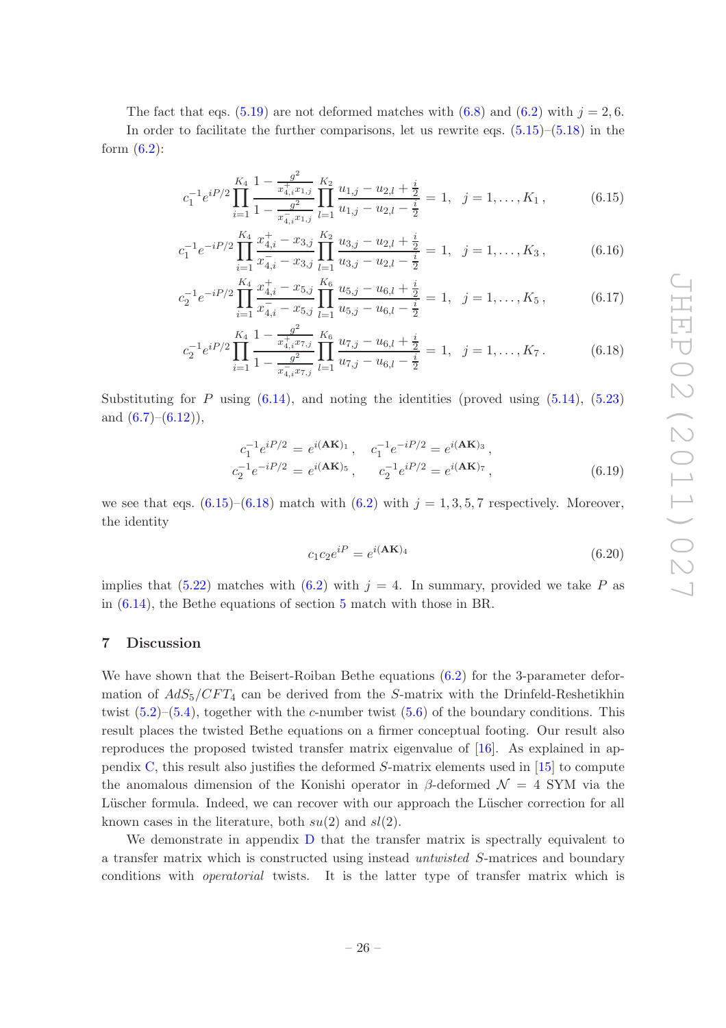The fact that eqs. (5.19) are not deformed matches with (6.8) and (6.2) with $j = 2, 6$.

In order to facilitate the further comparisons, let us rewrite eqs. (5.15)–(5.18) in the form (6.2):

$$c_1^{-1} e^{iP/2} \prod_{i=1}^{K_4} \frac{1 - \frac{g^2}{x_{4,i}^+ x_{1,j}}}{1 - \frac{g^2}{x_{4,i}^- x_{1,j}}} \prod_{l=1}^{K_2} \frac{u_{1,j} - u_{2,l} + \frac{i}{2}}{u_{1,j} - u_{2,l} - \frac{i}{2}} = 1, \quad j = 1, \dots, K_1 \,, \tag{6.15}$$

$$c_1^{-1} e^{-iP/2} \prod_{i=1}^{K_4} \frac{x_{4,i}^+ - x_{3,j}}{x_{4,i}^- - x_{3,j}} \prod_{l=1}^{K_2} \frac{u_{3,j} - u_{2,l} + \frac{i}{2}}{u_{3,j} - u_{2,l} - \frac{i}{2}} = 1, \quad j = 1, \dots, K_3 \,, \tag{6.16}$$

$$c_2^{-1} e^{-iP/2} \prod_{i=1}^{K_4} \frac{x_{4,i}^+ - x_{5,j}}{x_{4,i}^- - x_{5,j}} \prod_{l=1}^{K_6} \frac{u_{5,j} - u_{6,l} + \frac{i}{2}}{u_{5,j} - u_{6,l} - \frac{i}{2}} = 1, \quad j = 1, \dots, K_5 \,, \tag{6.17}$$

$$c_2^{-1} e^{iP/2} \prod_{i=1}^{K_4} \frac{1 - \frac{g^2}{x_{4,i}^+ x_{7,j}}}{1 - \frac{g^2}{x_{4,i}^- x_{7,j}}} \prod_{l=1}^{K_6} \frac{u_{7,j} - u_{6,l} + \frac{i}{2}}{u_{7,j} - u_{6,l} - \frac{i}{2}} = 1, \quad j = 1, \dots, K_7 \,. \tag{6.18}$$

Substituting for $P$ using (6.14), and noting the identities (proved using (5.14), (5.23) and (6.7)–(6.12)),

$$\begin{aligned} c_1^{-1} e^{iP/2} &= e^{i(\mathbf{AK})_1} \,, \quad & c_1^{-1} e^{-iP/2} &= e^{i(\mathbf{AK})_3} \,, \\ c_2^{-1} e^{-iP/2} &= e^{i(\mathbf{AK})_5} \,, \quad & c_2^{-1} e^{iP/2} &= e^{i(\mathbf{AK})_7} \,, \end{aligned} \tag{6.19}$$

we see that eqs. (6.15)–(6.18) match with (6.2) with $j = 1, 3, 5, 7$ respectively. Moreover, the identity

$$c_1 c_2 e^{iP} = e^{i(\mathbf{AK})_4} \tag{6.20}$$

implies that (5.22) matches with (6.2) with $j = 4$. In summary, provided we take $P$ as in (6.14), the Bethe equations of section 5 match with those in BR.

## 7 Discussion

We have shown that the Beisert-Roiban Bethe equations (6.2) for the 3-parameter deformation of $AdS_5/CFT_4$ can be derived from the $S$-matrix with the Drinfeld-Reshetikhin twist (5.2)–(5.4), together with the $c$-number twist (5.6) of the boundary conditions. This result places the twisted Bethe equations on a firmer conceptual footing. Our result also reproduces the proposed twisted transfer matrix eigenvalue of [16]. As explained in appendix C, this result also justifies the deformed $S$-matrix elements used in [15] to compute the anomalous dimension of the Konishi operator in $\beta$-deformed $\mathcal{N} = 4$ SYM via the Lüscher formula. Indeed, we can recover with our approach the Lüscher correction for all known cases in the literature, both $su(2)$ and $sl(2)$.

We demonstrate in appendix D that the transfer matrix is spectrally equivalent to a transfer matrix which is constructed using instead *untwisted* $S$-matrices and boundary conditions with *operatorial* twists. It is the latter type of transfer matrix which is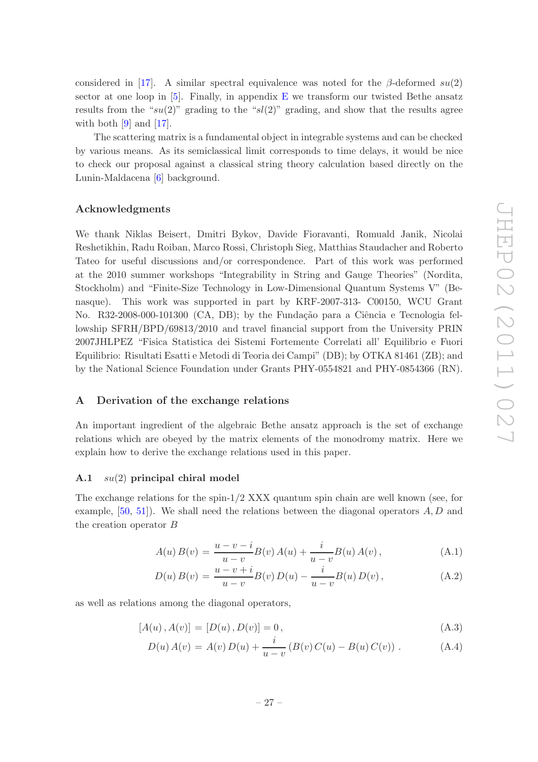considered in [17]. A similar spectral equivalence was noted for the $\beta$-deformed $su(2)$ sector at one loop in [5]. Finally, in appendix E we transform our twisted Bethe ansatz results from the "$su(2)$" grading to the "$sl(2)$" grading, and show that the results agree with both [9] and [17].

The scattering matrix is a fundamental object in integrable systems and can be checked by various means. As its semiclassical limit corresponds to time delays, it would be nice to check our proposal against a classical string theory calculation based directly on the Lunin-Maldacena [6] background.

## Acknowledgments

We thank Niklas Beisert, Dmitri Bykov, Davide Fioravanti, Romuald Janik, Nicolai Reshetikhin, Radu Roiban, Marco Rossi, Christoph Sieg, Matthias Staudacher and Roberto Tateo for useful discussions and/or correspondence. Part of this work was performed at the 2010 summer workshops "Integrability in String and Gauge Theories" (Nordita, Stockholm) and "Finite-Size Technology in Low-Dimensional Quantum Systems V" (Benasque). This work was supported in part by KRF-2007-313- C00150, WCU Grant No. R32-2008-000-101300 (CA, DB); by the Fundação para a Ciência e Tecnologia fellowship SFRH/BPD/69813/2010 and travel financial support from the University PRIN 2007JHLPEZ "Fisica Statistica dei Sistemi Fortemente Correlati all' Equilibrio e Fuori Equilibrio: Risultati Esatti e Metodi di Teoria dei Campi" (DB); by OTKA 81461 (ZB); and by the National Science Foundation under Grants PHY-0554821 and PHY-0854366 (RN).

## A Derivation of the exchange relations

An important ingredient of the algebraic Bethe ansatz approach is the set of exchange relations which are obeyed by the matrix elements of the monodromy matrix. Here we explain how to derive the exchange relations used in this paper.

### A.1 $su(2)$ principal chiral model

The exchange relations for the spin-1/2 XXX quantum spin chain are well known (see, for example, [50, 51]). We shall need the relations between the diagonal operators $A, D$ and the creation operator $B$

$$A(u)\,B(v) = \frac{u-v-i}{u-v}B(v)\,A(u) + \frac{i}{u-v}B(u)\,A(v)\,, \tag{A.1}$$

$$D(u)\,B(v) = \frac{u-v+i}{u-v}B(v)\,D(u) - \frac{i}{u-v}B(u)\,D(v)\,, \tag{A.2}$$

as well as relations among the diagonal operators,

$$[A(u)\,,A(v)] = [D(u)\,,D(v)] = 0\,, \tag{A.3}$$

$$D(u)\,A(v) = A(v)\,D(u) + \frac{i}{u-v}\left(B(v)\,C(u) - B(u)\,C(v)\right)\,. \tag{A.4}$$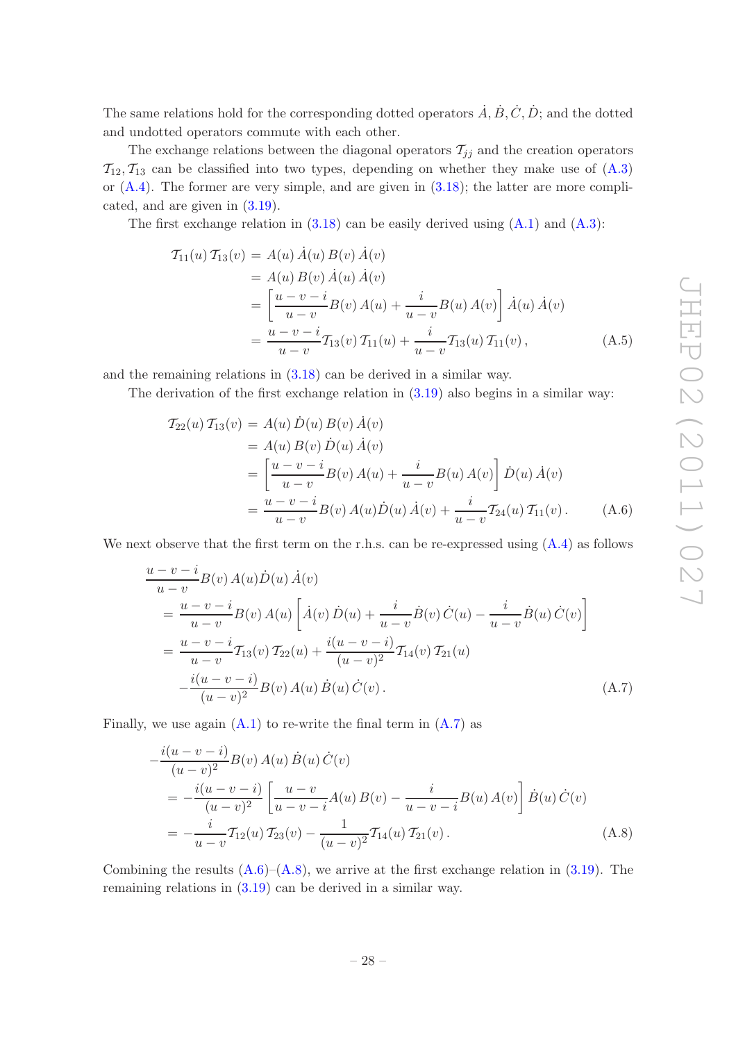The same relations hold for the corresponding dotted operators $\dot{A}, \dot{B}, \dot{C}, \dot{D}$; and the dotted and undotted operators commute with each other.

The exchange relations between the diagonal operators $\mathcal{T}_{jj}$ and the creation operators $\mathcal{T}_{12}, \mathcal{T}_{13}$ can be classified into two types, depending on whether they make use of (A.3) or (A.4). The former are very simple, and are given in (3.18); the latter are more complicated, and are given in (3.19).

The first exchange relation in (3.18) can be easily derived using (A.1) and (A.3):

$$
\begin{aligned}
\mathcal{T}_{11}(u)\, \mathcal{T}_{13}(v) &= A(u)\, \dot{A}(u)\, B(v)\, \dot{A}(v) \\
&= A(u)\, B(v)\, \dot{A}(u)\, \dot{A}(v) \\
&= \left[\frac{u-v-i}{u-v} B(v)\, A(u) + \frac{i}{u-v} B(u)\, A(v)\right] \dot{A}(u)\, \dot{A}(v) \\
&= \frac{u-v-i}{u-v} \mathcal{T}_{13}(v)\, \mathcal{T}_{11}(u) + \frac{i}{u-v} \mathcal{T}_{13}(u)\, \mathcal{T}_{11}(v)\,, \qquad \text{(A.5)}
\end{aligned}
$$

and the remaining relations in (3.18) can be derived in a similar way.

The derivation of the first exchange relation in (3.19) also begins in a similar way:

$$
\begin{aligned}
\mathcal{T}_{22}(u)\, \mathcal{T}_{13}(v) &= A(u)\, \dot{D}(u)\, B(v)\, \dot{A}(v) \\
&= A(u)\, B(v)\, \dot{D}(u)\, \dot{A}(v) \\
&= \left[\frac{u-v-i}{u-v} B(v)\, A(u) + \frac{i}{u-v} B(u)\, A(v)\right] \dot{D}(u)\, \dot{A}(v) \\
&= \frac{u-v-i}{u-v} B(v)\, A(u) \dot{D}(u)\, \dot{A}(v) + \frac{i}{u-v} \mathcal{T}_{24}(u)\, \mathcal{T}_{11}(v)\,. \qquad \text{(A.6)}
\end{aligned}
$$

We next observe that the first term on the r.h.s. can be re-expressed using (A.4) as follows

$$
\begin{aligned}
&\frac{u-v-i}{u-v} B(v)\, A(u) \dot{D}(u)\, \dot{A}(v) \\
&\quad = \frac{u-v-i}{u-v} B(v)\, A(u) \left[\dot{A}(v)\, \dot{D}(u) + \frac{i}{u-v} \dot{B}(v)\, \dot{C}(u) - \frac{i}{u-v} \dot{B}(u)\, \dot{C}(v)\right] \\
&\quad = \frac{u-v-i}{u-v} \mathcal{T}_{13}(v)\, \mathcal{T}_{22}(u) + \frac{i(u-v-i)}{(u-v)^2} \mathcal{T}_{14}(v)\, \mathcal{T}_{21}(u) \\
&\qquad - \frac{i(u-v-i)}{(u-v)^2} B(v)\, A(u)\, \dot{B}(u)\, \dot{C}(v)\,. \qquad \text{(A.7)}
\end{aligned}
$$

Finally, we use again (A.1) to re-write the final term in (A.7) as

$$
\begin{aligned}
&-\frac{i(u-v-i)}{(u-v)^2} B(v)\, A(u)\, \dot{B}(u)\, \dot{C}(v) \\
&\quad = -\frac{i(u-v-i)}{(u-v)^2} \left[\frac{u-v}{u-v-i} A(u)\, B(v) - \frac{i}{u-v-i} B(u)\, A(v)\right] \dot{B}(u)\, \dot{C}(v) \\
&\quad = -\frac{i}{u-v} \mathcal{T}_{12}(u)\, \mathcal{T}_{23}(v) - \frac{1}{(u-v)^2} \mathcal{T}_{14}(u)\, \mathcal{T}_{21}(v)\,. \qquad \text{(A.8)}
\end{aligned}
$$

Combining the results (A.6)–(A.8), we arrive at the first exchange relation in (3.19). The remaining relations in (3.19) can be derived in a similar way.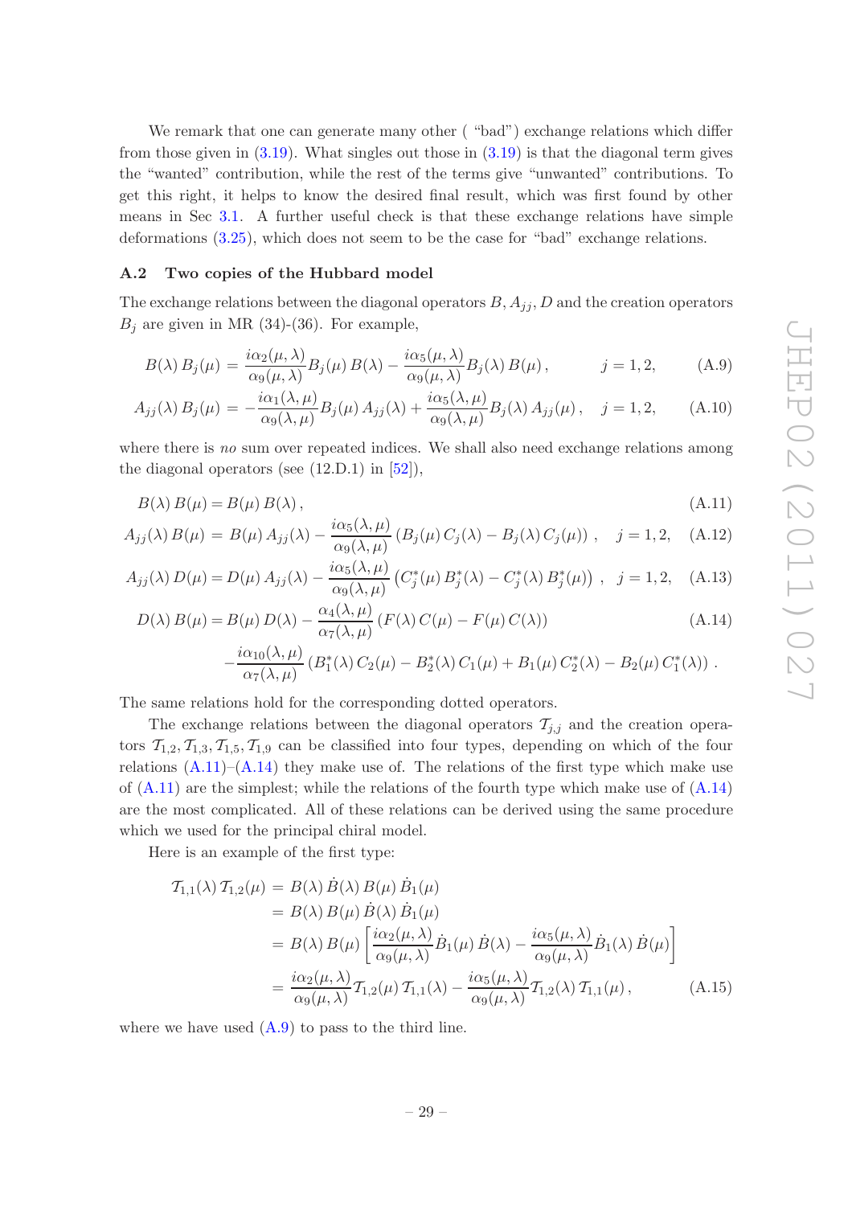We remark that one can generate many other ( "bad") exchange relations which differ from those given in (3.19). What singles out those in (3.19) is that the diagonal term gives the "wanted" contribution, while the rest of the terms give "unwanted" contributions. To get this right, it helps to know the desired final result, which was first found by other means in Sec 3.1. A further useful check is that these exchange relations have simple deformations (3.25), which does not seem to be the case for "bad" exchange relations.

### A.2 Two copies of the Hubbard model

The exchange relations between the diagonal operators $B, A_{jj}, D$ and the creation operators $B_j$ are given in MR (34)-(36). For example,

$$B(\lambda)\, B_j(\mu) = \frac{i\alpha_2(\mu,\lambda)}{\alpha_9(\mu,\lambda)} B_j(\mu)\, B(\lambda) - \frac{i\alpha_5(\mu,\lambda)}{\alpha_9(\mu,\lambda)} B_j(\lambda)\, B(\mu)\,, \qquad j = 1,2, \tag{A.9}$$

$$A_{jj}(\lambda)\, B_j(\mu) = -\frac{i\alpha_1(\lambda,\mu)}{\alpha_9(\lambda,\mu)} B_j(\mu)\, A_{jj}(\lambda) + \frac{i\alpha_5(\lambda,\mu)}{\alpha_9(\lambda,\mu)} B_j(\lambda)\, A_{jj}(\mu)\,, \quad j = 1,2, \tag{A.10}$$

where there is *no* sum over repeated indices. We shall also need exchange relations among the diagonal operators (see (12.D.1) in [52]),

$$B(\lambda)\, B(\mu) = B(\mu)\, B(\lambda)\,, \tag{A.11}$$

$$A_{jj}(\lambda)\, B(\mu) = B(\mu)\, A_{jj}(\lambda) - \frac{i\alpha_5(\lambda,\mu)}{\alpha_9(\lambda,\mu)} \left(B_j(\mu)\, C_j(\lambda) - B_j(\lambda)\, C_j(\mu)\right)\,, \quad j = 1,2, \tag{A.12}$$

$$A_{jj}(\lambda)\, D(\mu) = D(\mu)\, A_{jj}(\lambda) - \frac{i\alpha_5(\lambda,\mu)}{\alpha_9(\lambda,\mu)} \left(C^*_j(\mu)\, B^*_j(\lambda) - C^*_j(\lambda)\, B^*_j(\mu)\right)\,, \quad j = 1,2, \tag{A.13}$$

$$\begin{aligned} D(\lambda)\, B(\mu) = {} & B(\mu)\, D(\lambda) - \frac{\alpha_4(\lambda,\mu)}{\alpha_7(\lambda,\mu)} \left(F(\lambda)\, C(\mu) - F(\mu)\, C(\lambda)\right) \\ & - \frac{i\alpha_{10}(\lambda,\mu)}{\alpha_7(\lambda,\mu)} \left(B^*_1(\lambda)\, C_2(\mu) - B^*_2(\lambda)\, C_1(\mu) + B_1(\mu)\, C^*_2(\lambda) - B_2(\mu)\, C^*_1(\lambda)\right)\,. \end{aligned} \tag{A.14}$$

The same relations hold for the corresponding dotted operators.

The exchange relations between the diagonal operators $\mathcal{T}_{j,j}$ and the creation operators $\mathcal{T}_{1,2}, \mathcal{T}_{1,3}, \mathcal{T}_{1,5}, \mathcal{T}_{1,9}$ can be classified into four types, depending on which of the four relations (A.11)–(A.14) they make use of. The relations of the first type which make use of (A.11) are the simplest; while the relations of the fourth type which make use of (A.14) are the most complicated. All of these relations can be derived using the same procedure which we used for the principal chiral model.

Here is an example of the first type:

$$\begin{aligned} \mathcal{T}_{1,1}(\lambda)\, \mathcal{T}_{1,2}(\mu) &= B(\lambda)\, \dot{B}(\lambda)\, B(\mu)\, \dot{B}_1(\mu) \\ &= B(\lambda)\, B(\mu)\, \dot{B}(\lambda)\, \dot{B}_1(\mu) \\ &= B(\lambda)\, B(\mu) \left[\frac{i\alpha_2(\mu,\lambda)}{\alpha_9(\mu,\lambda)} \dot{B}_1(\mu)\, \dot{B}(\lambda) - \frac{i\alpha_5(\mu,\lambda)}{\alpha_9(\mu,\lambda)} \dot{B}_1(\lambda)\, \dot{B}(\mu)\right] \\ &= \frac{i\alpha_2(\mu,\lambda)}{\alpha_9(\mu,\lambda)} \mathcal{T}_{1,2}(\mu)\, \mathcal{T}_{1,1}(\lambda) - \frac{i\alpha_5(\mu,\lambda)}{\alpha_9(\mu,\lambda)} \mathcal{T}_{1,2}(\lambda)\, \mathcal{T}_{1,1}(\mu)\,, \end{aligned} \tag{A.15}$$

where we have used (A.9) to pass to the third line.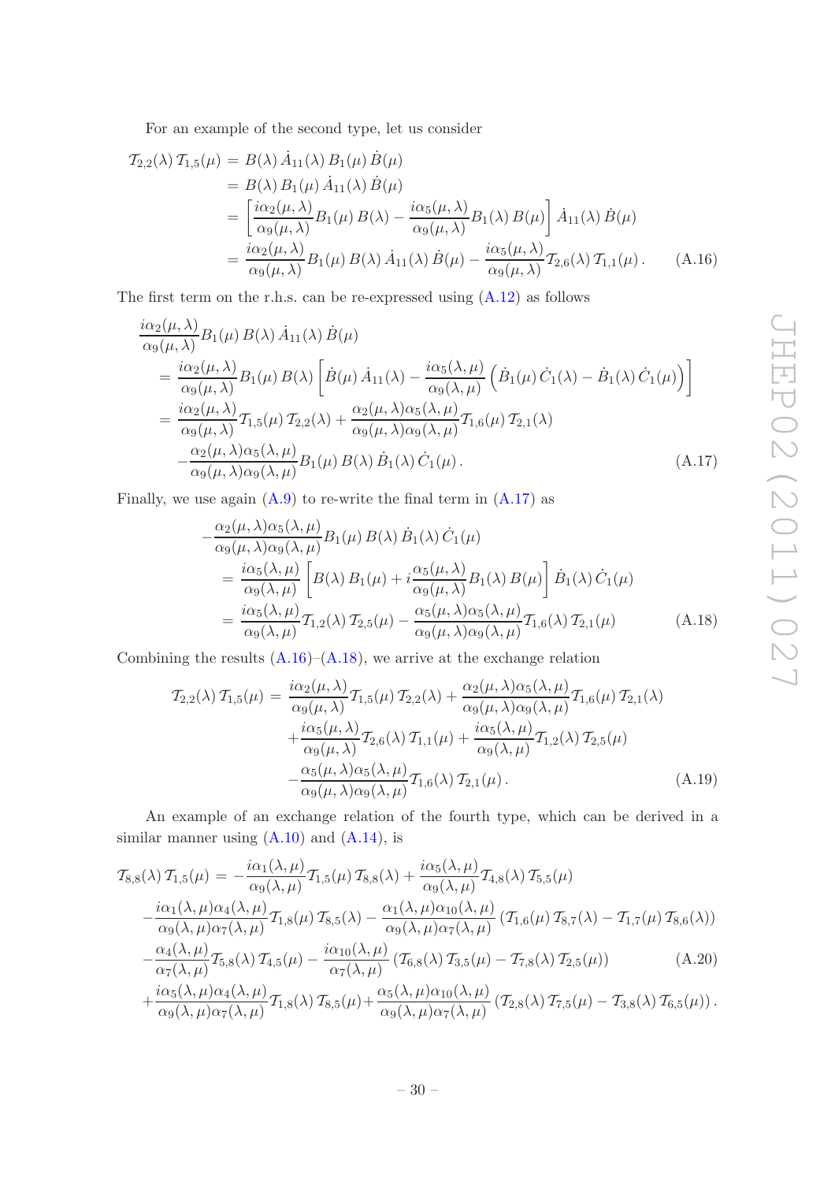For an example of the second type, let us consider

$$
\begin{aligned}
\mathcal{T}_{2,2}(\lambda)\,\mathcal{T}_{1,5}(\mu) &= B(\lambda)\,\dot{A}_{11}(\lambda)\,B_1(\mu)\,\dot{B}(\mu) \\
&= B(\lambda)\,B_1(\mu)\,\dot{A}_{11}(\lambda)\,\dot{B}(\mu) \\
&= \left[\frac{i\alpha_2(\mu,\lambda)}{\alpha_9(\mu,\lambda)}B_1(\mu)\,B(\lambda) - \frac{i\alpha_5(\mu,\lambda)}{\alpha_9(\mu,\lambda)}B_1(\lambda)\,B(\mu)\right]\dot{A}_{11}(\lambda)\,\dot{B}(\mu) \\
&= \frac{i\alpha_2(\mu,\lambda)}{\alpha_9(\mu,\lambda)}B_1(\mu)\,B(\lambda)\,\dot{A}_{11}(\lambda)\,\dot{B}(\mu) - \frac{i\alpha_5(\mu,\lambda)}{\alpha_9(\mu,\lambda)}\mathcal{T}_{2,6}(\lambda)\,\mathcal{T}_{1,1}(\mu)\,.
\end{aligned}
\tag{A.16}
$$

The first term on the r.h.s. can be re-expressed using (A.12) as follows

$$
\begin{aligned}
&\frac{i\alpha_2(\mu,\lambda)}{\alpha_9(\mu,\lambda)}B_1(\mu)\,B(\lambda)\,\dot{A}_{11}(\lambda)\,\dot{B}(\mu) \\
&\quad= \frac{i\alpha_2(\mu,\lambda)}{\alpha_9(\mu,\lambda)}B_1(\mu)\,B(\lambda)\left[\dot{B}(\mu)\,\dot{A}_{11}(\lambda) - \frac{i\alpha_5(\lambda,\mu)}{\alpha_9(\lambda,\mu)}\left(\dot{B}_1(\mu)\,\dot{C}_1(\lambda) - \dot{B}_1(\lambda)\,\dot{C}_1(\mu)\right)\right] \\
&\quad= \frac{i\alpha_2(\mu,\lambda)}{\alpha_9(\mu,\lambda)}\mathcal{T}_{1,5}(\mu)\,\mathcal{T}_{2,2}(\lambda) + \frac{\alpha_2(\mu,\lambda)\alpha_5(\lambda,\mu)}{\alpha_9(\mu,\lambda)\alpha_9(\lambda,\mu)}\mathcal{T}_{1,6}(\mu)\,\mathcal{T}_{2,1}(\lambda) \\
&\qquad - \frac{\alpha_2(\mu,\lambda)\alpha_5(\lambda,\mu)}{\alpha_9(\mu,\lambda)\alpha_9(\lambda,\mu)}B_1(\mu)\,B(\lambda)\,\dot{B}_1(\lambda)\,\dot{C}_1(\mu)\,.
\end{aligned}
\tag{A.17}
$$

Finally, we use again (A.9) to re-write the final term in (A.17) as

$$
\begin{aligned}
&-\frac{\alpha_2(\mu,\lambda)\alpha_5(\lambda,\mu)}{\alpha_9(\mu,\lambda)\alpha_9(\lambda,\mu)}B_1(\mu)\,B(\lambda)\,\dot{B}_1(\lambda)\,\dot{C}_1(\mu) \\
&\quad= \frac{i\alpha_5(\lambda,\mu)}{\alpha_9(\lambda,\mu)}\left[B(\lambda)\,B_1(\mu) + i\frac{\alpha_5(\mu,\lambda)}{\alpha_9(\mu,\lambda)}B_1(\lambda)\,B(\mu)\right]\dot{B}_1(\lambda)\,\dot{C}_1(\mu) \\
&\quad= \frac{i\alpha_5(\lambda,\mu)}{\alpha_9(\lambda,\mu)}\mathcal{T}_{1,2}(\lambda)\,\mathcal{T}_{2,5}(\mu) - \frac{\alpha_5(\mu,\lambda)\alpha_5(\lambda,\mu)}{\alpha_9(\mu,\lambda)\alpha_9(\lambda,\mu)}\mathcal{T}_{1,6}(\lambda)\,\mathcal{T}_{2,1}(\mu)
\end{aligned}
\tag{A.18}
$$

Combining the results (A.16)–(A.18), we arrive at the exchange relation

$$
\begin{aligned}
\mathcal{T}_{2,2}(\lambda)\,\mathcal{T}_{1,5}(\mu) &= \frac{i\alpha_2(\mu,\lambda)}{\alpha_9(\mu,\lambda)}\mathcal{T}_{1,5}(\mu)\,\mathcal{T}_{2,2}(\lambda) + \frac{\alpha_2(\mu,\lambda)\alpha_5(\lambda,\mu)}{\alpha_9(\mu,\lambda)\alpha_9(\lambda,\mu)}\mathcal{T}_{1,6}(\mu)\,\mathcal{T}_{2,1}(\lambda) \\
&\quad + \frac{i\alpha_5(\mu,\lambda)}{\alpha_9(\mu,\lambda)}\mathcal{T}_{2,6}(\lambda)\,\mathcal{T}_{1,1}(\mu) + \frac{i\alpha_5(\lambda,\mu)}{\alpha_9(\lambda,\mu)}\mathcal{T}_{1,2}(\lambda)\,\mathcal{T}_{2,5}(\mu) \\
&\quad - \frac{\alpha_5(\mu,\lambda)\alpha_5(\lambda,\mu)}{\alpha_9(\mu,\lambda)\alpha_9(\lambda,\mu)}\mathcal{T}_{1,6}(\lambda)\,\mathcal{T}_{2,1}(\mu)\,.
\end{aligned}
\tag{A.19}
$$

An example of an exchange relation of the fourth type, which can be derived in a similar manner using (A.10) and (A.14), is

$$
\begin{aligned}
\mathcal{T}_{8,8}(\lambda)\,\mathcal{T}_{1,5}(\mu) &= -\frac{i\alpha_1(\lambda,\mu)}{\alpha_9(\lambda,\mu)}\mathcal{T}_{1,5}(\mu)\,\mathcal{T}_{8,8}(\lambda) + \frac{i\alpha_5(\lambda,\mu)}{\alpha_9(\lambda,\mu)}\mathcal{T}_{4,8}(\lambda)\,\mathcal{T}_{5,5}(\mu) \\
&\quad - \frac{i\alpha_1(\lambda,\mu)\alpha_4(\lambda,\mu)}{\alpha_9(\lambda,\mu)\alpha_7(\lambda,\mu)}\mathcal{T}_{1,8}(\mu)\,\mathcal{T}_{8,5}(\lambda) - \frac{\alpha_1(\lambda,\mu)\alpha_{10}(\lambda,\mu)}{\alpha_9(\lambda,\mu)\alpha_7(\lambda,\mu)}\left(\mathcal{T}_{1,6}(\mu)\,\mathcal{T}_{8,7}(\lambda) - \mathcal{T}_{1,7}(\mu)\,\mathcal{T}_{8,6}(\lambda)\right) \\
&\quad - \frac{\alpha_4(\lambda,\mu)}{\alpha_7(\lambda,\mu)}\mathcal{T}_{5,8}(\lambda)\,\mathcal{T}_{4,5}(\mu) - \frac{i\alpha_{10}(\lambda,\mu)}{\alpha_7(\lambda,\mu)}\left(\mathcal{T}_{6,8}(\lambda)\,\mathcal{T}_{3,5}(\mu) - \mathcal{T}_{7,8}(\lambda)\,\mathcal{T}_{2,5}(\mu)\right) \\
&\quad + \frac{i\alpha_5(\lambda,\mu)\alpha_4(\lambda,\mu)}{\alpha_9(\lambda,\mu)\alpha_7(\lambda,\mu)}\mathcal{T}_{1,8}(\lambda)\,\mathcal{T}_{8,5}(\mu) + \frac{\alpha_5(\lambda,\mu)\alpha_{10}(\lambda,\mu)}{\alpha_9(\lambda,\mu)\alpha_7(\lambda,\mu)}\left(\mathcal{T}_{2,8}(\lambda)\,\mathcal{T}_{7,5}(\mu) - \mathcal{T}_{3,8}(\lambda)\,\mathcal{T}_{6,5}(\mu)\right).
\end{aligned}
\tag{A.20}
$$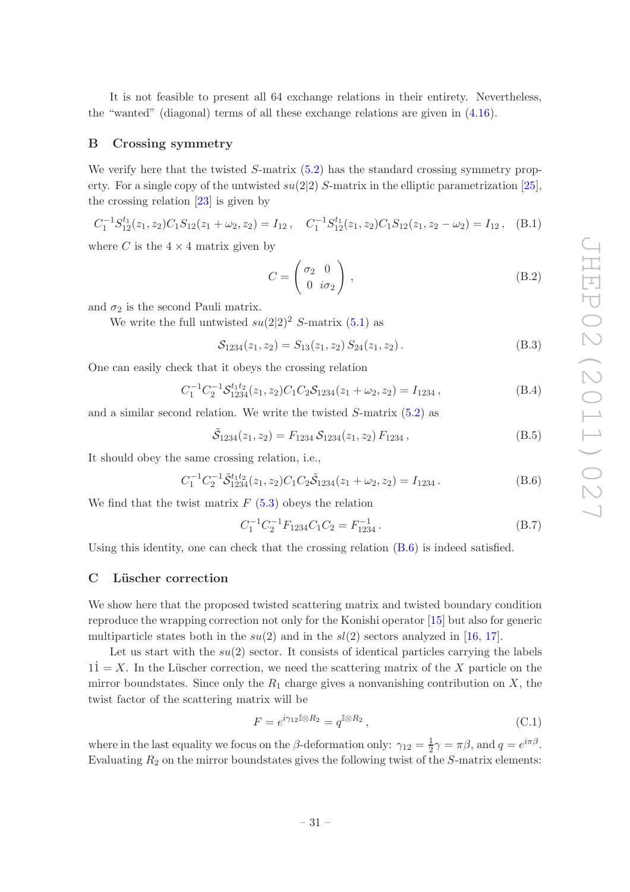It is not feasible to present all 64 exchange relations in their entirety. Nevertheless, the "wanted" (diagonal) terms of all these exchange relations are given in (4.16).

## B Crossing symmetry

We verify here that the twisted $S$-matrix (5.2) has the standard crossing symmetry property. For a single copy of the untwisted $su(2|2)$ $S$-matrix in the elliptic parametrization [25], the crossing relation [23] is given by

$$C_1^{-1} S_{12}^{t_1}(z_1, z_2) C_1 S_{12}(z_1 + \omega_2, z_2) = I_{12} \,, \quad C_1^{-1} S_{12}^{t_1}(z_1, z_2) C_1 S_{12}(z_1, z_2 - \omega_2) = I_{12} \,, \tag{B.1}$$

where $C$ is the $4 \times 4$ matrix given by

$$C = \begin{pmatrix} \sigma_2 & 0 \\ 0 & i\sigma_2 \end{pmatrix} \,, \tag{B.2}$$

and $\sigma_2$ is the second Pauli matrix.

We write the full untwisted $su(2|2)^2$ $S$-matrix (5.1) as

$$\mathcal{S}_{1234}(z_1, z_2) = S_{13}(z_1, z_2)\, S_{24}(z_1, z_2) \,. \tag{B.3}$$

One can easily check that it obeys the crossing relation

$$C_1^{-1} C_2^{-1} \mathcal{S}_{1234}^{t_1 t_2}(z_1, z_2) C_1 C_2 \mathcal{S}_{1234}(z_1 + \omega_2, z_2) = I_{1234} \,, \tag{B.4}$$

and a similar second relation. We write the twisted $S$-matrix (5.2) as

$$\tilde{\mathcal{S}}_{1234}(z_1, z_2) = F_{1234}\, \mathcal{S}_{1234}(z_1, z_2)\, F_{1234} \,, \tag{B.5}$$

It should obey the same crossing relation, i.e.,

$$C_1^{-1} C_2^{-1} \tilde{\mathcal{S}}_{1234}^{t_1 t_2}(z_1, z_2) C_1 C_2 \tilde{\mathcal{S}}_{1234}(z_1 + \omega_2, z_2) = I_{1234} \,. \tag{B.6}$$

We find that the twist matrix $F$ (5.3) obeys the relation

$$C_1^{-1} C_2^{-1} F_{1234} C_1 C_2 = F_{1234}^{-1} \,. \tag{B.7}$$

Using this identity, one can check that the crossing relation (B.6) is indeed satisfied.

## C Lüscher correction

We show here that the proposed twisted scattering matrix and twisted boundary condition reproduce the wrapping correction not only for the Konishi operator [15] but also for generic multiparticle states both in the $su(2)$ and in the $sl(2)$ sectors analyzed in [16, 17].

Let us start with the $su(2)$ sector. It consists of identical particles carrying the labels $1\dot{1} = X$. In the Lüscher correction, we need the scattering matrix of the $X$ particle on the mirror boundstates. Since only the $R_1$ charge gives a nonvanishing contribution on $X$, the twist factor of the scattering matrix will be

$$F = e^{i\gamma_{12} \mathbb{I} \otimes R_2} = q^{\mathbb{I} \otimes R_2} \,, \tag{C.1}$$

where in the last equality we focus on the $\beta$-deformation only: $\gamma_{12} = \frac{1}{2}\gamma = \pi\beta$, and $q = e^{i\pi\beta}$. Evaluating $R_2$ on the mirror boundstates gives the following twist of the $S$-matrix elements: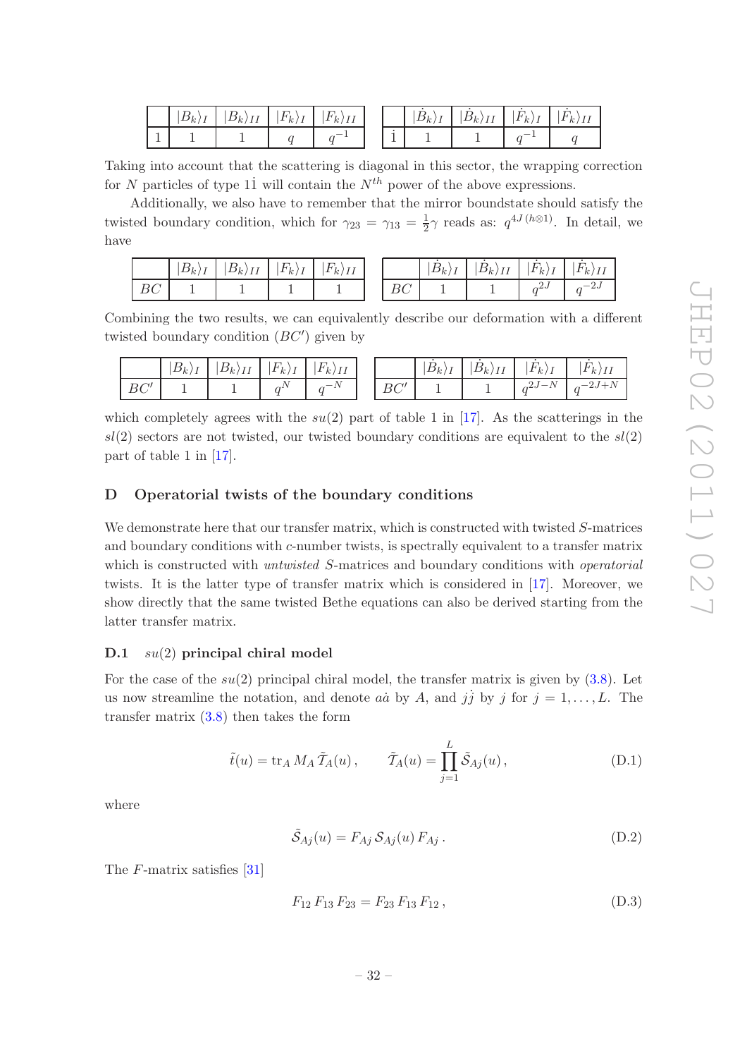| | $\vert B_k\rangle_I$ | $\vert B_k\rangle_{II}$ | $\vert F_k\rangle_I$ | $\vert F_k\rangle_{II}$ |
|---|---|---|---|---|
| 1 | 1 | 1 | $q$ | $q^{-1}$ |

| | $\vert\dot{B}_k\rangle_I$ | $\vert\dot{B}_k\rangle_{II}$ | $\vert\dot{F}_k\rangle_I$ | $\vert\dot{F}_k\rangle_{II}$ |
|---|---|---|---|---|
| $\dot{1}$ | 1 | 1 | $q^{-1}$ | $q$ |

Taking into account that the scattering is diagonal in this sector, the wrapping correction for $N$ particles of type $1\dot{1}$ will contain the $N^{th}$ power of the above expressions.

Additionally, we also have to remember that the mirror boundstate should satisfy the twisted boundary condition, which for $\gamma_{23} = \gamma_{13} = \frac{1}{2}\gamma$ reads as: $q^{4J\,(h\otimes 1)}$. In detail, we have

| | $\vert B_k\rangle_I$ | $\vert B_k\rangle_{II}$ | $\vert F_k\rangle_I$ | $\vert F_k\rangle_{II}$ |
|---|---|---|---|---|
| $BC$ | 1 | 1 | 1 | 1 |

| | $\vert\dot{B}_k\rangle_I$ | $\vert\dot{B}_k\rangle_{II}$ | $\vert\dot{F}_k\rangle_I$ | $\vert\dot{F}_k\rangle_{II}$ |
|---|---|---|---|---|
| $BC$ | 1 | 1 | $q^{2J}$ | $q^{-2J}$ |

Combining the two results, we can equivalently describe our deformation with a different twisted boundary condition ($BC'$) given by

| | $\vert B_k\rangle_I$ | $\vert B_k\rangle_{II}$ | $\vert F_k\rangle_I$ | $\vert F_k\rangle_{II}$ |
|---|---|---|---|---|
| $BC'$ | 1 | 1 | $q^N$ | $q^{-N}$ |

| | $\vert\dot{B}_k\rangle_I$ | $\vert\dot{B}_k\rangle_{II}$ | $\vert\dot{F}_k\rangle_I$ | $\vert\dot{F}_k\rangle_{II}$ |
|---|---|---|---|---|
| $BC'$ | 1 | 1 | $q^{2J-N}$ | $q^{-2J+N}$ |

which completely agrees with the $su(2)$ part of table 1 in [17]. As the scatterings in the $sl(2)$ sectors are not twisted, our twisted boundary conditions are equivalent to the $sl(2)$ part of table 1 in [17].

# D Operatorial twists of the boundary conditions

We demonstrate here that our transfer matrix, which is constructed with twisted $S$-matrices and boundary conditions with $c$-number twists, is spectrally equivalent to a transfer matrix which is constructed with *untwisted* $S$-matrices and boundary conditions with *operatorial* twists. It is the latter type of transfer matrix which is considered in [17]. Moreover, we show directly that the same twisted Bethe equations can also be derived starting from the latter transfer matrix.

## D.1 $su(2)$ principal chiral model

For the case of the $su(2)$ principal chiral model, the transfer matrix is given by (3.8). Let us now streamline the notation, and denote $a\dot{a}$ by $A$, and $j\dot{j}$ by $j$ for $j = 1, \ldots, L$. The transfer matrix (3.8) then takes the form

$$\tilde{t}(u) = \mathrm{tr}_A\, M_A\, \tilde{\mathcal{T}}_A(u)\,, \qquad \tilde{\mathcal{T}}_A(u) = \prod_{j=1}^{L} \tilde{\mathcal{S}}_{Aj}(u)\,, \tag{D.1}$$

where

$$\tilde{\mathcal{S}}_{Aj}(u) = F_{Aj}\, \mathcal{S}_{Aj}(u)\, F_{Aj}\,. \tag{D.2}$$

The $F$-matrix satisfies [31]

$$F_{12}\, F_{13}\, F_{23} = F_{23}\, F_{13}\, F_{12}\,, \tag{D.3}$$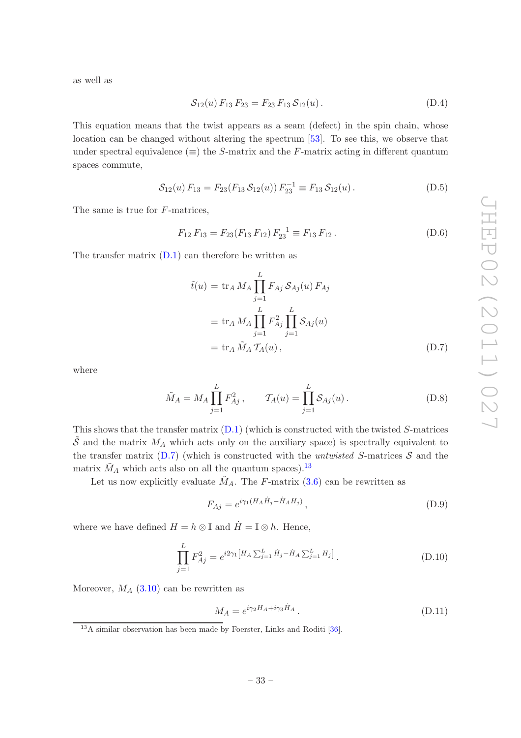as well as

$$\mathcal{S}_{12}(u)\, F_{13}\, F_{23} = F_{23}\, F_{13}\, \mathcal{S}_{12}(u)\,. \tag{D.4}$$

This equation means that the twist appears as a seam (defect) in the spin chain, whose location can be changed without altering the spectrum [53]. To see this, we observe that under spectral equivalence ($\equiv$) the $S$-matrix and the $F$-matrix acting in different quantum spaces commute,

$$\mathcal{S}_{12}(u)\, F_{13} = F_{23}(F_{13}\, \mathcal{S}_{12}(u))\, F_{23}^{-1} \equiv F_{13}\, \mathcal{S}_{12}(u)\,. \tag{D.5}$$

The same is true for $F$-matrices,

$$F_{12}\, F_{13} = F_{23}(F_{13}\, F_{12})\, F_{23}^{-1} \equiv F_{13}\, F_{12}\,. \tag{D.6}$$

The transfer matrix (D.1) can therefore be written as

$$\begin{aligned}
\tilde{t}(u) &= \mathrm{tr}_A\, M_A \prod_{j=1}^{L} F_{Aj}\, \mathcal{S}_{Aj}(u)\, F_{Aj} \\
&\equiv \mathrm{tr}_A\, M_A \prod_{j=1}^{L} F_{Aj}^2 \prod_{j=1}^{L} \mathcal{S}_{Aj}(u) \\
&= \mathrm{tr}_A\, \tilde{M}_A\, \mathcal{T}_A(u)\,,
\end{aligned} \tag{D.7}$$

where

$$\tilde{M}_A = M_A \prod_{j=1}^{L} F_{Aj}^2\,, \qquad \mathcal{T}_A(u) = \prod_{j=1}^{L} \mathcal{S}_{Aj}(u)\,. \tag{D.8}$$

This shows that the transfer matrix (D.1) (which is constructed with the twisted $S$-matrices $\tilde{\mathcal{S}}$ and the matrix $M_A$ which acts only on the auxiliary space) is spectrally equivalent to the transfer matrix (D.7) (which is constructed with the *untwisted* $S$-matrices $\mathcal{S}$ and the matrix $\tilde{M}_A$ which acts also on all the quantum spaces).[13]

Let us now explicitly evaluate $\tilde{M}_A$. The $F$-matrix (3.6) can be rewritten as

$$F_{Aj} = e^{i\gamma_1 (H_A \dot{H}_j - \dot{H}_A H_j)}\,, \tag{D.9}$$

where we have defined $H = h \otimes \mathbb{I}$ and $\dot{H} = \mathbb{I} \otimes h$. Hence,

$$\prod_{j=1}^{L} F_{Aj}^2 = e^{i 2\gamma_1 \left[H_A \sum_{j=1}^{L} \dot{H}_j - \dot{H}_A \sum_{j=1}^{L} H_j\right]}\,. \tag{D.10}$$

Moreover, $M_A$ (3.10) can be rewritten as

$$M_A = e^{i\gamma_2 H_A + i\gamma_3 \dot{H}_A}\,. \tag{D.11}$$

[13] A similar observation has been made by Foerster, Links and Roditi [36].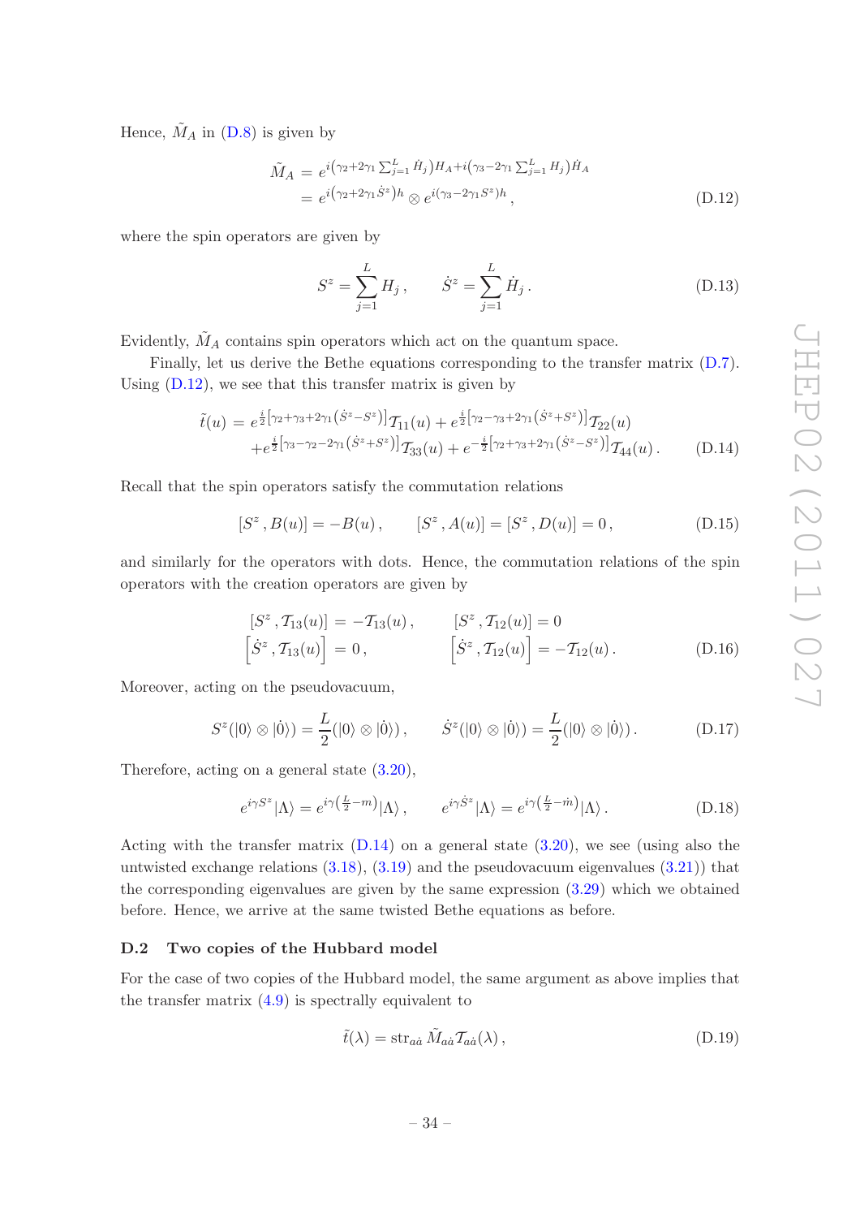Hence, $\tilde{M}_A$ in (D.8) is given by

$$
\begin{aligned}
\tilde{M}_A &= e^{i\left(\gamma_2 + 2\gamma_1 \sum_{j=1}^{L} \dot{H}_j\right) H_A + i\left(\gamma_3 - 2\gamma_1 \sum_{j=1}^{L} H_j\right) \dot{H}_A} \\
&= e^{i\left(\gamma_2 + 2\gamma_1 \dot{S}^z\right) h} \otimes e^{i\left(\gamma_3 - 2\gamma_1 S^z\right) h} \,,
\end{aligned}
\tag{D.12}
$$

where the spin operators are given by

$$
S^z = \sum_{j=1}^{L} H_j \,, \qquad \dot{S}^z = \sum_{j=1}^{L} \dot{H}_j \,. \tag{D.13}
$$

Evidently, $\tilde{M}_A$ contains spin operators which act on the quantum space.

Finally, let us derive the Bethe equations corresponding to the transfer matrix (D.7). Using (D.12), we see that this transfer matrix is given by

$$
\begin{aligned}
\tilde{t}(u) &= e^{\frac{i}{2}\left[\gamma_2 + \gamma_3 + 2\gamma_1\left(\dot{S}^z - S^z\right)\right]} \mathcal{T}_{11}(u) + e^{\frac{i}{2}\left[\gamma_2 - \gamma_3 + 2\gamma_1\left(\dot{S}^z + S^z\right)\right]} \mathcal{T}_{22}(u) \\
&\quad + e^{\frac{i}{2}\left[\gamma_3 - \gamma_2 - 2\gamma_1\left(\dot{S}^z + S^z\right)\right]} \mathcal{T}_{33}(u) + e^{-\frac{i}{2}\left[\gamma_2 + \gamma_3 + 2\gamma_1\left(\dot{S}^z - S^z\right)\right]} \mathcal{T}_{44}(u) \,.
\end{aligned}
\tag{D.14}
$$

Recall that the spin operators satisfy the commutation relations

$$
[S^z \,, B(u)] = -B(u) \,, \qquad [S^z \,, A(u)] = [S^z \,, D(u)] = 0 \,, \tag{D.15}
$$

and similarly for the operators with dots. Hence, the commutation relations of the spin operators with the creation operators are given by

$$
\begin{aligned}
[S^z \,, \mathcal{T}_{13}(u)] &= -\mathcal{T}_{13}(u) \,, \qquad & [S^z \,, \mathcal{T}_{12}(u)] &= 0 \\
\left[\dot{S}^z \,, \mathcal{T}_{13}(u)\right] &= 0 \,, \qquad & \left[\dot{S}^z \,, \mathcal{T}_{12}(u)\right] &= -\mathcal{T}_{12}(u) \,.
\end{aligned}
\tag{D.16}
$$

Moreover, acting on the pseudovacuum,

$$
S^z(|0\rangle \otimes |\dot{0}\rangle) = \frac{L}{2}(|0\rangle \otimes |\dot{0}\rangle) \,, \qquad \dot{S}^z(|0\rangle \otimes |\dot{0}\rangle) = \frac{L}{2}(|0\rangle \otimes |\dot{0}\rangle) \,. \tag{D.17}
$$

Therefore, acting on a general state (3.20),

$$
e^{i\gamma S^z}|\Lambda\rangle = e^{i\gamma\left(\frac{L}{2} - m\right)}|\Lambda\rangle \,, \qquad e^{i\gamma \dot{S}^z}|\Lambda\rangle = e^{i\gamma\left(\frac{L}{2} - \dot{m}\right)}|\Lambda\rangle \,. \tag{D.18}
$$

Acting with the transfer matrix (D.14) on a general state (3.20), we see (using also the untwisted exchange relations (3.18), (3.19) and the pseudovacuum eigenvalues (3.21)) that the corresponding eigenvalues are given by the same expression (3.29) which we obtained before. Hence, we arrive at the same twisted Bethe equations as before.

### D.2 Two copies of the Hubbard model

For the case of two copies of the Hubbard model, the same argument as above implies that the transfer matrix (4.9) is spectrally equivalent to

$$
\tilde{t}(\lambda) = \mathrm{str}_{a\dot{a}}\, \tilde{M}_{a\dot{a}} \mathcal{T}_{a\dot{a}}(\lambda) \,, \tag{D.19}
$$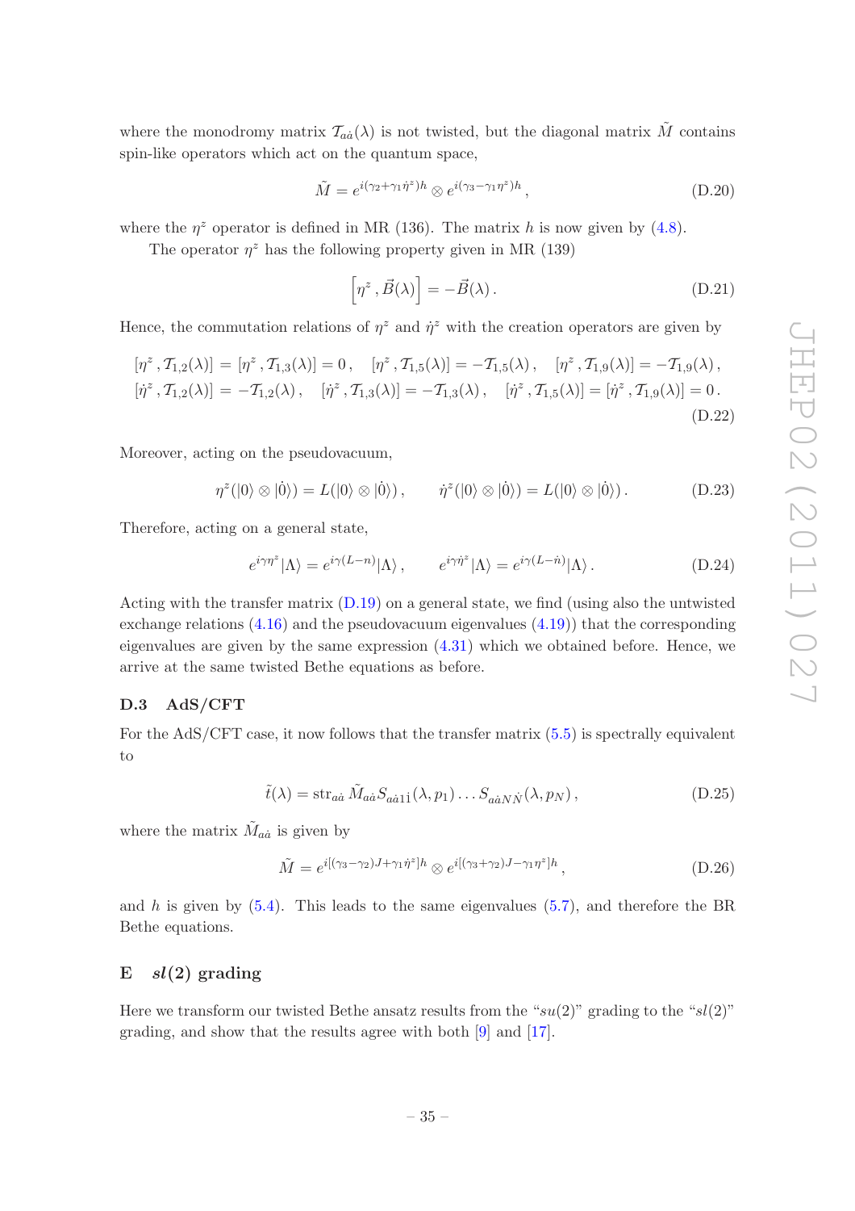where the monodromy matrix $\mathcal{T}_{a\dot{a}}(\lambda)$ is not twisted, but the diagonal matrix $\tilde{M}$ contains spin-like operators which act on the quantum space,

$$\tilde{M} = e^{i(\gamma_2+\gamma_1\dot{\eta}^z)h} \otimes e^{i(\gamma_3-\gamma_1\eta^z)h}\,, \tag{D.20}$$

where the $\eta^z$ operator is defined in MR (136). The matrix $h$ is now given by (4.8).

The operator $\eta^z$ has the following property given in MR (139)

$$\left[\eta^z\,, \vec{B}(\lambda)\right] = -\vec{B}(\lambda)\,. \tag{D.21}$$

Hence, the commutation relations of $\eta^z$ and $\dot{\eta}^z$ with the creation operators are given by

$$\begin{aligned}
&[\eta^z\,, \mathcal{T}_{1,2}(\lambda)] = [\eta^z\,, \mathcal{T}_{1,3}(\lambda)] = 0\,, \quad [\eta^z\,, \mathcal{T}_{1,5}(\lambda)] = -\mathcal{T}_{1,5}(\lambda)\,, \quad [\eta^z\,, \mathcal{T}_{1,9}(\lambda)] = -\mathcal{T}_{1,9}(\lambda)\,,\\
&[\dot{\eta}^z\,, \mathcal{T}_{1,2}(\lambda)] = -\mathcal{T}_{1,2}(\lambda)\,, \quad [\dot{\eta}^z\,, \mathcal{T}_{1,3}(\lambda)] = -\mathcal{T}_{1,3}(\lambda)\,, \quad [\dot{\eta}^z\,, \mathcal{T}_{1,5}(\lambda)] = [\dot{\eta}^z\,, \mathcal{T}_{1,9}(\lambda)] = 0\,.
\end{aligned} \tag{D.22}$$

Moreover, acting on the pseudovacuum,

$$\eta^z(|0\rangle \otimes |\dot{0}\rangle) = L(|0\rangle \otimes |\dot{0}\rangle)\,, \qquad \dot{\eta}^z(|0\rangle \otimes |\dot{0}\rangle) = L(|0\rangle \otimes |\dot{0}\rangle)\,. \tag{D.23}$$

Therefore, acting on a general state,

$$e^{i\gamma\eta^z}|\Lambda\rangle = e^{i\gamma(L-n)}|\Lambda\rangle\,, \qquad e^{i\gamma\dot{\eta}^z}|\Lambda\rangle = e^{i\gamma(L-\dot{n})}|\Lambda\rangle\,. \tag{D.24}$$

Acting with the transfer matrix (D.19) on a general state, we find (using also the untwisted exchange relations (4.16) and the pseudovacuum eigenvalues (4.19)) that the corresponding eigenvalues are given by the same expression (4.31) which we obtained before. Hence, we arrive at the same twisted Bethe equations as before.

### D.3 AdS/CFT

For the AdS/CFT case, it now follows that the transfer matrix (5.5) is spectrally equivalent to

$$\tilde{t}(\lambda) = \mathrm{str}_{a\dot{a}}\, \tilde{M}_{a\dot{a}} S_{a\dot{a}1\dot{1}}(\lambda, p_1) \ldots S_{a\dot{a}N\dot{N}}(\lambda, p_N)\,, \tag{D.25}$$

where the matrix $\tilde{M}_{a\dot{a}}$ is given by

$$\tilde{M} = e^{i[(\gamma_3-\gamma_2)J+\gamma_1\dot{\eta}^z]h} \otimes e^{i[(\gamma_3+\gamma_2)J-\gamma_1\eta^z]h}\,, \tag{D.26}$$

and $h$ is given by (5.4). This leads to the same eigenvalues (5.7), and therefore the BR Bethe equations.

## E *sl*(2) grading

Here we transform our twisted Bethe ansatz results from the "$su(2)$" grading to the "$sl(2)$" grading, and show that the results agree with both [9] and [17].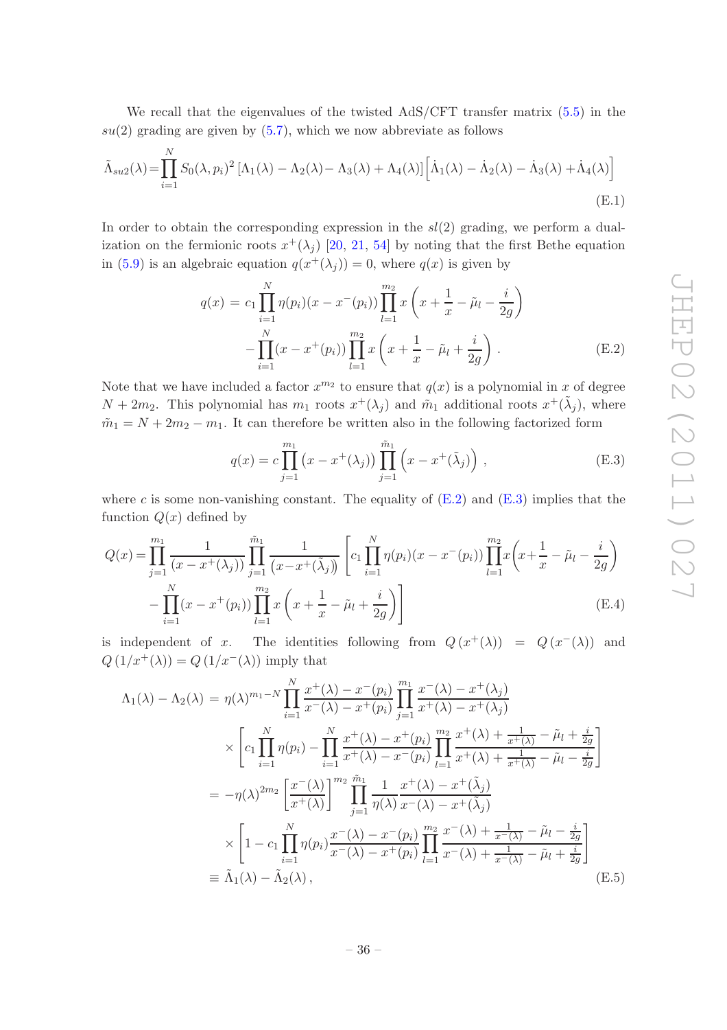We recall that the eigenvalues of the twisted AdS/CFT transfer matrix (5.5) in the $su(2)$ grading are given by (5.7), which we now abbreviate as follows

$$\tilde{\Lambda}_{su2}(\lambda) = \prod_{i=1}^{N} S_0(\lambda, p_i)^2 \left[\Lambda_1(\lambda) - \Lambda_2(\lambda) - \Lambda_3(\lambda) + \Lambda_4(\lambda)\right]\left[\dot{\Lambda}_1(\lambda) - \dot{\Lambda}_2(\lambda) - \dot{\Lambda}_3(\lambda) + \dot{\Lambda}_4(\lambda)\right] \tag{E.1}$$

In order to obtain the corresponding expression in the $sl(2)$ grading, we perform a dualization on the fermionic roots $x^+(\lambda_j)$ [20, 21, 54] by noting that the first Bethe equation in (5.9) is an algebraic equation $q(x^+(\lambda_j)) = 0$, where $q(x)$ is given by

$$\begin{aligned} q(x) =\; & c_1 \prod_{i=1}^{N} \eta(p_i)(x - x^-(p_i)) \prod_{l=1}^{m_2} x\left(x + \frac{1}{x} - \tilde{\mu}_l - \frac{i}{2g}\right) \\ & - \prod_{i=1}^{N}(x - x^+(p_i)) \prod_{l=1}^{m_2} x\left(x + \frac{1}{x} - \tilde{\mu}_l + \frac{i}{2g}\right) . \end{aligned} \tag{E.2}$$

Note that we have included a factor $x^{m_2}$ to ensure that $q(x)$ is a polynomial in $x$ of degree $N + 2m_2$. This polynomial has $m_1$ roots $x^+(\lambda_j)$ and $\tilde{m}_1$ additional roots $x^+(\tilde{\lambda}_j)$, where $\tilde{m}_1 = N + 2m_2 - m_1$. It can therefore be written also in the following factorized form

$$q(x) = c \prod_{j=1}^{m_1} \left(x - x^+(\lambda_j)\right) \prod_{j=1}^{\tilde{m}_1} \left(x - x^+(\tilde{\lambda}_j)\right) , \tag{E.3}$$

where $c$ is some non-vanishing constant. The equality of (E.2) and (E.3) implies that the function $Q(x)$ defined by

$$\begin{aligned} Q(x) = & \prod_{j=1}^{m_1} \frac{1}{(x - x^+(\lambda_j))} \prod_{j=1}^{\tilde{m}_1} \frac{1}{(x - x^+(\tilde{\lambda}_j))} \left[c_1 \prod_{i=1}^{N} \eta(p_i)(x - x^-(p_i)) \prod_{l=1}^{m_2} x\left(x + \frac{1}{x} - \tilde{\mu}_l - \frac{i}{2g}\right)\right. \\ & \left. - \prod_{i=1}^{N}(x - x^+(p_i)) \prod_{l=1}^{m_2} x\left(x + \frac{1}{x} - \tilde{\mu}_l + \frac{i}{2g}\right)\right] \end{aligned} \tag{E.4}$$

is independent of $x$. The identities following from $Q\left(x^+(\lambda)\right) = Q\left(x^-(\lambda)\right)$ and $Q\left(1/x^+(\lambda)\right) = Q\left(1/x^-(\lambda)\right)$ imply that

$$\begin{aligned} \Lambda_1(\lambda) - \Lambda_2(\lambda) =\; & \eta(\lambda)^{m_1 - N} \prod_{i=1}^{N} \frac{x^+(\lambda) - x^-(p_i)}{x^-(\lambda) - x^+(p_i)} \prod_{j=1}^{m_1} \frac{x^-(\lambda) - x^+(\lambda_j)}{x^+(\lambda) - x^+(\lambda_j)} \\ & \times \left[c_1 \prod_{i=1}^{N} \eta(p_i) - \prod_{i=1}^{N} \frac{x^+(\lambda) - x^+(p_i)}{x^+(\lambda) - x^-(p_i)} \prod_{l=1}^{m_2} \frac{x^+(\lambda) + \frac{1}{x^+(\lambda)} - \tilde{\mu}_l + \frac{i}{2g}}{x^+(\lambda) + \frac{1}{x^+(\lambda)} - \tilde{\mu}_l - \frac{i}{2g}}\right] \\ =\; & -\eta(\lambda)^{2m_2} \left[\frac{x^-(\lambda)}{x^+(\lambda)}\right]^{m_2} \prod_{j=1}^{\tilde{m}_1} \frac{1}{\eta(\lambda)} \frac{x^+(\lambda) - x^+(\tilde{\lambda}_j)}{x^-(\lambda) - x^+(\tilde{\lambda}_j)} \\ & \times \left[1 - c_1 \prod_{i=1}^{N} \eta(p_i) \frac{x^-(\lambda) - x^-(p_i)}{x^-(\lambda) - x^+(p_i)} \prod_{l=1}^{m_2} \frac{x^-(\lambda) + \frac{1}{x^-(\lambda)} - \tilde{\mu}_l - \frac{i}{2g}}{x^-(\lambda) + \frac{1}{x^-(\lambda)} - \tilde{\mu}_l + \frac{i}{2g}}\right] \\ \equiv\; & \tilde{\Lambda}_1(\lambda) - \tilde{\Lambda}_2(\lambda) , \end{aligned} \tag{E.5}$$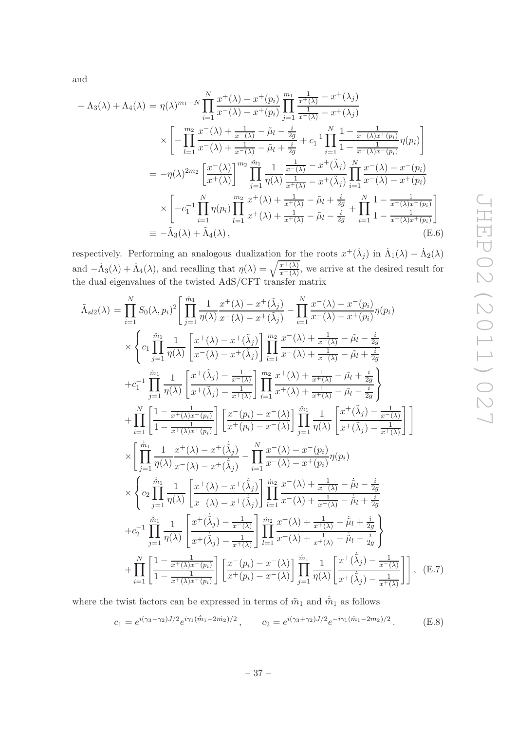and

$$
\begin{aligned}
-\Lambda_3(\lambda)+\Lambda_4(\lambda) &= \eta(\lambda)^{m_1-N}\prod_{i=1}^{N}\frac{x^+(\lambda)-x^+(p_i)}{x^-(\lambda)-x^+(p_i)}\prod_{j=1}^{m_1}\frac{\frac{1}{x^+(\lambda)}-x^+(\lambda_j)}{\frac{1}{x^-(\lambda)}-x^+(\lambda_j)} \\
&\quad\times\left[-\prod_{l=1}^{m_2}\frac{x^-(\lambda)+\frac{1}{x^-(\lambda)}-\tilde{\mu}_l-\frac{i}{2g}}{x^-(\lambda)+\frac{1}{x^-(\lambda)}-\tilde{\mu}_l+\frac{i}{2g}}+c_1^{-1}\prod_{i=1}^{N}\frac{1-\frac{1}{x^-(\lambda)x^+(p_i)}}{1-\frac{1}{x^-(\lambda)x^-(p_i)}}\eta(p_i)\right] \\
&= -\eta(\lambda)^{2m_2}\left[\frac{x^-(\lambda)}{x^+(\lambda)}\right]^{m_2}\prod_{j=1}^{\tilde{m}_1}\frac{1}{\eta(\lambda)}\frac{\frac{1}{x^-(\lambda)}-x^+(\tilde{\lambda}_j)}{\frac{1}{x^+(\lambda)}-x^+(\tilde{\lambda}_j)}\prod_{i=1}^{N}\frac{x^-(\lambda)-x^-(p_i)}{x^-(\lambda)-x^+(p_i)} \\
&\quad\times\left[-c_1^{-1}\prod_{i=1}^{N}\eta(p_i)\prod_{l=1}^{m_2}\frac{x^+(\lambda)+\frac{1}{x^+(\lambda)}-\tilde{\mu}_l+\frac{i}{2g}}{x^+(\lambda)+\frac{1}{x^+(\lambda)}-\tilde{\mu}_l-\frac{i}{2g}}+\prod_{i=1}^{N}\frac{1-\frac{1}{x^+(\lambda)x^-(p_i)}}{1-\frac{1}{x^+(\lambda)x^+(p_i)}}\right] \\
&\equiv -\tilde{\Lambda}_3(\lambda)+\tilde{\Lambda}_4(\lambda)\,,
\end{aligned}
\tag{E.6}
$$

respectively. Performing an analogous dualization for the roots $x^+(\dot{\lambda}_j)$ in $\dot{\Lambda}_1(\lambda)-\dot{\Lambda}_2(\lambda)$ and $-\dot{\Lambda}_3(\lambda)+\dot{\Lambda}_4(\lambda)$, and recalling that $\eta(\lambda)=\sqrt{\frac{x^+(\lambda)}{x^-(\lambda)}}$, we arrive at the desired result for the dual eigenvalues of the twisted AdS/CFT transfer matrix

$$
\begin{aligned}
\tilde{\Lambda}_{sl2}(\lambda) &= \prod_{i=1}^{N}S_0(\lambda,p_i)^2\Bigg[\prod_{j=1}^{\tilde{m}_1}\frac{1}{\eta(\lambda)}\frac{x^+(\lambda)-x^+(\tilde{\lambda}_j)}{x^-(\lambda)-x^+(\tilde{\lambda}_j)}-\prod_{i=1}^{N}\frac{x^-(\lambda)-x^-(p_i)}{x^-(\lambda)-x^+(p_i)}\eta(p_i) \\
&\quad\times\Bigg\{c_1\prod_{j=1}^{\tilde{m}_1}\frac{1}{\eta(\lambda)}\left[\frac{x^+(\lambda)-x^+(\tilde{\lambda}_j)}{x^-(\lambda)-x^+(\tilde{\lambda}_j)}\right]\prod_{l=1}^{m_2}\frac{x^-(\lambda)+\frac{1}{x^-(\lambda)}-\tilde{\mu}_l-\frac{i}{2g}}{x^-(\lambda)+\frac{1}{x^-(\lambda)}-\tilde{\mu}_l+\frac{i}{2g}} \\
&\quad+c_1^{-1}\prod_{j=1}^{\tilde{m}_1}\frac{1}{\eta(\lambda)}\left[\frac{x^+(\tilde{\lambda}_j)-\frac{1}{x^-(\lambda)}}{x^+(\tilde{\lambda}_j)-\frac{1}{x^+(\lambda)}}\right]\prod_{l=1}^{m_2}\frac{x^+(\lambda)+\frac{1}{x^+(\lambda)}-\tilde{\mu}_l+\frac{i}{2g}}{x^+(\lambda)+\frac{1}{x^+(\lambda)}-\tilde{\mu}_l-\frac{i}{2g}}\Bigg\} \\
&\quad+\prod_{i=1}^{N}\left[\frac{1-\frac{1}{x^+(\lambda)x^-(p_i)}}{1-\frac{1}{x^+(\lambda)x^+(p_i)}}\right]\left[\frac{x^-(p_i)-x^-(\lambda)}{x^+(p_i)-x^-(\lambda)}\right]\prod_{j=1}^{\tilde{m}_1}\frac{1}{\eta(\lambda)}\left[\frac{x^+(\tilde{\lambda}_j)-\frac{1}{x^-(\lambda)}}{x^+(\tilde{\lambda}_j)-\frac{1}{x^+(\lambda)}}\right]\Bigg] \\
&\quad\times\Bigg[\prod_{j=1}^{\dot{\tilde{m}}_1}\frac{1}{\eta(\lambda)}\frac{x^+(\lambda)-x^+(\dot{\tilde{\lambda}}_j)}{x^-(\lambda)-x^+(\dot{\tilde{\lambda}}_j)}-\prod_{i=1}^{N}\frac{x^-(\lambda)-x^-(p_i)}{x^-(\lambda)-x^+(p_i)}\eta(p_i) \\
&\quad\times\Bigg\{c_2\prod_{j=1}^{\dot{\tilde{m}}_1}\frac{1}{\eta(\lambda)}\left[\frac{x^+(\lambda)-x^+(\dot{\tilde{\lambda}}_j)}{x^-(\lambda)-x^+(\dot{\tilde{\lambda}}_j)}\right]\prod_{l=1}^{\dot{m}_2}\frac{x^-(\lambda)+\frac{1}{x^-(\lambda)}-\dot{\tilde{\mu}}_l-\frac{i}{2g}}{x^-(\lambda)+\frac{1}{x^-(\lambda)}-\dot{\tilde{\mu}}_l+\frac{i}{2g}} \\
&\quad+c_2^{-1}\prod_{j=1}^{\dot{\tilde{m}}_1}\frac{1}{\eta(\lambda)}\left[\frac{x^+(\dot{\tilde{\lambda}}_j)-\frac{1}{x^-(\lambda)}}{x^+(\dot{\tilde{\lambda}}_j)-\frac{1}{x^+(\lambda)}}\right]\prod_{l=1}^{\dot{m}_2}\frac{x^+(\lambda)+\frac{1}{x^+(\lambda)}-\dot{\tilde{\mu}}_l+\frac{i}{2g}}{x^+(\lambda)+\frac{1}{x^+(\lambda)}-\dot{\tilde{\mu}}_l-\frac{i}{2g}}\Bigg\} \\
&\quad+\prod_{i=1}^{N}\left[\frac{1-\frac{1}{x^+(\lambda)x^-(p_i)}}{1-\frac{1}{x^+(\lambda)x^+(p_i)}}\right]\left[\frac{x^-(p_i)-x^-(\lambda)}{x^+(p_i)-x^-(\lambda)}\right]\prod_{j=1}^{\dot{\tilde{m}}_1}\frac{1}{\eta(\lambda)}\left[\frac{x^+(\dot{\tilde{\lambda}}_j)-\frac{1}{x^-(\lambda)}}{x^+(\dot{\tilde{\lambda}}_j)-\frac{1}{x^+(\lambda)}}\right]\Bigg],
\end{aligned}
\tag{E.7}
$$

where the twist factors can be expressed in terms of $\tilde{m}_1$ and $\dot{\tilde{m}}_1$ as follows

$$
c_1=e^{i(\gamma_3-\gamma_2)J/2}e^{i\gamma_1(\dot{\tilde{m}}_1-2\dot{m}_2)/2}\,,\qquad c_2=e^{i(\gamma_3+\gamma_2)J/2}e^{-i\gamma_1(\tilde{m}_1-2m_2)/2}\,.
\tag{E.8}
$$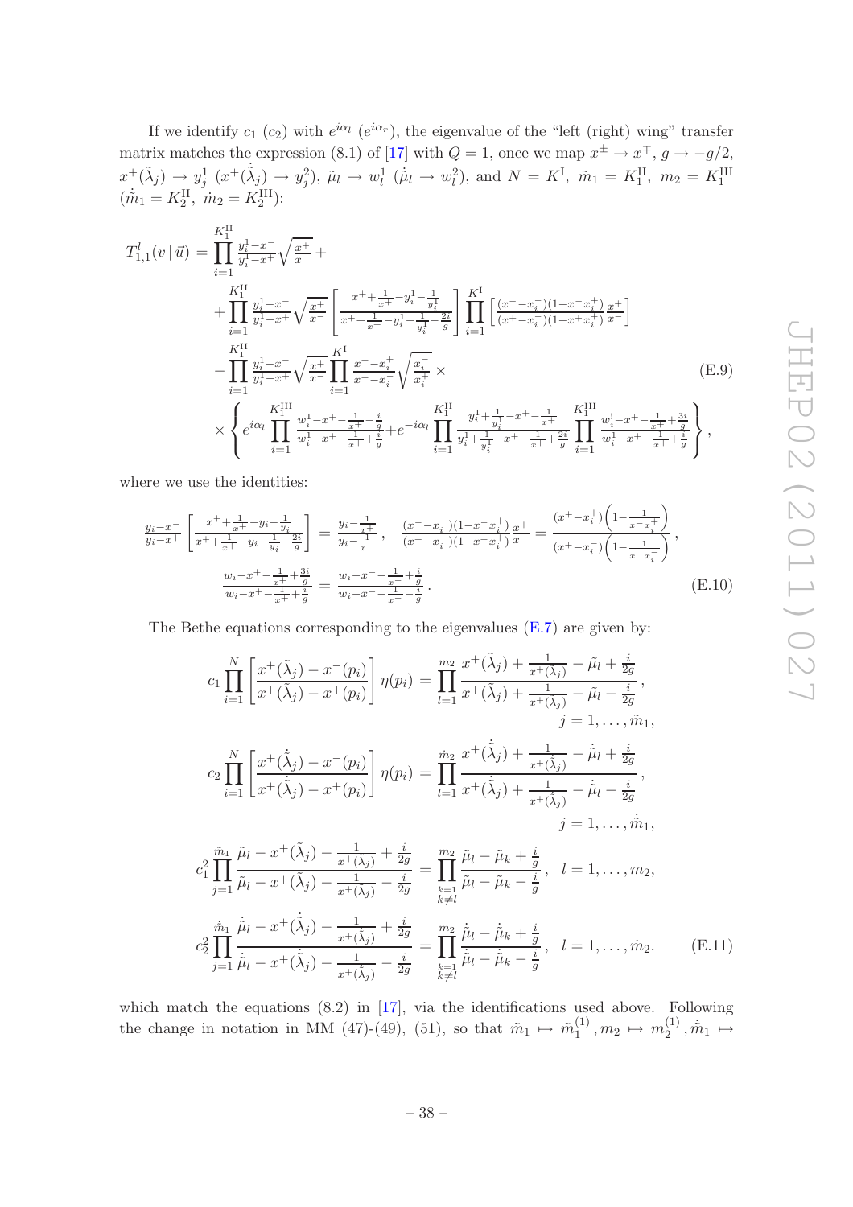If we identify $c_1$ ($c_2$) with $e^{i\alpha_l}$ ($e^{i\alpha_r}$), the eigenvalue of the "left (right) wing" transfer matrix matches the expression (8.1) of [17] with $Q=1$, once we map $x^\pm \to x^\mp$, $g\to -g/2$, $x^+(\tilde\lambda_j)\to y^1_j$ ($x^+(\dot{\tilde\lambda}_j)\to y^2_j$), $\tilde\mu_l\to w^1_l$ ($\dot{\tilde\mu}_l\to w^2_l$), and $N=K^{\rm I}$, $\tilde m_1 = K^{\rm II}_1$, $m_2=K^{\rm III}_1$ ($\dot{\tilde m}_1 = K^{\rm II}_2$, $\dot m_2 = K^{\rm III}_2$):

$$
\begin{aligned}
T^l_{1,1}(v\,|\,\vec u) = {} & \prod_{i=1}^{K^{\rm II}_1}\frac{y^1_i-x^-}{y^1_i-x^+}\sqrt{\frac{x^+}{x^-}}+\\
&+\prod_{i=1}^{K^{\rm II}_1}\frac{y^1_i-x^-}{y^1_i-x^+}\sqrt{\frac{x^+}{x^-}}\left[\frac{x^++\frac{1}{x^+}-y^1_i-\frac{1}{y^1_i}}{x^++\frac{1}{x^+}-y^1_i-\frac{1}{y^1_i}-\frac{2i}{g}}\right]\prod_{i=1}^{K^{\rm I}}\left[\frac{(x^--x^-_i)(1-x^-x^+_i)}{(x^+-x^-_i)(1-x^+x^+_i)}\frac{x^+}{x^-}\right]\\
&-\prod_{i=1}^{K^{\rm II}_1}\frac{y^1_i-x^-}{y^1_i-x^+}\sqrt{\frac{x^+}{x^-}}\prod_{i=1}^{K^{\rm I}}\frac{x^+-x^+_i}{x^+-x^-_i}\sqrt{\frac{x^-_i}{x^+_i}}\times\\
&\times\left\{e^{i\alpha_l}\prod_{i=1}^{K^{\rm III}_1}\frac{w^1_i-x^+-\frac{1}{x^+}-\frac{i}{g}}{w^1_i-x^+-\frac{1}{x^+}+\frac{i}{g}}+e^{-i\alpha_l}\prod_{i=1}^{K^{\rm II}_1}\frac{y^1_i+\frac{1}{y^1_i}-x^+-\frac{1}{x^+}}{y^1_i+\frac{1}{y^1_i}-x^+-\frac{1}{x^+}+\frac{2i}{g}}\prod_{i=1}^{K^{\rm III}_1}\frac{w^1_i-x^+-\frac{1}{x^+}+\frac{3i}{g}}{w^1_i-x^+-\frac{1}{x^+}+\frac{i}{g}}\right\},
\end{aligned}
\tag{E.9}
$$

where we use the identities:

$$
\begin{aligned}
&\frac{y_i-x^-}{y_i-x^+}\left[\frac{x^++\frac{1}{x^+}-y_i-\frac{1}{y_i}}{x^++\frac{1}{x^+}-y_i-\frac{1}{y_i}-\frac{2i}{g}}\right]=\frac{y_i-\frac{1}{x^+}}{y_i-\frac{1}{x^-}},\quad \frac{(x^--x^-_i)(1-x^-x^+_i)}{(x^+-x^-_i)(1-x^+x^+_i)}\frac{x^+}{x^-}=\frac{(x^+-x^+_i)\left(1-\frac{1}{x^-x^+_i}\right)}{(x^+-x^-_i)\left(1-\frac{1}{x^-x^-_i}\right)},\\
&\frac{w_i-x^+-\frac{1}{x^+}+\frac{3i}{g}}{w_i-x^+-\frac{1}{x^+}+\frac{i}{g}}=\frac{w_i-x^--\frac{1}{x^-}+\frac{i}{g}}{w_i-x^--\frac{1}{x^-}-\frac{i}{g}}.
\end{aligned}
\tag{E.10}
$$

The Bethe equations corresponding to the eigenvalues (E.7) are given by:

$$
\begin{aligned}
&c_1\prod_{i=1}^{N}\left[\frac{x^+(\tilde\lambda_j)-x^-(p_i)}{x^+(\tilde\lambda_j)-x^+(p_i)}\right]\eta(p_i)=\prod_{l=1}^{m_2}\frac{x^+(\tilde\lambda_j)+\frac{1}{x^+(\tilde\lambda_j)}-\tilde\mu_l+\frac{i}{2g}}{x^+(\tilde\lambda_j)+\frac{1}{x^+(\tilde\lambda_j)}-\tilde\mu_l-\frac{i}{2g}}, \qquad j=1,\ldots,\tilde m_1,\\
&c_2\prod_{i=1}^{N}\left[\frac{x^+(\dot{\tilde\lambda}_j)-x^-(p_i)}{x^+(\dot{\tilde\lambda}_j)-x^+(p_i)}\right]\eta(p_i)=\prod_{l=1}^{\dot m_2}\frac{x^+(\dot{\tilde\lambda}_j)+\frac{1}{x^+(\dot{\tilde\lambda}_j)}-\dot{\tilde\mu}_l+\frac{i}{2g}}{x^+(\dot{\tilde\lambda}_j)+\frac{1}{x^+(\dot{\tilde\lambda}_j)}-\dot{\tilde\mu}_l-\frac{i}{2g}}, \qquad j=1,\ldots,\dot{\tilde m}_1,\\
&c_1^2\prod_{j=1}^{\tilde m_1}\frac{\tilde\mu_l-x^+(\tilde\lambda_j)-\frac{1}{x^+(\tilde\lambda_j)}+\frac{i}{2g}}{\tilde\mu_l-x^+(\tilde\lambda_j)-\frac{1}{x^+(\tilde\lambda_j)}-\frac{i}{2g}}=\prod_{\substack{k=1\\k\neq l}}^{m_2}\frac{\tilde\mu_l-\tilde\mu_k+\frac{i}{g}}{\tilde\mu_l-\tilde\mu_k-\frac{i}{g}},\quad l=1,\ldots,m_2,\\
&c_2^2\prod_{j=1}^{\dot{\tilde m}_1}\frac{\dot{\tilde\mu}_l-x^+(\dot{\tilde\lambda}_j)-\frac{1}{x^+(\dot{\tilde\lambda}_j)}+\frac{i}{2g}}{\dot{\tilde\mu}_l-x^+(\dot{\tilde\lambda}_j)-\frac{1}{x^+(\dot{\tilde\lambda}_j)}-\frac{i}{2g}}=\prod_{\substack{k=1\\k\neq l}}^{m_2}\frac{\dot{\tilde\mu}_l-\dot{\tilde\mu}_k+\frac{i}{g}}{\dot{\tilde\mu}_l-\dot{\tilde\mu}_k-\frac{i}{g}},\quad l=1,\ldots,\dot m_2.
\end{aligned}
\tag{E.11}
$$

which match the equations (8.2) in [17], via the identifications used above. Following the change in notation in MM (47)-(49), (51), so that $\tilde m_1\mapsto \tilde m_1^{(1)}, m_2\mapsto m_2^{(1)}, \dot{\tilde m}_1\mapsto$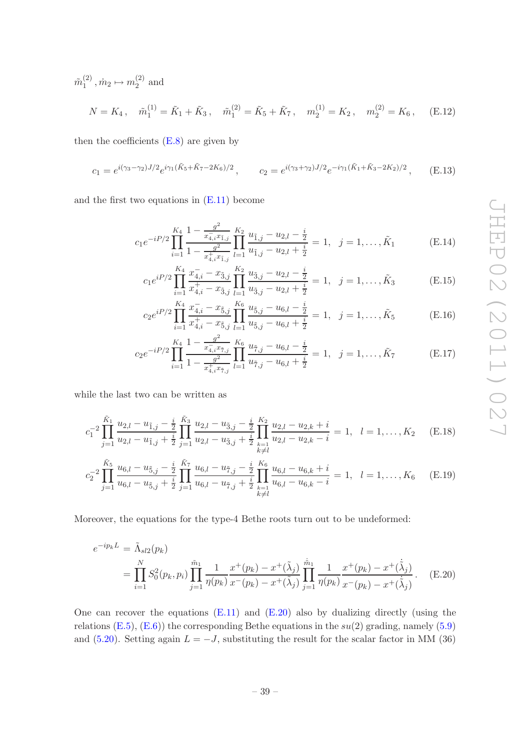$\tilde{m}_1^{(2)}, \dot{m}_2 \mapsto m_2^{(2)}$ and

$$N = K_4\,, \quad \tilde{m}_1^{(1)} = \tilde{K}_1 + \tilde{K}_3\,, \quad \tilde{m}_1^{(2)} = \tilde{K}_5 + \tilde{K}_7\,, \quad m_2^{(1)} = K_2\,, \quad m_2^{(2)} = K_6\,, \tag{E.12}$$

then the coefficients (E.8) are given by

$$c_1 = e^{i(\gamma_3-\gamma_2)J/2} e^{i\gamma_1(\tilde{K}_5+\tilde{K}_7-2K_6)/2}\,, \qquad c_2 = e^{i(\gamma_3+\gamma_2)J/2} e^{-i\gamma_1(\tilde{K}_1+\tilde{K}_3-2K_2)/2}\,, \tag{E.13}$$

and the first two equations in (E.11) become

$$c_1 e^{-iP/2} \prod_{i=1}^{K_4} \frac{1-\frac{g^2}{x_{4,i}^- x_{\tilde{1},j}}}{1-\frac{g^2}{x_{4,i}^+ x_{\tilde{1},j}}} \prod_{l=1}^{K_2} \frac{u_{\tilde{1},j}-u_{2,l}-\frac{i}{2}}{u_{\tilde{1},j}-u_{2,l}+\frac{i}{2}} = 1, \quad j=1,\ldots,\tilde{K}_1 \tag{E.14}$$

$$c_1 e^{iP/2} \prod_{i=1}^{K_4} \frac{x_{4,i}^- - x_{\tilde{3},j}}{x_{4,i}^+ - x_{\tilde{3},j}} \prod_{l=1}^{K_2} \frac{u_{\tilde{3},j}-u_{2,l}-\frac{i}{2}}{u_{\tilde{3},j}-u_{2,l}+\frac{i}{2}} = 1, \quad j=1,\ldots,\tilde{K}_3 \tag{E.15}$$

$$c_2 e^{iP/2} \prod_{i=1}^{K_4} \frac{x_{4,i}^- - x_{\tilde{5},j}}{x_{4,i}^+ - x_{\tilde{5},j}} \prod_{l=1}^{K_6} \frac{u_{\tilde{5},j}-u_{6,l}-\frac{i}{2}}{u_{\tilde{5},j}-u_{6,l}+\frac{i}{2}} = 1, \quad j=1,\ldots,\tilde{K}_5 \tag{E.16}$$

$$c_2 e^{-iP/2} \prod_{i=1}^{K_4} \frac{1-\frac{g^2}{x_{4,i}^- x_{\tilde{7},j}}}{1-\frac{g^2}{x_{4,i}^+ x_{\tilde{7},j}}} \prod_{l=1}^{K_6} \frac{u_{\tilde{7},j}-u_{6,l}-\frac{i}{2}}{u_{\tilde{7},j}-u_{6,l}+\frac{i}{2}} = 1, \quad j=1,\ldots,\tilde{K}_7 \tag{E.17}$$

while the last two can be written as

$$c_1^{-2} \prod_{j=1}^{\tilde{K}_1} \frac{u_{2,l}-u_{\tilde{1},j}-\frac{i}{2}}{u_{2,l}-u_{\tilde{1},j}+\frac{i}{2}} \prod_{j=1}^{\tilde{K}_3} \frac{u_{2,l}-u_{\tilde{3},j}-\frac{i}{2}}{u_{2,l}-u_{\tilde{3},j}+\frac{i}{2}} \prod_{\substack{k=1\\k\neq l}}^{K_2} \frac{u_{2,l}-u_{2,k}+i}{u_{2,l}-u_{2,k}-i} = 1, \quad l=1,\ldots,K_2 \tag{E.18}$$

$$c_2^{-2} \prod_{j=1}^{\tilde{K}_5} \frac{u_{6,l}-u_{\tilde{5},j}-\frac{i}{2}}{u_{6,l}-u_{\tilde{5},j}+\frac{i}{2}} \prod_{j=1}^{\tilde{K}_7} \frac{u_{6,l}-u_{\tilde{7},j}-\frac{i}{2}}{u_{6,l}-u_{\tilde{7},j}+\frac{i}{2}} \prod_{\substack{k=1\\k\neq l}}^{K_6} \frac{u_{6,l}-u_{6,k}+i}{u_{6,l}-u_{6,k}-i} = 1, \quad l=1,\ldots,K_6 \tag{E.19}$$

Moreover, the equations for the type-4 Bethe roots turn out to be undeformed:

$$\begin{aligned} e^{-ip_k L} &= \tilde{\Lambda}_{sl2}(p_k) \\ &= \prod_{i=1}^{N} S_0^2(p_k,p_i) \prod_{j=1}^{\tilde{m}_1} \frac{1}{\eta(p_k)} \frac{x^+(p_k)-x^+(\tilde{\lambda}_j)}{x^-(p_k)-x^+(\tilde{\lambda}_j)} \prod_{j=1}^{\dot{m}_1} \frac{1}{\eta(p_k)} \frac{x^+(p_k)-x^+(\dot{\tilde{\lambda}}_j)}{x^-(p_k)-x^+(\dot{\tilde{\lambda}}_j)}\,. \end{aligned} \tag{E.20}$$

One can recover the equations (E.11) and (E.20) also by dualizing directly (using the relations (E.5), (E.6)) the corresponding Bethe equations in the $su(2)$ grading, namely (5.9) and (5.20). Setting again $L=-J$, substituting the result for the scalar factor in MM (36)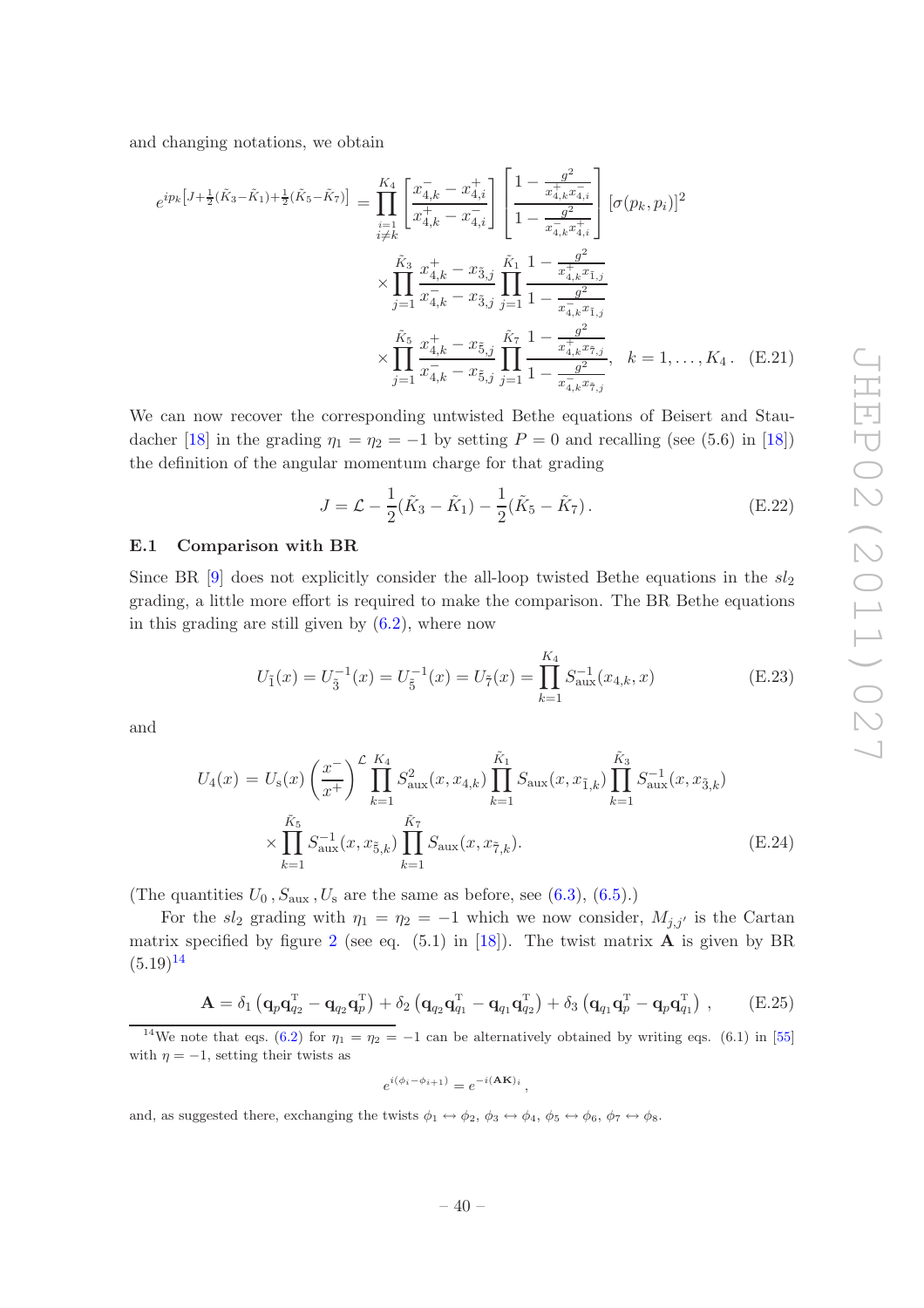and changing notations, we obtain

$$
\begin{aligned}
e^{ip_k\left[J+\frac{1}{2}(\tilde{K}_3-\tilde{K}_1)+\frac{1}{2}(\tilde{K}_5-\tilde{K}_7)\right]} &= \prod_{\substack{i=1\\ i\neq k}}^{K_4} \left[\frac{x_{4,k}^- - x_{4,i}^+}{x_{4,k}^+ - x_{4,i}^-}\right] \left[\frac{1-\frac{g^2}{x_{4,k}^+ x_{4,i}^-}}{1-\frac{g^2}{x_{4,k}^- x_{4,i}^+}}\right] [\sigma(p_k,p_i)]^2 \\
&\times \prod_{j=1}^{\tilde{K}_3} \frac{x_{4,k}^+ - x_{\tilde{3},j}}{x_{4,k}^- - x_{\tilde{3},j}} \prod_{j=1}^{\tilde{K}_1} \frac{1-\frac{g^2}{x_{4,k}^+ x_{\tilde{1},j}}}{1-\frac{g^2}{x_{4,k}^- x_{\tilde{1},j}}} \\
&\times \prod_{j=1}^{\tilde{K}_5} \frac{x_{4,k}^+ - x_{\tilde{5},j}}{x_{4,k}^- - x_{\tilde{5},j}} \prod_{j=1}^{\tilde{K}_7} \frac{1-\frac{g^2}{x_{4,k}^+ x_{\tilde{7},j}}}{1-\frac{g^2}{x_{4,k}^- x_{\tilde{7},j}}}, \quad k=1,\ldots,K_4\,. \quad \text{(E.21)}
\end{aligned}
$$

We can now recover the corresponding untwisted Bethe equations of Beisert and Staudacher [18] in the grading $\eta_1 = \eta_2 = -1$ by setting $P = 0$ and recalling (see (5.6) in [18]) the definition of the angular momentum charge for that grading

$$
J = \mathcal{L} - \frac{1}{2}(\tilde{K}_3 - \tilde{K}_1) - \frac{1}{2}(\tilde{K}_5 - \tilde{K}_7)\,. \tag{E.22}
$$

### E.1 Comparison with BR

Since BR [9] does not explicitly consider the all-loop twisted Bethe equations in the $sl_2$ grading, a little more effort is required to make the comparison. The BR Bethe equations in this grading are still given by (6.2), where now

$$
U_{\tilde{1}}(x) = U_{\tilde{3}}^{-1}(x) = U_{\tilde{5}}^{-1}(x) = U_{\tilde{7}}(x) = \prod_{k=1}^{K_4} S_{\rm aux}^{-1}(x_{4,k}, x) \tag{E.23}
$$

and

$$
\begin{aligned}
U_4(x) &= U_{\rm s}(x) \left(\frac{x^-}{x^+}\right)^{\mathcal{L}} \prod_{k=1}^{K_4} S_{\rm aux}^2(x, x_{4,k}) \prod_{k=1}^{\tilde{K}_1} S_{\rm aux}(x, x_{\tilde{1},k}) \prod_{k=1}^{\tilde{K}_3} S_{\rm aux}^{-1}(x, x_{\tilde{3},k}) \\
&\times \prod_{k=1}^{\tilde{K}_5} S_{\rm aux}^{-1}(x, x_{\tilde{5},k}) \prod_{k=1}^{\tilde{K}_7} S_{\rm aux}(x, x_{\tilde{7},k}). \qquad \text{(E.24)}
\end{aligned}
$$

(The quantities $U_0\,, S_{\rm aux}\,, U_{\rm s}$ are the same as before, see (6.3), (6.5).)

For the $sl_2$ grading with $\eta_1 = \eta_2 = -1$ which we now consider, $M_{j,j'}$ is the Cartan matrix specified by figure 2 (see eq. (5.1) in [18]). The twist matrix $\mathbf{A}$ is given by BR (5.19)[14]

$$
\mathbf{A} = \delta_1 \left(\mathbf{q}_p \mathbf{q}_{q_2}^{\rm T} - \mathbf{q}_{q_2} \mathbf{q}_p^{\rm T}\right) + \delta_2 \left(\mathbf{q}_{q_2} \mathbf{q}_{q_1}^{\rm T} - \mathbf{q}_{q_1} \mathbf{q}_{q_2}^{\rm T}\right) + \delta_3 \left(\mathbf{q}_{q_1} \mathbf{q}_p^{\rm T} - \mathbf{q}_p \mathbf{q}_{q_1}^{\rm T}\right)\,, \tag{E.25}
$$

[14] We note that eqs. (6.2) for $\eta_1 = \eta_2 = -1$ can be alternatively obtained by writing eqs. (6.1) in [55] with $\eta = -1$, setting their twists as

$$
e^{i(\phi_i - \phi_{i+1})} = e^{-i(\mathbf{AK})_i}\,,
$$

and, as suggested there, exchanging the twists $\phi_1 \leftrightarrow \phi_2$, $\phi_3 \leftrightarrow \phi_4$, $\phi_5 \leftrightarrow \phi_6$, $\phi_7 \leftrightarrow \phi_8$.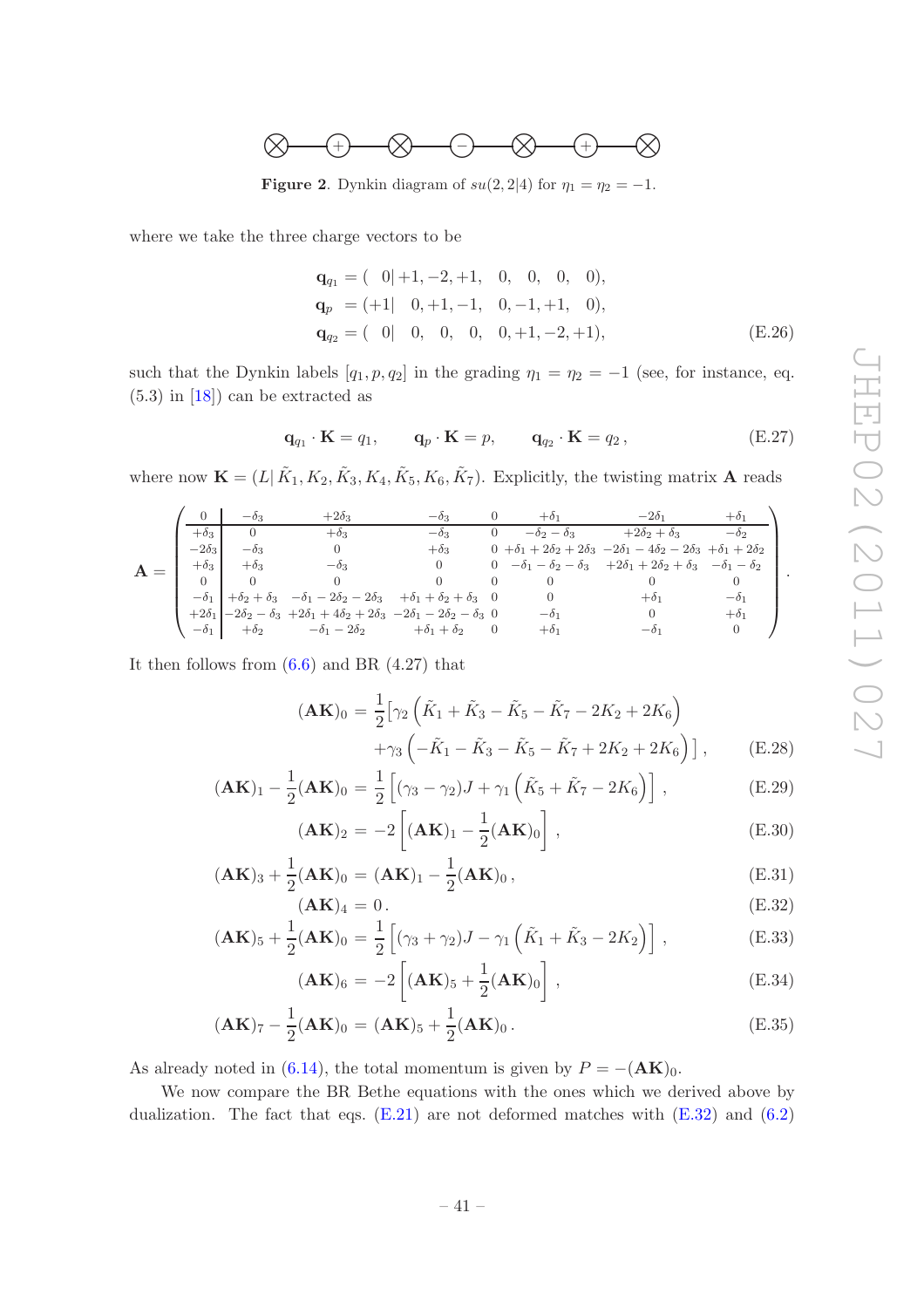Figure 2. Dynkin diagram of $su(2,2|4)$ for $\eta_1 = \eta_2 = -1$.

where we take the three charge vectors to be

$$
\begin{aligned}
\mathbf{q}_{q_1} &= (\ \ 0|+1,-2,+1,\ \ 0,\ \ 0,\ \ 0,\ \ 0),\\
\mathbf{q}_{p} &= (+1|\ \ 0,+1,-1,\ \ 0,-1,+1,\ \ 0),\\
\mathbf{q}_{q_2} &= (\ \ 0|\ \ 0,\ \ 0,\ \ 0,\ \ 0,+1,-2,+1),
\end{aligned}
\tag{E.26}
$$

such that the Dynkin labels $[q_1, p, q_2]$ in the grading $\eta_1 = \eta_2 = -1$ (see, for instance, eq. (5.3) in [18]) can be extracted as

$$
\mathbf{q}_{q_1} \cdot \mathbf{K} = q_1, \qquad \mathbf{q}_{p} \cdot \mathbf{K} = p, \qquad \mathbf{q}_{q_2} \cdot \mathbf{K} = q_2\,, \tag{E.27}
$$

where now $\mathbf{K} = (L|\,\tilde{K}_1, K_2, \tilde{K}_3, K_4, \tilde{K}_5, K_6, \tilde{K}_7)$. Explicitly, the twisting matrix $\mathbf{A}$ reads

$$
\mathbf{A} = \left(\begin{array}{c|ccccccc}
0 & -\delta_3 & +2\delta_3 & -\delta_3 & 0 & +\delta_1 & -2\delta_1 & +\delta_1 \\
\hline
+\delta_3 & 0 & +\delta_3 & -\delta_3 & 0 & -\delta_2-\delta_3 & +2\delta_2+\delta_3 & -\delta_2 \\
-2\delta_3 & -\delta_3 & 0 & +\delta_3 & 0 & +\delta_1+2\delta_2+2\delta_3 & -2\delta_1-4\delta_2-2\delta_3 & +\delta_1+2\delta_2 \\
+\delta_3 & +\delta_3 & -\delta_3 & 0 & 0 & -\delta_1-\delta_2-\delta_3 & +2\delta_1+2\delta_2+\delta_3 & -\delta_1-\delta_2 \\
0 & 0 & 0 & 0 & 0 & 0 & 0 & 0 \\
-\delta_1 & +\delta_2+\delta_3 & -\delta_1-2\delta_2-2\delta_3 & +\delta_1+\delta_2+\delta_3 & 0 & 0 & +\delta_1 & -\delta_1 \\
+2\delta_1 & -2\delta_2-\delta_3 & +2\delta_1+4\delta_2+2\delta_3 & -2\delta_1-2\delta_2-\delta_3 & 0 & -\delta_1 & 0 & +\delta_1 \\
-\delta_1 & +\delta_2 & -\delta_1-2\delta_2 & +\delta_1+\delta_2 & 0 & +\delta_1 & -\delta_1 & 0
\end{array}\right).
$$

It then follows from (6.6) and BR (4.27) that

$$
\begin{aligned}
(\mathbf{AK})_0 &= \frac{1}{2}\Big[\gamma_2\left(\tilde{K}_1+\tilde{K}_3-\tilde{K}_5-\tilde{K}_7-2K_2+2K_6\right) \\
&\qquad +\gamma_3\left(-\tilde{K}_1-\tilde{K}_3-\tilde{K}_5-\tilde{K}_7+2K_2+2K_6\right)\Big]\,,
\end{aligned}
\tag{E.28}
$$

$$
(\mathbf{AK})_1 - \frac{1}{2}(\mathbf{AK})_0 = \frac{1}{2}\left[(\gamma_3-\gamma_2)J + \gamma_1\left(\tilde{K}_5+\tilde{K}_7-2K_6\right)\right]\,, \tag{E.29}
$$

$$
(\mathbf{AK})_2 = -2\left[(\mathbf{AK})_1 - \frac{1}{2}(\mathbf{AK})_0\right]\,, \tag{E.30}
$$

$$
(\mathbf{AK})_3 + \frac{1}{2}(\mathbf{AK})_0 = (\mathbf{AK})_1 - \frac{1}{2}(\mathbf{AK})_0\,, \tag{E.31}
$$

$$
(\mathbf{AK})_4 = 0\,. \tag{E.32}
$$

$$
(\mathbf{AK})_5 + \frac{1}{2}(\mathbf{AK})_0 = \frac{1}{2}\left[(\gamma_3+\gamma_2)J - \gamma_1\left(\tilde{K}_1+\tilde{K}_3-2K_2\right)\right]\,, \tag{E.33}
$$

$$
(\mathbf{AK})_6 = -2\left[(\mathbf{AK})_5 + \frac{1}{2}(\mathbf{AK})_0\right]\,, \tag{E.34}
$$

$$
(\mathbf{AK})_7 - \frac{1}{2}(\mathbf{AK})_0 = (\mathbf{AK})_5 + \frac{1}{2}(\mathbf{AK})_0\,. \tag{E.35}
$$

As already noted in (6.14), the total momentum is given by $P = -(\mathbf{AK})_0$.

We now compare the BR Bethe equations with the ones which we derived above by dualization. The fact that eqs. (E.21) are not deformed matches with (E.32) and (6.2)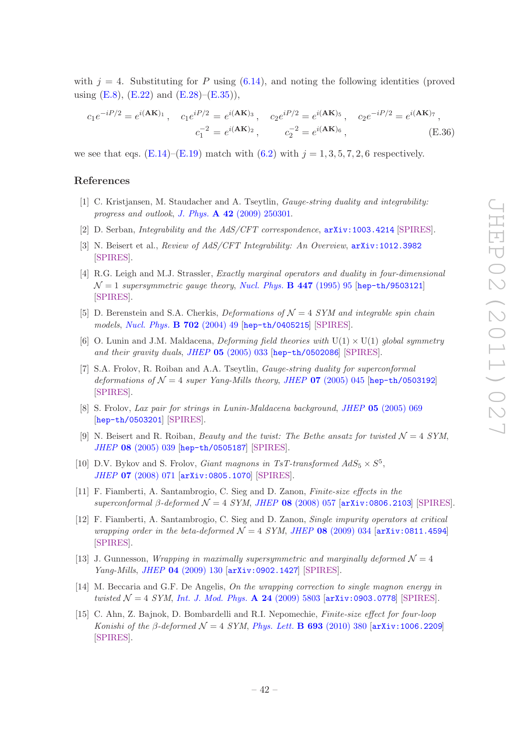with $j = 4$. Substituting for $P$ using (6.14), and noting the following identities (proved using (E.8), (E.22) and (E.28)–(E.35)),

$$
\begin{aligned}
c_1 e^{-iP/2} = e^{i(\mathbf{AK})_1}\,, \quad c_1 e^{iP/2} = e^{i(\mathbf{AK})_3}\,, \quad c_2 e^{iP/2} = e^{i(\mathbf{AK})_5}\,, \quad c_2 e^{-iP/2} = e^{i(\mathbf{AK})_7}\,, \\
c_1^{-2} = e^{i(\mathbf{AK})_2}\,, \qquad c_2^{-2} = e^{i(\mathbf{AK})_6}\,,
\end{aligned}
\tag{E.36}
$$

we see that eqs. (E.14)–(E.19) match with (6.2) with $j = 1, 3, 5, 7, 2, 6$ respectively.

## References

[1] C. Kristjansen, M. Staudacher and A. Tseytlin, *Gauge-string duality and integrability: progress and outlook*, J. Phys. **A 42** (2009) 250301.

[2] D. Serban, *Integrability and the AdS/CFT correspondence*, arXiv:1003.4214 [SPIRES].

[3] N. Beisert et al., *Review of AdS/CFT Integrability: An Overview*, arXiv:1012.3982 [SPIRES].

[4] R.G. Leigh and M.J. Strassler, *Exactly marginal operators and duality in four-dimensional $\mathcal{N} = 1$ supersymmetric gauge theory*, Nucl. Phys. **B 447** (1995) 95 [hep-th/9503121] [SPIRES].

[5] D. Berenstein and S.A. Cherkis, *Deformations of $\mathcal{N} = 4$ SYM and integrable spin chain models*, Nucl. Phys. **B 702** (2004) 49 [hep-th/0405215] [SPIRES].

[6] O. Lunin and J.M. Maldacena, *Deforming field theories with* $\mathrm{U}(1) \times \mathrm{U}(1)$ *global symmetry and their gravity duals*, JHEP **05** (2005) 033 [hep-th/0502086] [SPIRES].

[7] S.A. Frolov, R. Roiban and A.A. Tseytlin, *Gauge-string duality for superconformal deformations of $\mathcal{N} = 4$ super Yang-Mills theory*, JHEP **07** (2005) 045 [hep-th/0503192] [SPIRES].

[8] S. Frolov, *Lax pair for strings in Lunin-Maldacena background*, JHEP **05** (2005) 069 [hep-th/0503201] [SPIRES].

[9] N. Beisert and R. Roiban, *Beauty and the twist: The Bethe ansatz for twisted $\mathcal{N} = 4$ SYM*, JHEP **08** (2005) 039 [hep-th/0505187] [SPIRES].

[10] D.V. Bykov and S. Frolov, *Giant magnons in TsT-transformed* $AdS_5 \times S^5$, JHEP **07** (2008) 071 [arXiv:0805.1070] [SPIRES].

[11] F. Fiamberti, A. Santambrogio, C. Sieg and D. Zanon, *Finite-size effects in the superconformal β-deformed $\mathcal{N} = 4$ SYM*, JHEP **08** (2008) 057 [arXiv:0806.2103] [SPIRES].

[12] F. Fiamberti, A. Santambrogio, C. Sieg and D. Zanon, *Single impurity operators at critical wrapping order in the beta-deformed $\mathcal{N} = 4$ SYM*, JHEP **08** (2009) 034 [arXiv:0811.4594] [SPIRES].

[13] J. Gunnesson, *Wrapping in maximally supersymmetric and marginally deformed $\mathcal{N} = 4$ Yang-Mills*, JHEP **04** (2009) 130 [arXiv:0902.1427] [SPIRES].

[14] M. Beccaria and G.F. De Angelis, *On the wrapping correction to single magnon energy in twisted $\mathcal{N} = 4$ SYM*, Int. J. Mod. Phys. **A 24** (2009) 5803 [arXiv:0903.0778] [SPIRES].

[15] C. Ahn, Z. Bajnok, D. Bombardelli and R.I. Nepomechie, *Finite-size effect for four-loop Konishi of the β-deformed $\mathcal{N} = 4$ SYM*, Phys. Lett. **B 693** (2010) 380 [arXiv:1006.2209] [SPIRES].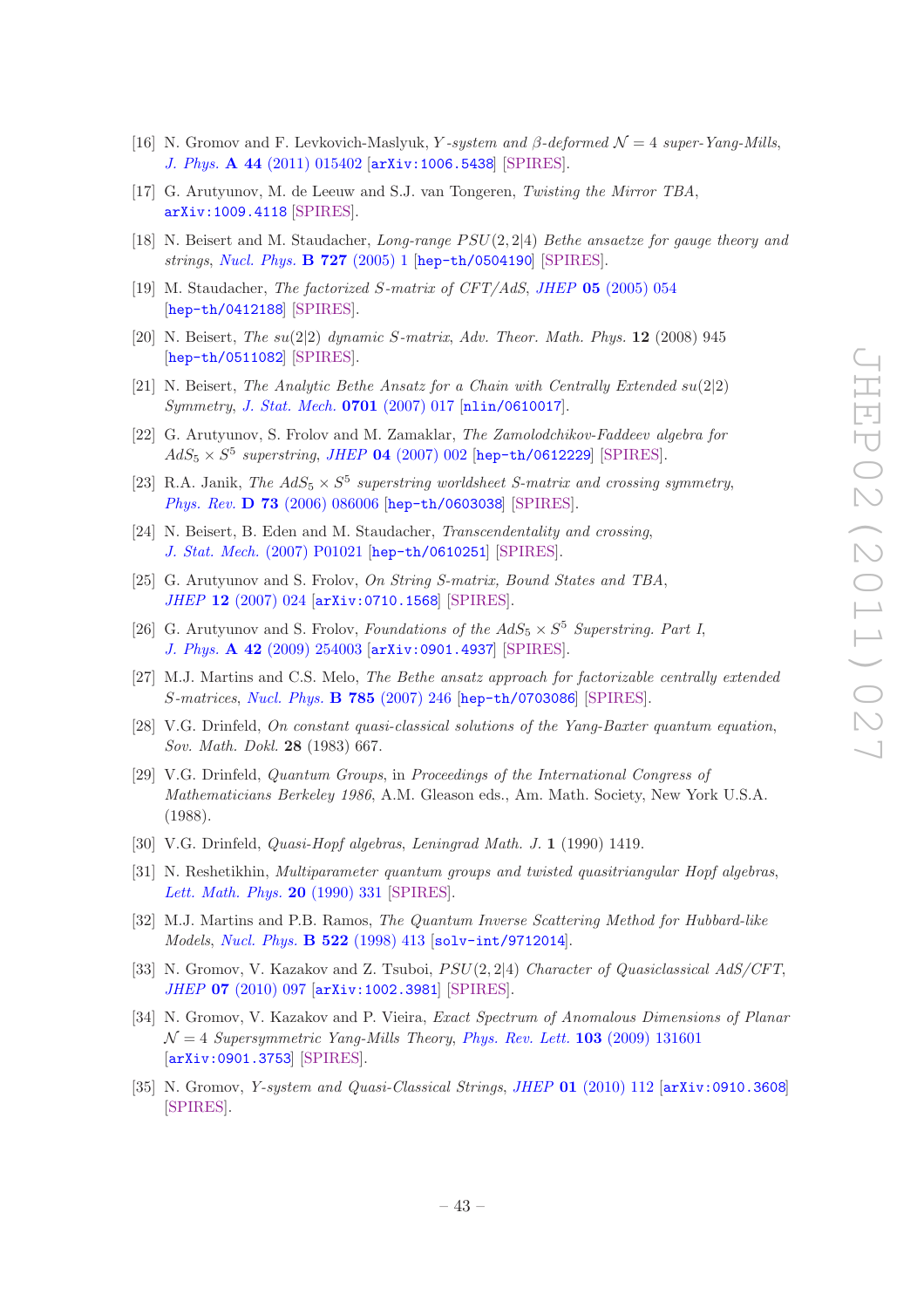- [16] N. Gromov and F. Levkovich-Maslyuk, *Y-system and β-deformed $\mathcal{N}=4$ super-Yang-Mills*, J. Phys. **A 44** (2011) 015402 [arXiv:1006.5438] [SPIRES].
- [17] G. Arutyunov, M. de Leeuw and S.J. van Tongeren, *Twisting the Mirror TBA*, arXiv:1009.4118 [SPIRES].
- [18] N. Beisert and M. Staudacher, *Long-range $PSU(2,2|4)$ Bethe ansaetze for gauge theory and strings*, Nucl. Phys. **B 727** (2005) 1 [hep-th/0504190] [SPIRES].
- [19] M. Staudacher, *The factorized S-matrix of CFT/AdS*, JHEP **05** (2005) 054 [hep-th/0412188] [SPIRES].
- [20] N. Beisert, *The $su(2|2)$ dynamic S-matrix*, Adv. Theor. Math. Phys. **12** (2008) 945 [hep-th/0511082] [SPIRES].
- [21] N. Beisert, *The Analytic Bethe Ansatz for a Chain with Centrally Extended $su(2|2)$ Symmetry*, J. Stat. Mech. **0701** (2007) 017 [nlin/0610017].
- [22] G. Arutyunov, S. Frolov and M. Zamaklar, *The Zamolodchikov-Faddeev algebra for $AdS_5 \times S^5$ superstring*, JHEP **04** (2007) 002 [hep-th/0612229] [SPIRES].
- [23] R.A. Janik, *The $AdS_5 \times S^5$ superstring worldsheet S-matrix and crossing symmetry*, Phys. Rev. **D 73** (2006) 086006 [hep-th/0603038] [SPIRES].
- [24] N. Beisert, B. Eden and M. Staudacher, *Transcendentality and crossing*, J. Stat. Mech. (2007) P01021 [hep-th/0610251] [SPIRES].
- [25] G. Arutyunov and S. Frolov, *On String S-matrix, Bound States and TBA*, JHEP **12** (2007) 024 [arXiv:0710.1568] [SPIRES].
- [26] G. Arutyunov and S. Frolov, *Foundations of the $AdS_5 \times S^5$ Superstring. Part I*, J. Phys. **A 42** (2009) 254003 [arXiv:0901.4937] [SPIRES].
- [27] M.J. Martins and C.S. Melo, *The Bethe ansatz approach for factorizable centrally extended S-matrices*, Nucl. Phys. **B 785** (2007) 246 [hep-th/0703086] [SPIRES].
- [28] V.G. Drinfeld, *On constant quasi-classical solutions of the Yang-Baxter quantum equation*, Sov. Math. Dokl. **28** (1983) 667.
- [29] V.G. Drinfeld, *Quantum Groups*, in *Proceedings of the International Congress of Mathematicians Berkeley 1986*, A.M. Gleason eds., Am. Math. Society, New York U.S.A. (1988).
- [30] V.G. Drinfeld, *Quasi-Hopf algebras*, Leningrad Math. J. **1** (1990) 1419.
- [31] N. Reshetikhin, *Multiparameter quantum groups and twisted quasitriangular Hopf algebras*, Lett. Math. Phys. **20** (1990) 331 [SPIRES].
- [32] M.J. Martins and P.B. Ramos, *The Quantum Inverse Scattering Method for Hubbard-like Models*, Nucl. Phys. **B 522** (1998) 413 [solv-int/9712014].
- [33] N. Gromov, V. Kazakov and Z. Tsuboi, *$PSU(2,2|4)$ Character of Quasiclassical AdS/CFT*, JHEP **07** (2010) 097 [arXiv:1002.3981] [SPIRES].
- [34] N. Gromov, V. Kazakov and P. Vieira, *Exact Spectrum of Anomalous Dimensions of Planar $\mathcal{N}=4$ Supersymmetric Yang-Mills Theory*, Phys. Rev. Lett. **103** (2009) 131601 [arXiv:0901.3753] [SPIRES].
- [35] N. Gromov, *Y-system and Quasi-Classical Strings*, JHEP **01** (2010) 112 [arXiv:0910.3608] [SPIRES].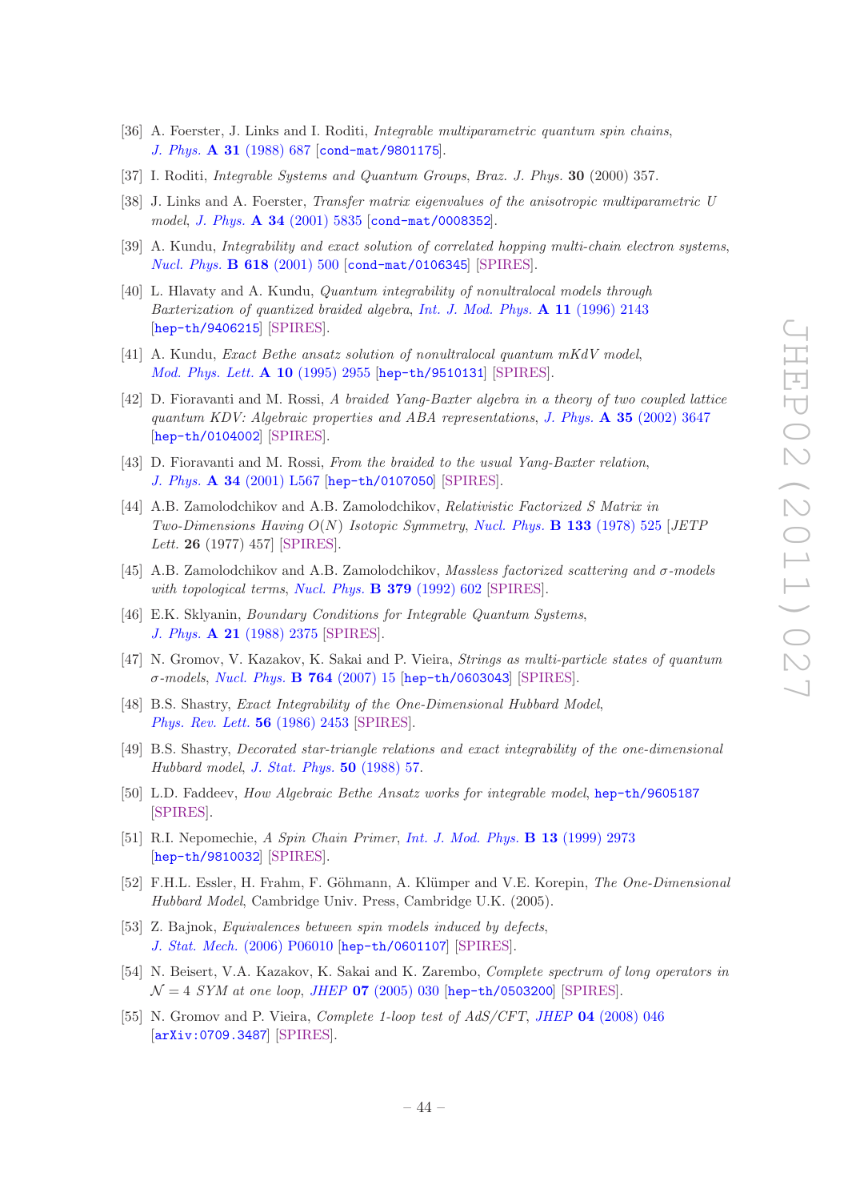[36] A. Foerster, J. Links and I. Roditi, *Integrable multiparametric quantum spin chains*, *J. Phys.* **A 31** (1988) 687 [cond-mat/9801175].

[37] I. Roditi, *Integrable Systems and Quantum Groups*, *Braz. J. Phys.* **30** (2000) 357.

[38] J. Links and A. Foerster, *Transfer matrix eigenvalues of the anisotropic multiparametric U model*, *J. Phys.* **A 34** (2001) 5835 [cond-mat/0008352].

[39] A. Kundu, *Integrability and exact solution of correlated hopping multi-chain electron systems*, *Nucl. Phys.* **B 618** (2001) 500 [cond-mat/0106345] [SPIRES].

[40] L. Hlavaty and A. Kundu, *Quantum integrability of nonultralocal models through Baxterization of quantized braided algebra*, *Int. J. Mod. Phys.* **A 11** (1996) 2143 [hep-th/9406215] [SPIRES].

[41] A. Kundu, *Exact Bethe ansatz solution of nonultralocal quantum mKdV model*, *Mod. Phys. Lett.* **A 10** (1995) 2955 [hep-th/9510131] [SPIRES].

[42] D. Fioravanti and M. Rossi, *A braided Yang-Baxter algebra in a theory of two coupled lattice quantum KDV: Algebraic properties and ABA representations*, *J. Phys.* **A 35** (2002) 3647 [hep-th/0104002] [SPIRES].

[43] D. Fioravanti and M. Rossi, *From the braided to the usual Yang-Baxter relation*, *J. Phys.* **A 34** (2001) L567 [hep-th/0107050] [SPIRES].

[44] A.B. Zamolodchikov and A.B. Zamolodchikov, *Relativistic Factorized S Matrix in Two-Dimensions Having O(N) Isotopic Symmetry*, *Nucl. Phys.* **B 133** (1978) 525 [*JETP Lett.* **26** (1977) 457] [SPIRES].

[45] A.B. Zamolodchikov and A.B. Zamolodchikov, *Massless factorized scattering and σ-models with topological terms*, *Nucl. Phys.* **B 379** (1992) 602 [SPIRES].

[46] E.K. Sklyanin, *Boundary Conditions for Integrable Quantum Systems*, *J. Phys.* **A 21** (1988) 2375 [SPIRES].

[47] N. Gromov, V. Kazakov, K. Sakai and P. Vieira, *Strings as multi-particle states of quantum σ-models*, *Nucl. Phys.* **B 764** (2007) 15 [hep-th/0603043] [SPIRES].

[48] B.S. Shastry, *Exact Integrability of the One-Dimensional Hubbard Model*, *Phys. Rev. Lett.* **56** (1986) 2453 [SPIRES].

[49] B.S. Shastry, *Decorated star-triangle relations and exact integrability of the one-dimensional Hubbard model*, *J. Stat. Phys.* **50** (1988) 57.

[50] L.D. Faddeev, *How Algebraic Bethe Ansatz works for integrable model*, hep-th/9605187 [SPIRES].

[51] R.I. Nepomechie, *A Spin Chain Primer*, *Int. J. Mod. Phys.* **B 13** (1999) 2973 [hep-th/9810032] [SPIRES].

[52] F.H.L. Essler, H. Frahm, F. Göhmann, A. Klümper and V.E. Korepin, *The One-Dimensional Hubbard Model*, Cambridge Univ. Press, Cambridge U.K. (2005).

[53] Z. Bajnok, *Equivalences between spin models induced by defects*, *J. Stat. Mech.* (2006) P06010 [hep-th/0601107] [SPIRES].

[54] N. Beisert, V.A. Kazakov, K. Sakai and K. Zarembo, *Complete spectrum of long operators in $\mathcal{N} = 4$ SYM at one loop*, *JHEP* **07** (2005) 030 [hep-th/0503200] [SPIRES].

[55] N. Gromov and P. Vieira, *Complete 1-loop test of AdS/CFT*, *JHEP* **04** (2008) 046 [arXiv:0709.3487] [SPIRES].